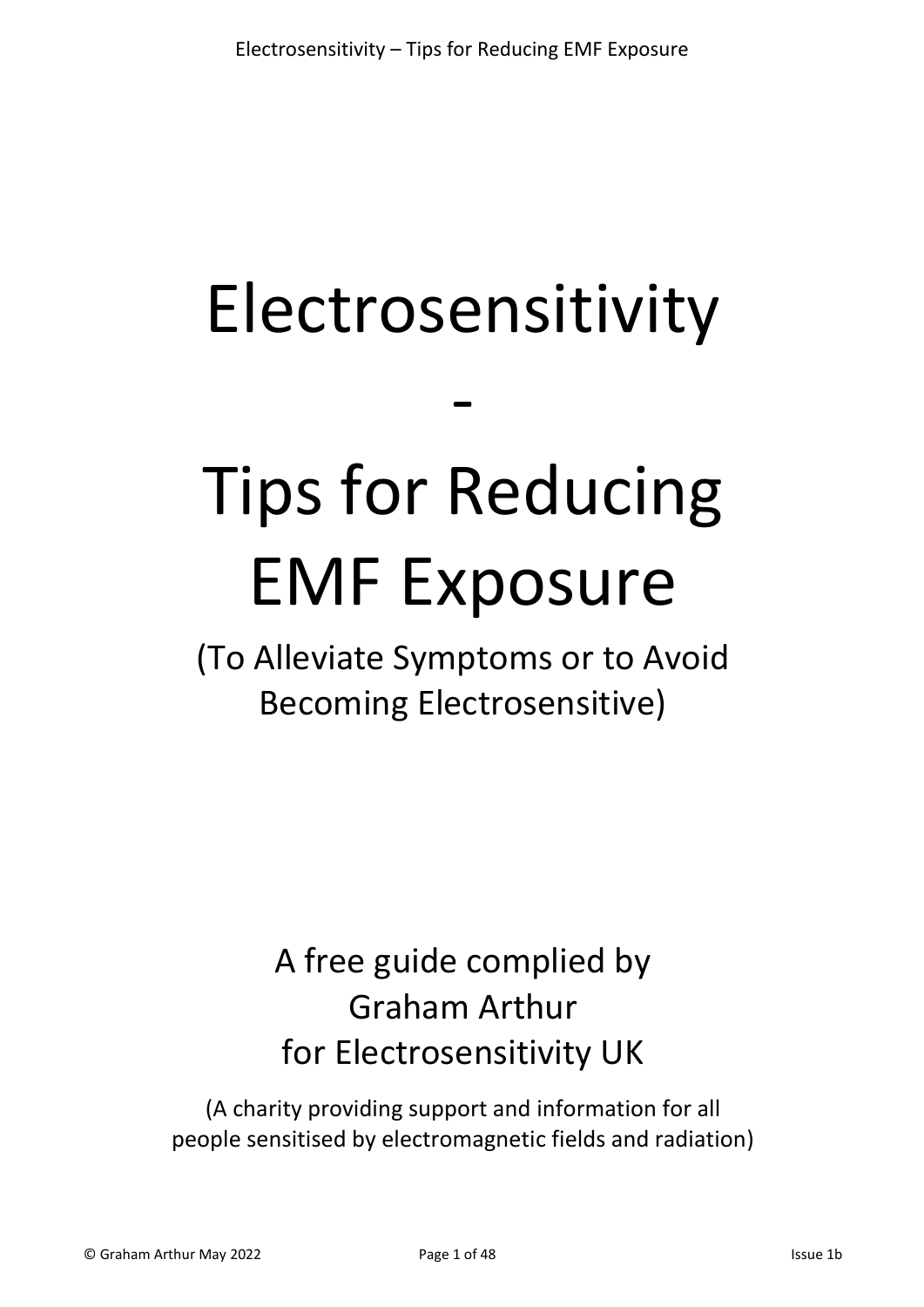# Electrosensitivity

# -

# Tips for Reducing EMF Exposure

(To Alleviate Symptoms or to Avoid Becoming Electrosensitive)

A free guide complied by
Graham Arthur
for Electrosensitivity UK

(A charity providing support and information for all people sensitised by electromagnetic fields and radiation)

© Graham Arthur May 2022

Issue 1b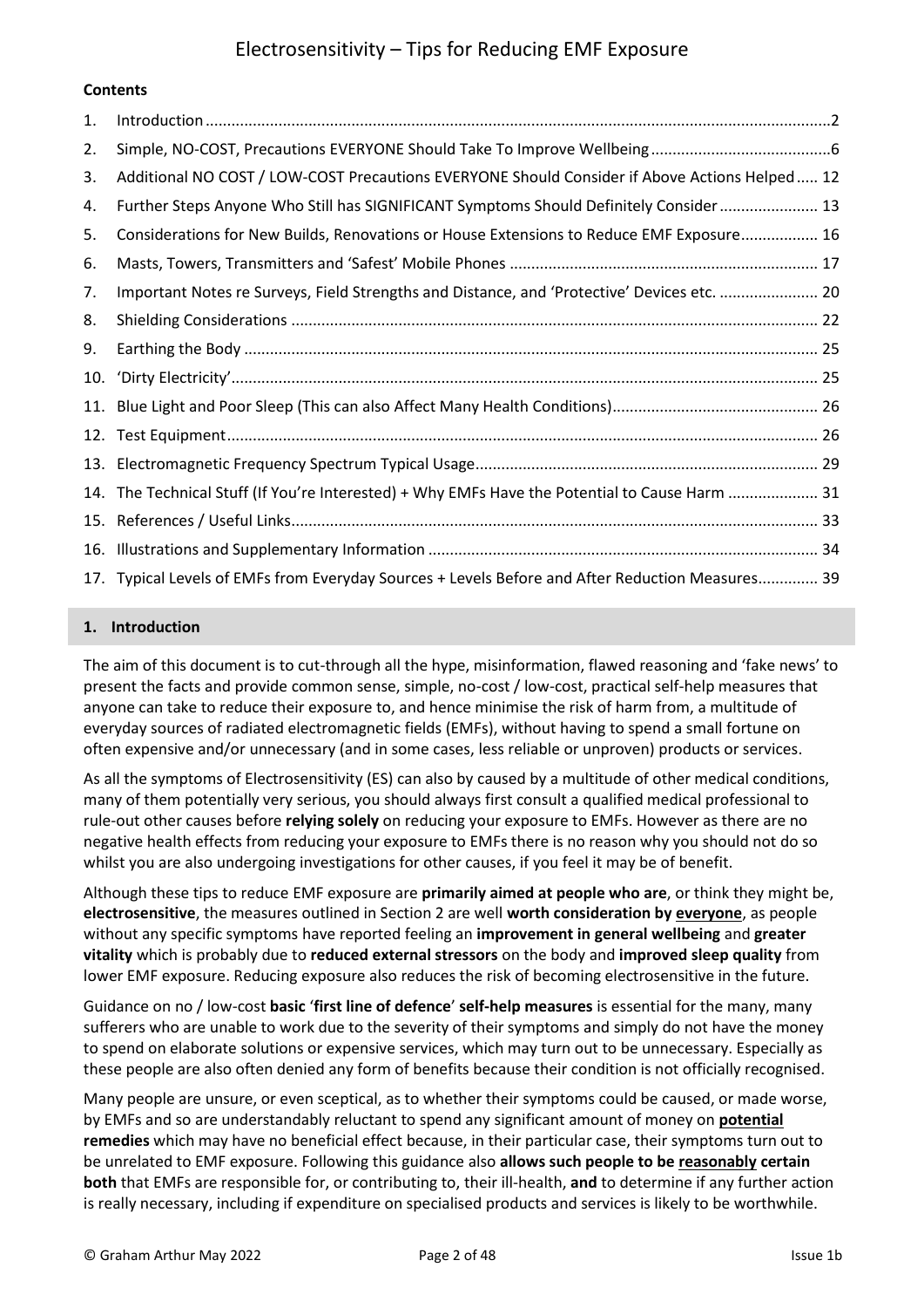# Electrosensitivity – Tips for Reducing EMF Exposure

**Contents**

| | | |
|---|---|---|
| 1. | Introduction | 2 |
| 2. | Simple, NO-COST, Precautions EVERYONE Should Take To Improve Wellbeing | 6 |
| 3. | Additional NO COST / LOW-COST Precautions EVERYONE Should Consider if Above Actions Helped | 12 |
| 4. | Further Steps Anyone Who Still has SIGNIFICANT Symptoms Should Definitely Consider | 13 |
| 5. | Considerations for New Builds, Renovations or House Extensions to Reduce EMF Exposure | 16 |
| 6. | Masts, Towers, Transmitters and 'Safest' Mobile Phones | 17 |
| 7. | Important Notes re Surveys, Field Strengths and Distance, and 'Protective' Devices etc. | 20 |
| 8. | Shielding Considerations | 22 |
| 9. | Earthing the Body | 25 |
| 10. | 'Dirty Electricity' | 25 |
| 11. | Blue Light and Poor Sleep (This can also Affect Many Health Conditions) | 26 |
| 12. | Test Equipment | 26 |
| 13. | Electromagnetic Frequency Spectrum Typical Usage | 29 |
| 14. | The Technical Stuff (If You're Interested) + Why EMFs Have the Potential to Cause Harm | 31 |
| 15. | References / Useful Links | 33 |
| 16. | Illustrations and Supplementary Information | 34 |
| 17. | Typical Levels of EMFs from Everyday Sources + Levels Before and After Reduction Measures | 39 |

## 1. Introduction

The aim of this document is to cut-through all the hype, misinformation, flawed reasoning and 'fake news' to present the facts and provide common sense, simple, no-cost / low-cost, practical self-help measures that anyone can take to reduce their exposure to, and hence minimise the risk of harm from, a multitude of everyday sources of radiated electromagnetic fields (EMFs), without having to spend a small fortune on often expensive and/or unnecessary (and in some cases, less reliable or unproven) products or services.

As all the symptoms of Electrosensitivity (ES) can also by caused by a multitude of other medical conditions, many of them potentially very serious, you should always first consult a qualified medical professional to rule-out other causes before **relying solely** on reducing your exposure to EMFs. However as there are no negative health effects from reducing your exposure to EMFs there is no reason why you should not do so whilst you are also undergoing investigations for other causes, if you feel it may be of benefit.

Although these tips to reduce EMF exposure are **primarily aimed at people who are**, or think they might be, **electrosensitive**, the measures outlined in Section 2 are well **worth consideration by <u>everyone</u>**, as people without any specific symptoms have reported feeling an **improvement in general wellbeing** and **greater vitality** which is probably due to **reduced external stressors** on the body and **improved sleep quality** from lower EMF exposure. Reducing exposure also reduces the risk of becoming electrosensitive in the future.

Guidance on no / low-cost **basic** '**first line of defence**' **self-help measures** is essential for the many, many sufferers who are unable to work due to the severity of their symptoms and simply do not have the money to spend on elaborate solutions or expensive services, which may turn out to be unnecessary. Especially as these people are also often denied any form of benefits because their condition is not officially recognised.

Many people are unsure, or even sceptical, as to whether their symptoms could be caused, or made worse, by EMFs and so are understandably reluctant to spend any significant amount of money on **<u>potential</u> remedies** which may have no beneficial effect because, in their particular case, their symptoms turn out to be unrelated to EMF exposure. Following this guidance also **allows such people to be <u>reasonably</u> certain both** that EMFs are responsible for, or contributing to, their ill-health, **and** to determine if any further action is really necessary, including if expenditure on specialised products and services is likely to be worthwhile.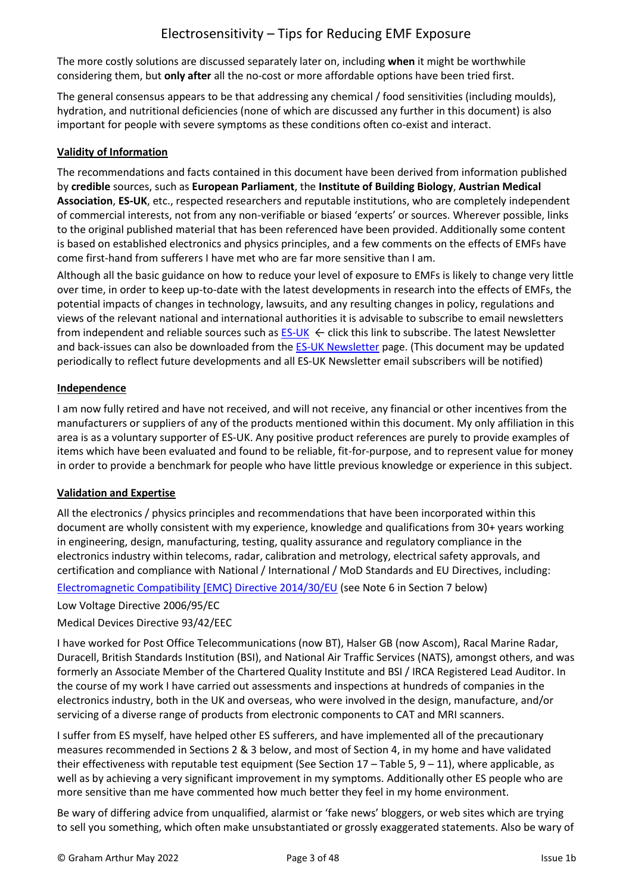The more costly solutions are discussed separately later on, including **when** it might be worthwhile considering them, but **only after** all the no-cost or more affordable options have been tried first.

The general consensus appears to be that addressing any chemical / food sensitivities (including moulds), hydration, and nutritional deficiencies (none of which are discussed any further in this document) is also important for people with severe symptoms as these conditions often co-exist and interact.

**Validity of Information**

The recommendations and facts contained in this document have been derived from information published by **credible** sources, such as **European Parliament**, the **Institute of Building Biology**, **Austrian Medical Association**, **ES-UK**, etc., respected researchers and reputable institutions, who are completely independent of commercial interests, not from any non-verifiable or biased 'experts' or sources. Wherever possible, links to the original published material that has been referenced have been provided. Additionally some content is based on established electronics and physics principles, and a few comments on the effects of EMFs have come first-hand from sufferers I have met who are far more sensitive than I am.

Although all the basic guidance on how to reduce your level of exposure to EMFs is likely to change very little over time, in order to keep up-to-date with the latest developments in research into the effects of EMFs, the potential impacts of changes in technology, lawsuits, and any resulting changes in policy, regulations and views of the relevant national and international authorities it is advisable to subscribe to email newsletters from independent and reliable sources such as ES-UK ← click this link to subscribe. The latest Newsletter and back-issues can also be downloaded from the ES-UK Newsletter page. (This document may be updated periodically to reflect future developments and all ES-UK Newsletter email subscribers will be notified)

**Independence**

I am now fully retired and have not received, and will not receive, any financial or other incentives from the manufacturers or suppliers of any of the products mentioned within this document. My only affiliation in this area is as a voluntary supporter of ES-UK. Any positive product references are purely to provide examples of items which have been evaluated and found to be reliable, fit-for-purpose, and to represent value for money in order to provide a benchmark for people who have little previous knowledge or experience in this subject.

**Validation and Expertise**

All the electronics / physics principles and recommendations that have been incorporated within this document are wholly consistent with my experience, knowledge and qualifications from 30+ years working in engineering, design, manufacturing, testing, quality assurance and regulatory compliance in the electronics industry within telecoms, radar, calibration and metrology, electrical safety approvals, and certification and compliance with National / International / MoD Standards and EU Directives, including:

Electromagnetic Compatibility [EMC} Directive 2014/30/EU (see Note 6 in Section 7 below)

Low Voltage Directive 2006/95/EC

Medical Devices Directive 93/42/EEC

I have worked for Post Office Telecommunications (now BT), Halser GB (now Ascom), Racal Marine Radar, Duracell, British Standards Institution (BSI), and National Air Traffic Services (NATS), amongst others, and was formerly an Associate Member of the Chartered Quality Institute and BSI / IRCA Registered Lead Auditor. In the course of my work I have carried out assessments and inspections at hundreds of companies in the electronics industry, both in the UK and overseas, who were involved in the design, manufacture, and/or servicing of a diverse range of products from electronic components to CAT and MRI scanners.

I suffer from ES myself, have helped other ES sufferers, and have implemented all of the precautionary measures recommended in Sections 2 & 3 below, and most of Section 4, in my home and have validated their effectiveness with reputable test equipment (See Section 17 – Table 5, 9 – 11), where applicable, as well as by achieving a very significant improvement in my symptoms. Additionally other ES people who are more sensitive than me have commented how much better they feel in my home environment.

Be wary of differing advice from unqualified, alarmist or 'fake news' bloggers, or web sites which are trying to sell you something, which often make unsubstantiated or grossly exaggerated statements. Also be wary of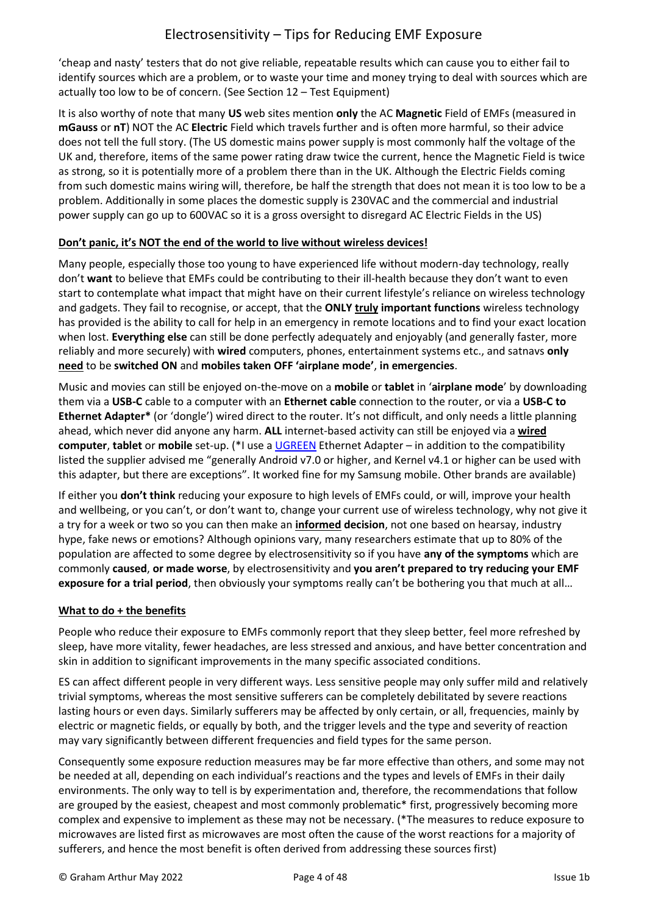'cheap and nasty' testers that do not give reliable, repeatable results which can cause you to either fail to identify sources which are a problem, or to waste your time and money trying to deal with sources which are actually too low to be of concern. (See Section 12 – Test Equipment)

It is also worthy of note that many **US** web sites mention **only** the AC **Magnetic** Field of EMFs (measured in **mGauss** or **nT**) NOT the AC **Electric** Field which travels further and is often more harmful, so their advice does not tell the full story. (The US domestic mains power supply is most commonly half the voltage of the UK and, therefore, items of the same power rating draw twice the current, hence the Magnetic Field is twice as strong, so it is potentially more of a problem there than in the UK. Although the Electric Fields coming from such domestic mains wiring will, therefore, be half the strength that does not mean it is too low to be a problem. Additionally in some places the domestic supply is 230VAC and the commercial and industrial power supply can go up to 600VAC so it is a gross oversight to disregard AC Electric Fields in the US)

**Don't panic, it's NOT the end of the world to live without wireless devices!**

Many people, especially those too young to have experienced life without modern-day technology, really don't **want** to believe that EMFs could be contributing to their ill-health because they don't want to even start to contemplate what impact that might have on their current lifestyle's reliance on wireless technology and gadgets. They fail to recognise, or accept, that the **ONLY truly important functions** wireless technology has provided is the ability to call for help in an emergency in remote locations and to find your exact location when lost. **Everything else** can still be done perfectly adequately and enjoyably (and generally faster, more reliably and more securely) with **wired** computers, phones, entertainment systems etc., and satnavs **only need** to be **switched ON** and **mobiles taken OFF 'airplane mode'**, **in emergencies**.

Music and movies can still be enjoyed on-the-move on a **mobile** or **tablet** in '**airplane mode**' by downloading them via a **USB-C** cable to a computer with an **Ethernet cable** connection to the router, or via a **USB-C to Ethernet Adapter*** (or 'dongle') wired direct to the router. It's not difficult, and only needs a little planning ahead, which never did anyone any harm. **ALL** internet-based activity can still be enjoyed via a **wired computer**, **tablet** or **mobile** set-up. (*I use a UGREEN Ethernet Adapter – in addition to the compatibility listed the supplier advised me "generally Android v7.0 or higher, and Kernel v4.1 or higher can be used with this adapter, but there are exceptions". It worked fine for my Samsung mobile. Other brands are available)

If either you **don't think** reducing your exposure to high levels of EMFs could, or will, improve your health and wellbeing, or you can't, or don't want to, change your current use of wireless technology, why not give it a try for a week or two so you can then make an **informed decision**, not one based on hearsay, industry hype, fake news or emotions? Although opinions vary, many researchers estimate that up to 80% of the population are affected to some degree by electrosensitivity so if you have **any of the symptoms** which are commonly **caused**, **or made worse**, by electrosensitivity and **you aren't prepared to try reducing your EMF exposure for a trial period**, then obviously your symptoms really can't be bothering you that much at all…

**What to do + the benefits**

People who reduce their exposure to EMFs commonly report that they sleep better, feel more refreshed by sleep, have more vitality, fewer headaches, are less stressed and anxious, and have better concentration and skin in addition to significant improvements in the many specific associated conditions.

ES can affect different people in very different ways. Less sensitive people may only suffer mild and relatively trivial symptoms, whereas the most sensitive sufferers can be completely debilitated by severe reactions lasting hours or even days. Similarly sufferers may be affected by only certain, or all, frequencies, mainly by electric or magnetic fields, or equally by both, and the trigger levels and the type and severity of reaction may vary significantly between different frequencies and field types for the same person.

Consequently some exposure reduction measures may be far more effective than others, and some may not be needed at all, depending on each individual's reactions and the types and levels of EMFs in their daily environments. The only way to tell is by experimentation and, therefore, the recommendations that follow are grouped by the easiest, cheapest and most commonly problematic* first, progressively becoming more complex and expensive to implement as these may not be necessary. (*The measures to reduce exposure to microwaves are listed first as microwaves are most often the cause of the worst reactions for a majority of sufferers, and hence the most benefit is often derived from addressing these sources first)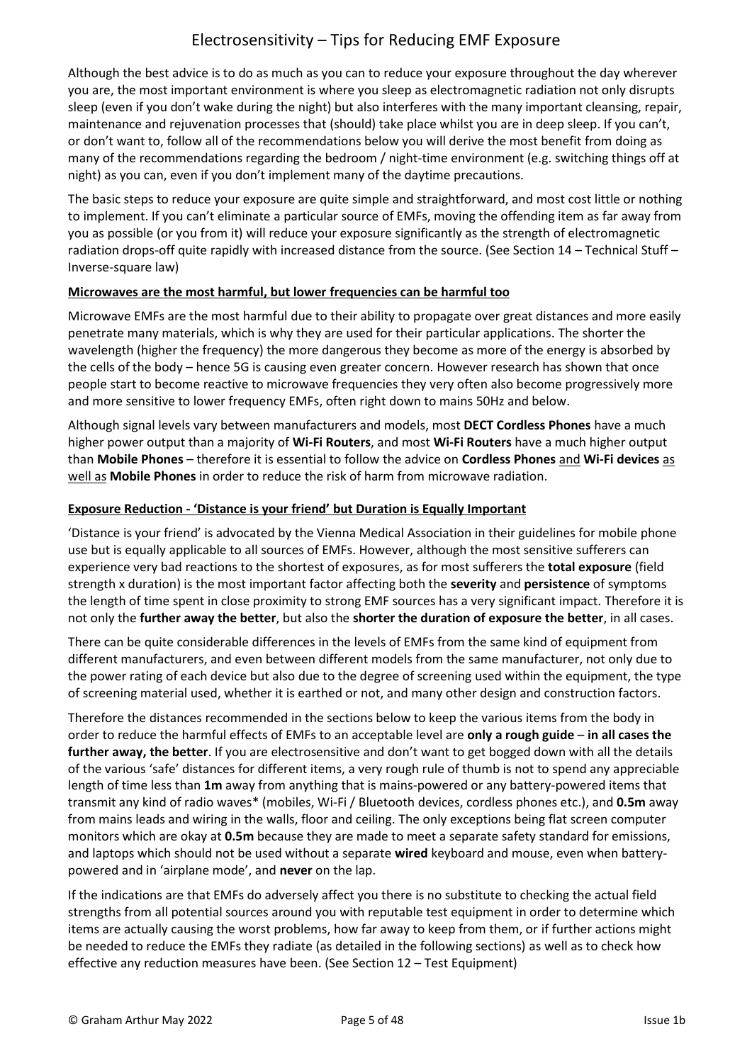Although the best advice is to do as much as you can to reduce your exposure throughout the day wherever you are, the most important environment is where you sleep as electromagnetic radiation not only disrupts sleep (even if you don't wake during the night) but also interferes with the many important cleansing, repair, maintenance and rejuvenation processes that (should) take place whilst you are in deep sleep. If you can't, or don't want to, follow all of the recommendations below you will derive the most benefit from doing as many of the recommendations regarding the bedroom / night-time environment (e.g. switching things off at night) as you can, even if you don't implement many of the daytime precautions.

The basic steps to reduce your exposure are quite simple and straightforward, and most cost little or nothing to implement. If you can't eliminate a particular source of EMFs, moving the offending item as far away from you as possible (or you from it) will reduce your exposure significantly as the strength of electromagnetic radiation drops-off quite rapidly with increased distance from the source. (See Section 14 – Technical Stuff – Inverse-square law)

**Microwaves are the most harmful, but lower frequencies can be harmful too**

Microwave EMFs are the most harmful due to their ability to propagate over great distances and more easily penetrate many materials, which is why they are used for their particular applications. The shorter the wavelength (higher the frequency) the more dangerous they become as more of the energy is absorbed by the cells of the body – hence 5G is causing even greater concern. However research has shown that once people start to become reactive to microwave frequencies they very often also become progressively more and more sensitive to lower frequency EMFs, often right down to mains 50Hz and below.

Although signal levels vary between manufacturers and models, most **DECT Cordless Phones** have a much higher power output than a majority of **Wi-Fi Routers**, and most **Wi-Fi Routers** have a much higher output than **Mobile Phones** – therefore it is essential to follow the advice on **Cordless Phones** and **Wi-Fi devices** as well as **Mobile Phones** in order to reduce the risk of harm from microwave radiation.

**Exposure Reduction - 'Distance is your friend' but Duration is Equally Important**

'Distance is your friend' is advocated by the Vienna Medical Association in their guidelines for mobile phone use but is equally applicable to all sources of EMFs. However, although the most sensitive sufferers can experience very bad reactions to the shortest of exposures, as for most sufferers the **total exposure** (field strength x duration) is the most important factor affecting both the **severity** and **persistence** of symptoms the length of time spent in close proximity to strong EMF sources has a very significant impact. Therefore it is not only the **further away the better**, but also the **shorter the duration of exposure the better**, in all cases.

There can be quite considerable differences in the levels of EMFs from the same kind of equipment from different manufacturers, and even between different models from the same manufacturer, not only due to the power rating of each device but also due to the degree of screening used within the equipment, the type of screening material used, whether it is earthed or not, and many other design and construction factors.

Therefore the distances recommended in the sections below to keep the various items from the body in order to reduce the harmful effects of EMFs to an acceptable level are **only a rough guide** – **in all cases the further away, the better**. If you are electrosensitive and don't want to get bogged down with all the details of the various 'safe' distances for different items, a very rough rule of thumb is not to spend any appreciable length of time less than **1m** away from anything that is mains-powered or any battery-powered items that transmit any kind of radio waves* (mobiles, Wi-Fi / Bluetooth devices, cordless phones etc.), and **0.5m** away from mains leads and wiring in the walls, floor and ceiling. The only exceptions being flat screen computer monitors which are okay at **0.5m** because they are made to meet a separate safety standard for emissions, and laptops which should not be used without a separate **wired** keyboard and mouse, even when battery-powered and in 'airplane mode', and **never** on the lap.

If the indications are that EMFs do adversely affect you there is no substitute to checking the actual field strengths from all potential sources around you with reputable test equipment in order to determine which items are actually causing the worst problems, how far away to keep from them, or if further actions might be needed to reduce the EMFs they radiate (as detailed in the following sections) as well as to check how effective any reduction measures have been. (See Section 12 – Test Equipment)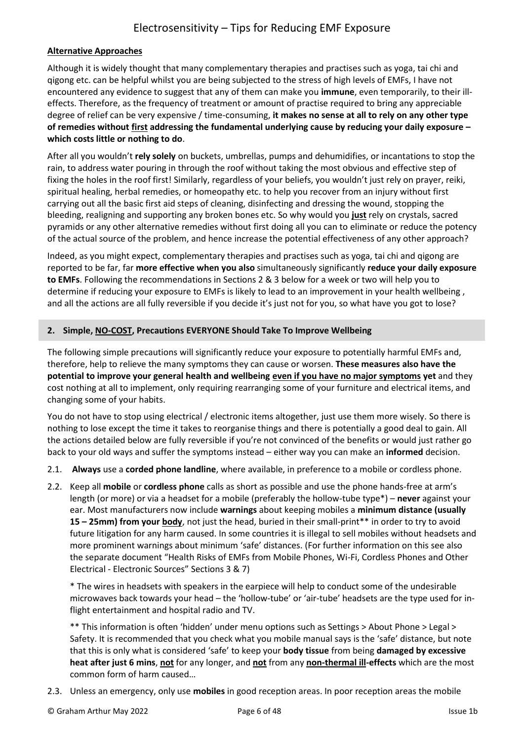**Alternative Approaches**

Although it is widely thought that many complementary therapies and practises such as yoga, tai chi and qigong etc. can be helpful whilst you are being subjected to the stress of high levels of EMFs, I have not encountered any evidence to suggest that any of them can make you **immune**, even temporarily, to their ill-effects. Therefore, as the frequency of treatment or amount of practise required to bring any appreciable degree of relief can be very expensive / time-consuming, **it makes no sense at all to rely on any other type of remedies without first addressing the fundamental underlying cause by reducing your daily exposure – which costs little or nothing to do**.

After all you wouldn't **rely solely** on buckets, umbrellas, pumps and dehumidifies, or incantations to stop the rain, to address water pouring in through the roof without taking the most obvious and effective step of fixing the holes in the roof first! Similarly, regardless of your beliefs, you wouldn't just rely on prayer, reiki, spiritual healing, herbal remedies, or homeopathy etc. to help you recover from an injury without first carrying out all the basic first aid steps of cleaning, disinfecting and dressing the wound, stopping the bleeding, realigning and supporting any broken bones etc. So why would you **just** rely on crystals, sacred pyramids or any other alternative remedies without first doing all you can to eliminate or reduce the potency of the actual source of the problem, and hence increase the potential effectiveness of any other approach?

Indeed, as you might expect, complementary therapies and practises such as yoga, tai chi and qigong are reported to be far, far **more effective when you also** simultaneously significantly **reduce your daily exposure to EMFs**. Following the recommendations in Sections 2 & 3 below for a week or two will help you to determine if reducing your exposure to EMFs is likely to lead to an improvement in your health wellbeing , and all the actions are all fully reversible if you decide it's just not for you, so what have you got to lose?

## 2. Simple, NO-COST, Precautions EVERYONE Should Take To Improve Wellbeing

The following simple precautions will significantly reduce your exposure to potentially harmful EMFs and, therefore, help to relieve the many symptoms they can cause or worsen. **These measures also have the potential to improve your general health and wellbeing even if you have no major symptoms yet** and they cost nothing at all to implement, only requiring rearranging some of your furniture and electrical items, and changing some of your habits.

You do not have to stop using electrical / electronic items altogether, just use them more wisely. So there is nothing to lose except the time it takes to reorganise things and there is potentially a good deal to gain. All the actions detailed below are fully reversible if you're not convinced of the benefits or would just rather go back to your old ways and suffer the symptoms instead – either way you can make an **informed** decision.

2.1. **Always** use a **corded phone landline**, where available, in preference to a mobile or cordless phone.

2.2. Keep all **mobile** or **cordless phone** calls as short as possible and use the phone hands-free at arm's length (or more) or via a headset for a mobile (preferably the hollow-tube type*) – **never** against your ear. Most manufacturers now include **warnings** about keeping mobiles a **minimum distance (usually 15 – 25mm) from your body**, not just the head, buried in their small-print** in order to try to avoid future litigation for any harm caused. In some countries it is illegal to sell mobiles without headsets and more prominent warnings about minimum 'safe' distances. (For further information on this see also the separate document "Health Risks of EMFs from Mobile Phones, Wi-Fi, Cordless Phones and Other Electrical - Electronic Sources" Sections 3 & 7)

\* The wires in headsets with speakers in the earpiece will help to conduct some of the undesirable microwaves back towards your head – the 'hollow-tube' or 'air-tube' headsets are the type used for in-flight entertainment and hospital radio and TV.

** This information is often 'hidden' under menu options such as Settings > About Phone > Legal > Safety. It is recommended that you check what you mobile manual says is the 'safe' distance, but note that this is only what is considered 'safe' to keep your **body tissue** from being **damaged by excessive heat after just 6 mins**, **not** for any longer, and **not** from any **non-thermal ill-effects** which are the most common form of harm caused…

2.3. Unless an emergency, only use **mobiles** in good reception areas. In poor reception areas the mobile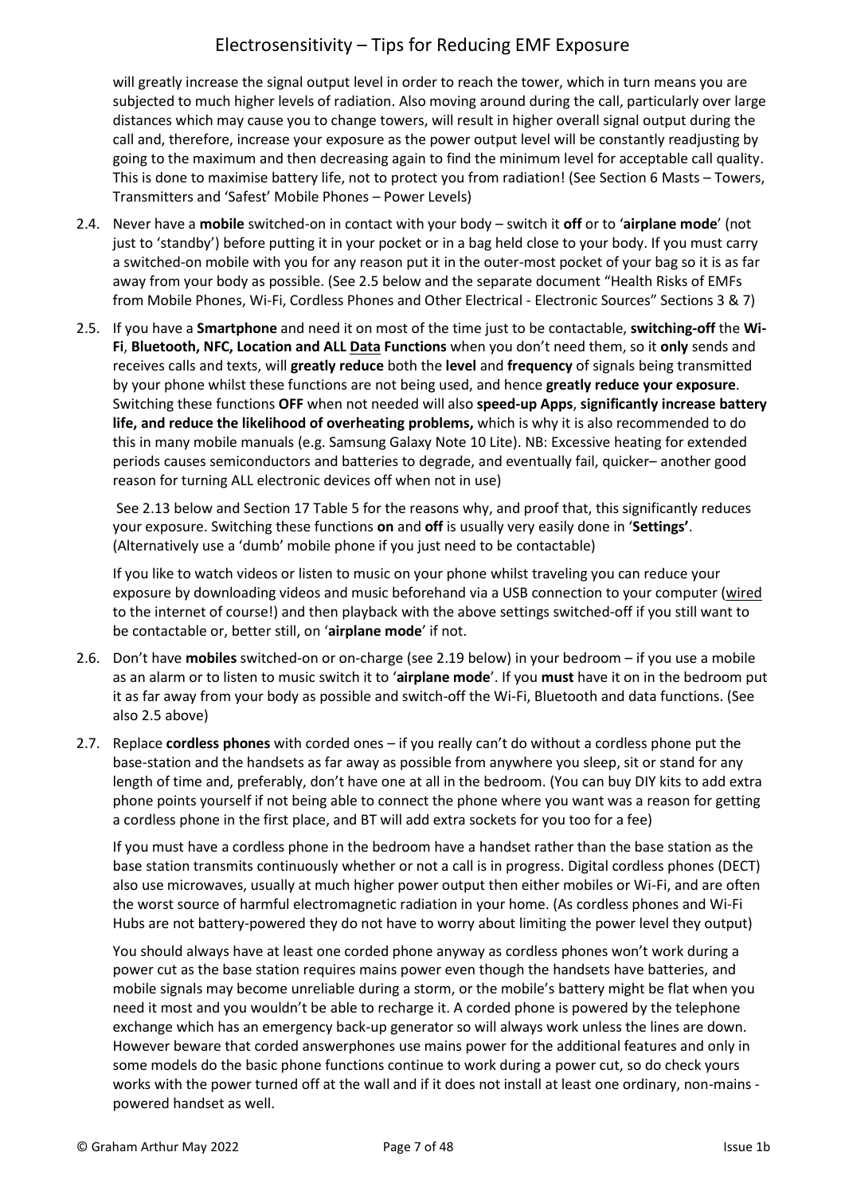will greatly increase the signal output level in order to reach the tower, which in turn means you are subjected to much higher levels of radiation. Also moving around during the call, particularly over large distances which may cause you to change towers, will result in higher overall signal output during the call and, therefore, increase your exposure as the power output level will be constantly readjusting by going to the maximum and then decreasing again to find the minimum level for acceptable call quality. This is done to maximise battery life, not to protect you from radiation! (See Section 6 Masts – Towers, Transmitters and 'Safest' Mobile Phones – Power Levels)

2.4. Never have a **mobile** switched-on in contact with your body – switch it **off** or to '**airplane mode**' (not just to 'standby') before putting it in your pocket or in a bag held close to your body. If you must carry a switched-on mobile with you for any reason put it in the outer-most pocket of your bag so it is as far away from your body as possible. (See 2.5 below and the separate document "Health Risks of EMFs from Mobile Phones, Wi-Fi, Cordless Phones and Other Electrical - Electronic Sources" Sections 3 & 7)

2.5. If you have a **Smartphone** and need it on most of the time just to be contactable, **switching-off** the **Wi-Fi**, **Bluetooth, NFC, Location and ALL <u>Data</u> Functions** when you don't need them, so it **only** sends and receives calls and texts, will **greatly reduce** both the **level** and **frequency** of signals being transmitted by your phone whilst these functions are not being used, and hence **greatly reduce your exposure**. Switching these functions **OFF** when not needed will also **speed-up Apps**, **significantly increase battery life, and reduce the likelihood of overheating problems,** which is why it is also recommended to do this in many mobile manuals (e.g. Samsung Galaxy Note 10 Lite). NB: Excessive heating for extended periods causes semiconductors and batteries to degrade, and eventually fail, quicker– another good reason for turning ALL electronic devices off when not in use)

   See 2.13 below and Section 17 Table 5 for the reasons why, and proof that, this significantly reduces your exposure. Switching these functions **on** and **off** is usually very easily done in '**Settings'**. (Alternatively use a 'dumb' mobile phone if you just need to be contactable)

   If you like to watch videos or listen to music on your phone whilst traveling you can reduce your exposure by downloading videos and music beforehand via a USB connection to your computer (<u>wired</u> to the internet of course!) and then playback with the above settings switched-off if you still want to be contactable or, better still, on '**airplane mode**' if not.

2.6. Don't have **mobiles** switched-on or on-charge (see 2.19 below) in your bedroom – if you use a mobile as an alarm or to listen to music switch it to '**airplane mode**'. If you **must** have it on in the bedroom put it as far away from your body as possible and switch-off the Wi-Fi, Bluetooth and data functions. (See also 2.5 above)

2.7. Replace **cordless phones** with corded ones – if you really can't do without a cordless phone put the base-station and the handsets as far away as possible from anywhere you sleep, sit or stand for any length of time and, preferably, don't have one at all in the bedroom. (You can buy DIY kits to add extra phone points yourself if not being able to connect the phone where you want was a reason for getting a cordless phone in the first place, and BT will add extra sockets for you too for a fee)

   If you must have a cordless phone in the bedroom have a handset rather than the base station as the base station transmits continuously whether or not a call is in progress. Digital cordless phones (DECT) also use microwaves, usually at much higher power output then either mobiles or Wi-Fi, and are often the worst source of harmful electromagnetic radiation in your home. (As cordless phones and Wi-Fi Hubs are not battery-powered they do not have to worry about limiting the power level they output)

   You should always have at least one corded phone anyway as cordless phones won't work during a power cut as the base station requires mains power even though the handsets have batteries, and mobile signals may become unreliable during a storm, or the mobile's battery might be flat when you need it most and you wouldn't be able to recharge it. A corded phone is powered by the telephone exchange which has an emergency back-up generator so will always work unless the lines are down. However beware that corded answerphones use mains power for the additional features and only in some models do the basic phone functions continue to work during a power cut, so do check yours works with the power turned off at the wall and if it does not install at least one ordinary, non-mains - powered handset as well.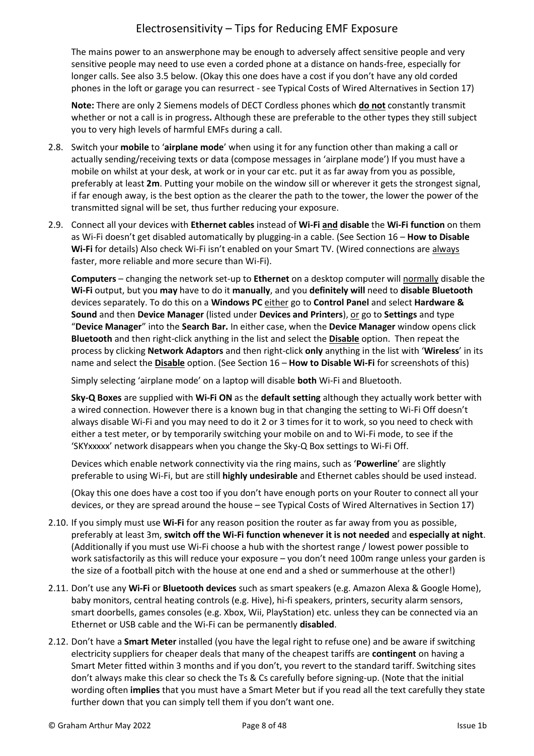The mains power to an answerphone may be enough to adversely affect sensitive people and very sensitive people may need to use even a corded phone at a distance on hands-free, especially for longer calls. See also 3.5 below. (Okay this one does have a cost if you don't have any old corded phones in the loft or garage you can resurrect - see Typical Costs of Wired Alternatives in Section 17)

**Note:** There are only 2 Siemens models of DECT Cordless phones which **do not** constantly transmit whether or not a call is in progress**.** Although these are preferable to the other types they still subject you to very high levels of harmful EMFs during a call.

2.8. Switch your **mobile** to '**airplane mode**' when using it for any function other than making a call or actually sending/receiving texts or data (compose messages in 'airplane mode') If you must have a mobile on whilst at your desk, at work or in your car etc. put it as far away from you as possible, preferably at least **2m**. Putting your mobile on the window sill or wherever it gets the strongest signal, if far enough away, is the best option as the clearer the path to the tower, the lower the power of the transmitted signal will be set, thus further reducing your exposure.

2.9. Connect all your devices with **Ethernet cables** instead of **Wi-Fi and disable** the **Wi-Fi function** on them as Wi-Fi doesn't get disabled automatically by plugging-in a cable. (See Section 16 – **How to Disable Wi-Fi** for details) Also check Wi-Fi isn't enabled on your Smart TV. (Wired connections are always faster, more reliable and more secure than Wi-Fi).

**Computers** – changing the network set-up to **Ethernet** on a desktop computer will normally disable the **Wi-Fi** output, but you **may** have to do it **manually**, and you **definitely will** need to **disable Bluetooth** devices separately. To do this on a **Windows PC** either go to **Control Panel** and select **Hardware & Sound** and then **Device Manager** (listed under **Devices and Printers**), or go to **Settings** and type "**Device Manager**" into the **Search Bar.** In either case, when the **Device Manager** window opens click **Bluetooth** and then right-click anything in the list and select the **Disable** option. Then repeat the process by clicking **Network Adaptors** and then right-click **only** anything in the list with '**Wireless**' in its name and select the **Disable** option. (See Section 16 – **How to Disable Wi-Fi** for screenshots of this)

Simply selecting 'airplane mode' on a laptop will disable **both** Wi-Fi and Bluetooth.

**Sky-Q Boxes** are supplied with **Wi-Fi ON** as the **default setting** although they actually work better with a wired connection. However there is a known bug in that changing the setting to Wi-Fi Off doesn't always disable Wi-Fi and you may need to do it 2 or 3 times for it to work, so you need to check with either a test meter, or by temporarily switching your mobile on and to Wi-Fi mode, to see if the 'SKYxxxxx' network disappears when you change the Sky-Q Box settings to Wi-Fi Off.

Devices which enable network connectivity via the ring mains, such as '**Powerline**' are slightly preferable to using Wi-Fi, but are still **highly undesirable** and Ethernet cables should be used instead.

(Okay this one does have a cost too if you don't have enough ports on your Router to connect all your devices, or they are spread around the house – see Typical Costs of Wired Alternatives in Section 17)

2.10. If you simply must use **Wi-Fi** for any reason position the router as far away from you as possible, preferably at least 3m, **switch off the Wi-Fi function whenever it is not needed** and **especially at night**. (Additionally if you must use Wi-Fi choose a hub with the shortest range / lowest power possible to work satisfactorily as this will reduce your exposure – you don't need 100m range unless your garden is the size of a football pitch with the house at one end and a shed or summerhouse at the other!)

2.11. Don't use any **Wi-Fi** or **Bluetooth devices** such as smart speakers (e.g. Amazon Alexa & Google Home), baby monitors, central heating controls (e.g. Hive), hi-fi speakers, printers, security alarm sensors, smart doorbells, games consoles (e.g. Xbox, Wii, PlayStation) etc. unless they can be connected via an Ethernet or USB cable and the Wi-Fi can be permanently **disabled**.

2.12. Don't have a **Smart Meter** installed (you have the legal right to refuse one) and be aware if switching electricity suppliers for cheaper deals that many of the cheapest tariffs are **contingent** on having a Smart Meter fitted within 3 months and if you don't, you revert to the standard tariff. Switching sites don't always make this clear so check the Ts & Cs carefully before signing-up. (Note that the initial wording often **implies** that you must have a Smart Meter but if you read all the text carefully they state further down that you can simply tell them if you don't want one.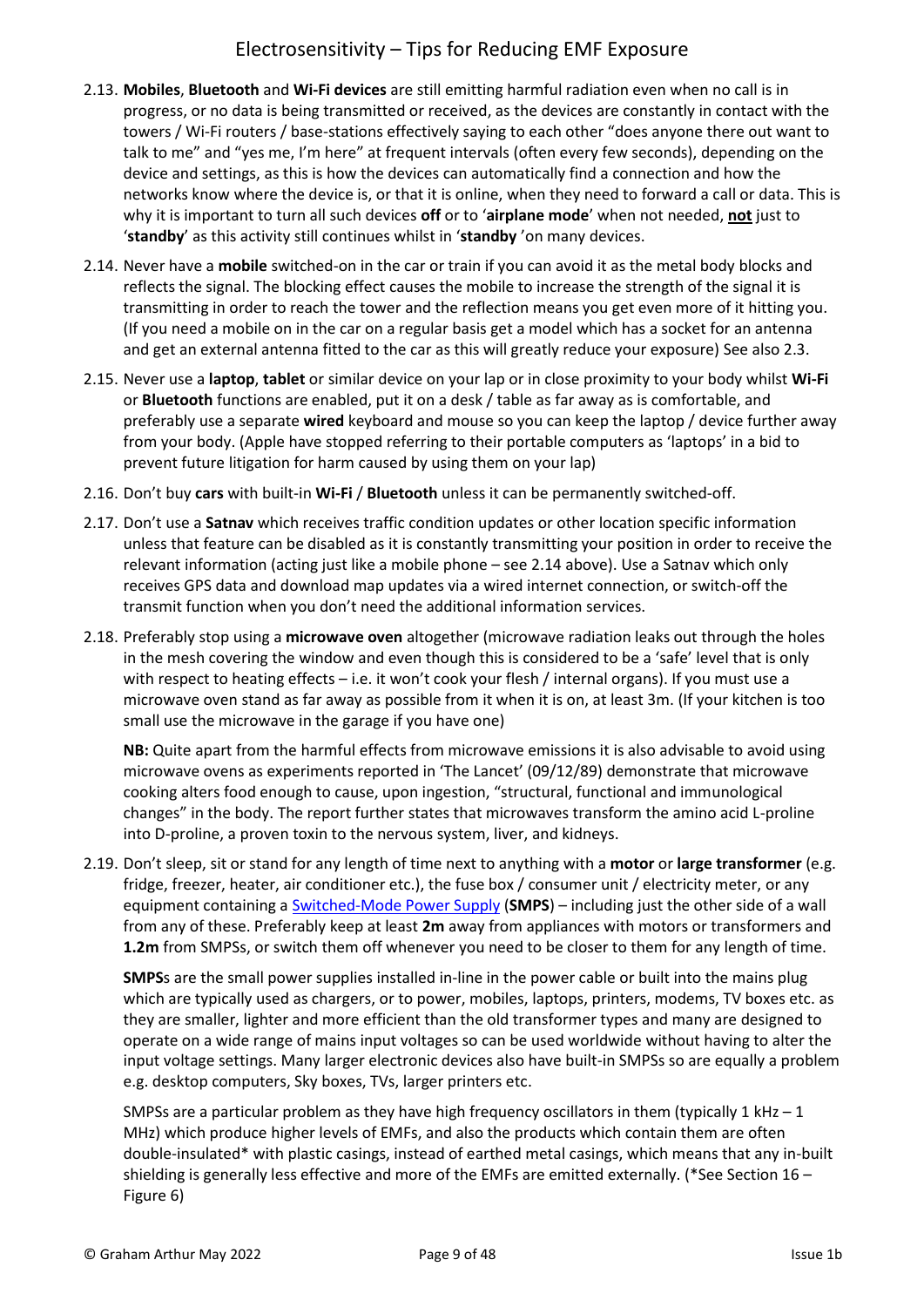2.13. **Mobiles**, **Bluetooth** and **Wi-Fi devices** are still emitting harmful radiation even when no call is in progress, or no data is being transmitted or received, as the devices are constantly in contact with the towers / Wi-Fi routers / base-stations effectively saying to each other "does anyone there out want to talk to me" and "yes me, I'm here" at frequent intervals (often every few seconds), depending on the device and settings, as this is how the devices can automatically find a connection and how the networks know where the device is, or that it is online, when they need to forward a call or data. This is why it is important to turn all such devices **off** or to '**airplane mode**' when not needed, **not** just to '**standby**' as this activity still continues whilst in '**standby** 'on many devices.

2.14. Never have a **mobile** switched-on in the car or train if you can avoid it as the metal body blocks and reflects the signal. The blocking effect causes the mobile to increase the strength of the signal it is transmitting in order to reach the tower and the reflection means you get even more of it hitting you. (If you need a mobile on in the car on a regular basis get a model which has a socket for an antenna and get an external antenna fitted to the car as this will greatly reduce your exposure) See also 2.3.

2.15. Never use a **laptop**, **tablet** or similar device on your lap or in close proximity to your body whilst **Wi-Fi** or **Bluetooth** functions are enabled, put it on a desk / table as far away as is comfortable, and preferably use a separate **wired** keyboard and mouse so you can keep the laptop / device further away from your body. (Apple have stopped referring to their portable computers as 'laptops' in a bid to prevent future litigation for harm caused by using them on your lap)

2.16. Don't buy **cars** with built-in **Wi-Fi** / **Bluetooth** unless it can be permanently switched-off.

2.17. Don't use a **Satnav** which receives traffic condition updates or other location specific information unless that feature can be disabled as it is constantly transmitting your position in order to receive the relevant information (acting just like a mobile phone – see 2.14 above). Use a Satnav which only receives GPS data and download map updates via a wired internet connection, or switch-off the transmit function when you don't need the additional information services.

2.18. Preferably stop using a **microwave oven** altogether (microwave radiation leaks out through the holes in the mesh covering the window and even though this is considered to be a 'safe' level that is only with respect to heating effects – i.e. it won't cook your flesh / internal organs). If you must use a microwave oven stand as far away as possible from it when it is on, at least 3m. (If your kitchen is too small use the microwave in the garage if you have one)

    **NB:** Quite apart from the harmful effects from microwave emissions it is also advisable to avoid using microwave ovens as experiments reported in 'The Lancet' (09/12/89) demonstrate that microwave cooking alters food enough to cause, upon ingestion, "structural, functional and immunological changes" in the body. The report further states that microwaves transform the amino acid L-proline into D-proline, a proven toxin to the nervous system, liver, and kidneys.

2.19. Don't sleep, sit or stand for any length of time next to anything with a **motor** or **large transformer** (e.g. fridge, freezer, heater, air conditioner etc.), the fuse box / consumer unit / electricity meter, or any equipment containing a Switched-Mode Power Supply (**SMPS**) – including just the other side of a wall from any of these. Preferably keep at least **2m** away from appliances with motors or transformers and **1.2m** from SMPSs, or switch them off whenever you need to be closer to them for any length of time.

    **SMPS**s are the small power supplies installed in-line in the power cable or built into the mains plug which are typically used as chargers, or to power, mobiles, laptops, printers, modems, TV boxes etc. as they are smaller, lighter and more efficient than the old transformer types and many are designed to operate on a wide range of mains input voltages so can be used worldwide without having to alter the input voltage settings. Many larger electronic devices also have built-in SMPSs so are equally a problem e.g. desktop computers, Sky boxes, TVs, larger printers etc.

    SMPSs are a particular problem as they have high frequency oscillators in them (typically 1 kHz – 1 MHz) which produce higher levels of EMFs, and also the products which contain them are often double-insulated* with plastic casings, instead of earthed metal casings, which means that any in-built shielding is generally less effective and more of the EMFs are emitted externally. (*See Section 16 – Figure 6)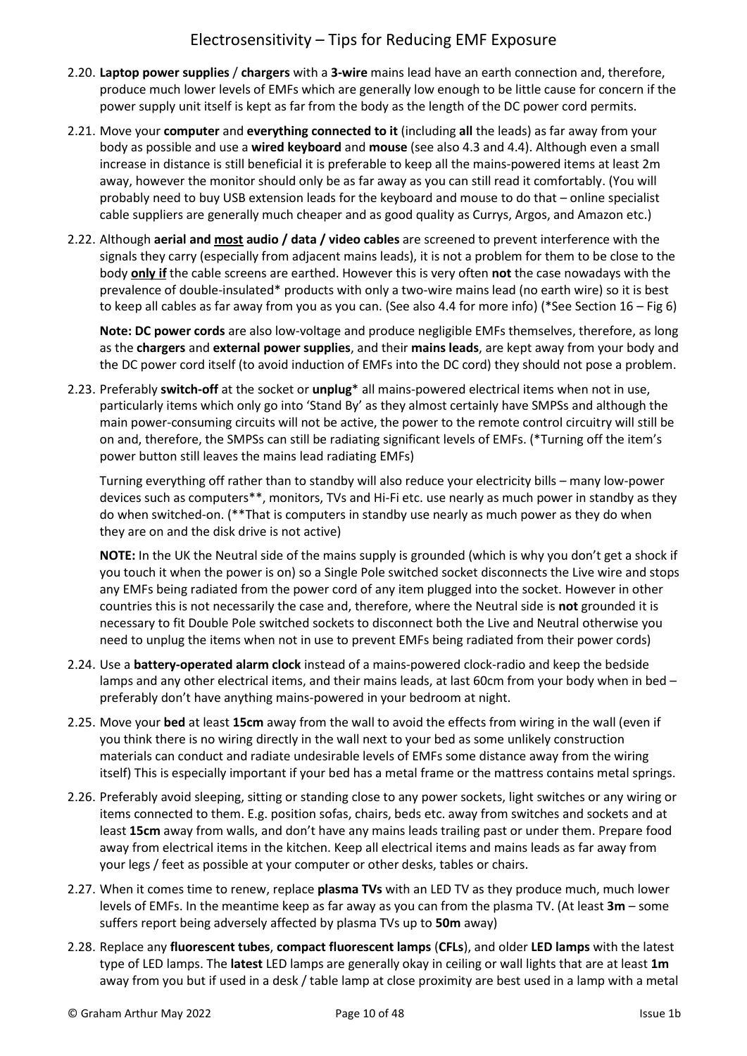2.20. **Laptop power supplies** / **chargers** with a **3-wire** mains lead have an earth connection and, therefore, produce much lower levels of EMFs which are generally low enough to be little cause for concern if the power supply unit itself is kept as far from the body as the length of the DC power cord permits.

2.21. Move your **computer** and **everything connected to it** (including **all** the leads) as far away from your body as possible and use a **wired keyboard** and **mouse** (see also 4.3 and 4.4). Although even a small increase in distance is still beneficial it is preferable to keep all the mains-powered items at least 2m away, however the monitor should only be as far away as you can still read it comfortably. (You will probably need to buy USB extension leads for the keyboard and mouse to do that – online specialist cable suppliers are generally much cheaper and as good quality as Currys, Argos, and Amazon etc.)

2.22. Although **aerial and <u>most</u> audio / data / video cables** are screened to prevent interference with the signals they carry (especially from adjacent mains leads), it is not a problem for them to be close to the body **<u>only if</u>** the cable screens are earthed. However this is very often **not** the case nowadays with the prevalence of double-insulated* products with only a two-wire mains lead (no earth wire) so it is best to keep all cables as far away from you as you can. (See also 4.4 for more info) (*See Section 16 – Fig 6)

    **Note: DC power cords** are also low-voltage and produce negligible EMFs themselves, therefore, as long as the **chargers** and **external power supplies**, and their **mains leads**, are kept away from your body and the DC power cord itself (to avoid induction of EMFs into the DC cord) they should not pose a problem.

2.23. Preferably **switch-off** at the socket or **unplug*** all mains-powered electrical items when not in use, particularly items which only go into 'Stand By' as they almost certainly have SMPSs and although the main power-consuming circuits will not be active, the power to the remote control circuitry will still be on and, therefore, the SMPSs can still be radiating significant levels of EMFs. (*Turning off the item's power button still leaves the mains lead radiating EMFs)

    Turning everything off rather than to standby will also reduce your electricity bills – many low-power devices such as computers**, monitors, TVs and Hi-Fi etc. use nearly as much power in standby as they do when switched-on. (**That is computers in standby use nearly as much power as they do when they are on and the disk drive is not active)

    **NOTE:** In the UK the Neutral side of the mains supply is grounded (which is why you don't get a shock if you touch it when the power is on) so a Single Pole switched socket disconnects the Live wire and stops any EMFs being radiated from the power cord of any item plugged into the socket. However in other countries this is not necessarily the case and, therefore, where the Neutral side is **not** grounded it is necessary to fit Double Pole switched sockets to disconnect both the Live and Neutral otherwise you need to unplug the items when not in use to prevent EMFs being radiated from their power cords)

2.24. Use a **battery-operated alarm clock** instead of a mains-powered clock-radio and keep the bedside lamps and any other electrical items, and their mains leads, at last 60cm from your body when in bed – preferably don't have anything mains-powered in your bedroom at night.

2.25. Move your **bed** at least **15cm** away from the wall to avoid the effects from wiring in the wall (even if you think there is no wiring directly in the wall next to your bed as some unlikely construction materials can conduct and radiate undesirable levels of EMFs some distance away from the wiring itself) This is especially important if your bed has a metal frame or the mattress contains metal springs.

2.26. Preferably avoid sleeping, sitting or standing close to any power sockets, light switches or any wiring or items connected to them. E.g. position sofas, chairs, beds etc. away from switches and sockets and at least **15cm** away from walls, and don't have any mains leads trailing past or under them. Prepare food away from electrical items in the kitchen. Keep all electrical items and mains leads as far away from your legs / feet as possible at your computer or other desks, tables or chairs.

2.27. When it comes time to renew, replace **plasma TVs** with an LED TV as they produce much, much lower levels of EMFs. In the meantime keep as far away as you can from the plasma TV. (At least **3m** – some suffers report being adversely affected by plasma TVs up to **50m** away)

2.28. Replace any **fluorescent tubes**, **compact fluorescent lamps** (**CFLs**), and older **LED lamps** with the latest type of LED lamps. The **latest** LED lamps are generally okay in ceiling or wall lights that are at least **1m** away from you but if used in a desk / table lamp at close proximity are best used in a lamp with a metal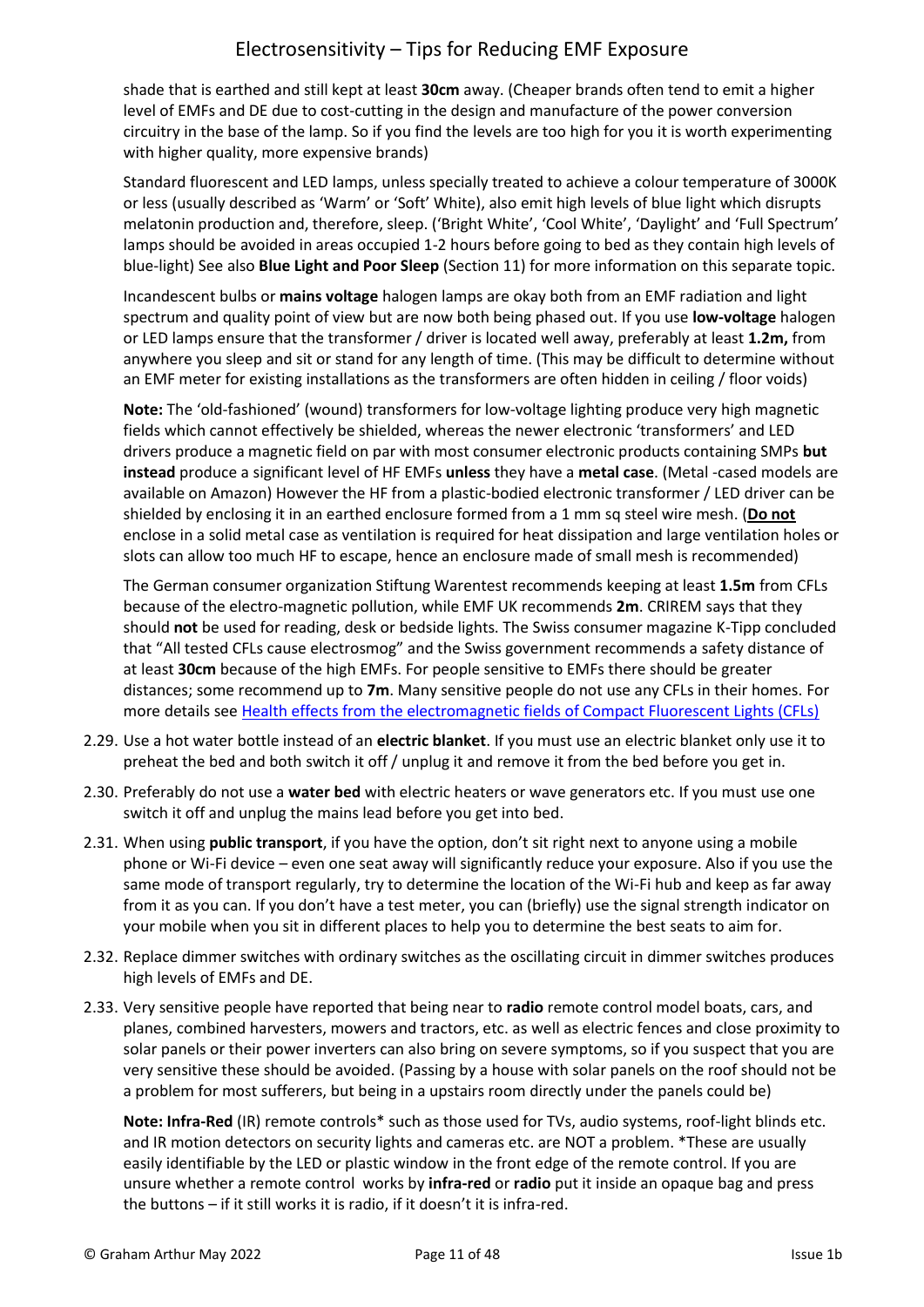shade that is earthed and still kept at least **30cm** away. (Cheaper brands often tend to emit a higher level of EMFs and DE due to cost-cutting in the design and manufacture of the power conversion circuitry in the base of the lamp. So if you find the levels are too high for you it is worth experimenting with higher quality, more expensive brands)

Standard fluorescent and LED lamps, unless specially treated to achieve a colour temperature of 3000K or less (usually described as 'Warm' or 'Soft' White), also emit high levels of blue light which disrupts melatonin production and, therefore, sleep. ('Bright White', 'Cool White', 'Daylight' and 'Full Spectrum' lamps should be avoided in areas occupied 1-2 hours before going to bed as they contain high levels of blue-light) See also **Blue Light and Poor Sleep** (Section 11) for more information on this separate topic.

Incandescent bulbs or **mains voltage** halogen lamps are okay both from an EMF radiation and light spectrum and quality point of view but are now both being phased out. If you use **low-voltage** halogen or LED lamps ensure that the transformer / driver is located well away, preferably at least **1.2m,** from anywhere you sleep and sit or stand for any length of time. (This may be difficult to determine without an EMF meter for existing installations as the transformers are often hidden in ceiling / floor voids)

**Note:** The 'old-fashioned' (wound) transformers for low-voltage lighting produce very high magnetic fields which cannot effectively be shielded, whereas the newer electronic 'transformers' and LED drivers produce a magnetic field on par with most consumer electronic products containing SMPs **but instead** produce a significant level of HF EMFs **unless** they have a **metal case**. (Metal -cased models are available on Amazon) However the HF from a plastic-bodied electronic transformer / LED driver can be shielded by enclosing it in an earthed enclosure formed from a 1 mm sq steel wire mesh. (**Do not** enclose in a solid metal case as ventilation is required for heat dissipation and large ventilation holes or slots can allow too much HF to escape, hence an enclosure made of small mesh is recommended)

The German consumer organization Stiftung Warentest recommends keeping at least **1.5m** from CFLs because of the electro-magnetic pollution, while EMF UK recommends **2m**. CRIREM says that they should **not** be used for reading, desk or bedside lights. The Swiss consumer magazine K-Tipp concluded that "All tested CFLs cause electrosmog" and the Swiss government recommends a safety distance of at least **30cm** because of the high EMFs. For people sensitive to EMFs there should be greater distances; some recommend up to **7m**. Many sensitive people do not use any CFLs in their homes. For more details see Health effects from the electromagnetic fields of Compact Fluorescent Lights (CFLs)

2.29. Use a hot water bottle instead of an **electric blanket**. If you must use an electric blanket only use it to preheat the bed and both switch it off / unplug it and remove it from the bed before you get in.

2.30. Preferably do not use a **water bed** with electric heaters or wave generators etc. If you must use one switch it off and unplug the mains lead before you get into bed.

2.31. When using **public transport**, if you have the option, don't sit right next to anyone using a mobile phone or Wi-Fi device – even one seat away will significantly reduce your exposure. Also if you use the same mode of transport regularly, try to determine the location of the Wi-Fi hub and keep as far away from it as you can. If you don't have a test meter, you can (briefly) use the signal strength indicator on your mobile when you sit in different places to help you to determine the best seats to aim for.

2.32. Replace dimmer switches with ordinary switches as the oscillating circuit in dimmer switches produces high levels of EMFs and DE.

2.33. Very sensitive people have reported that being near to **radio** remote control model boats, cars, and planes, combined harvesters, mowers and tractors, etc. as well as electric fences and close proximity to solar panels or their power inverters can also bring on severe symptoms, so if you suspect that you are very sensitive these should be avoided. (Passing by a house with solar panels on the roof should not be a problem for most sufferers, but being in a upstairs room directly under the panels could be)

**Note: Infra-Red** (IR) remote controls* such as those used for TVs, audio systems, roof-light blinds etc. and IR motion detectors on security lights and cameras etc. are NOT a problem. *These are usually easily identifiable by the LED or plastic window in the front edge of the remote control. If you are unsure whether a remote control works by **infra-red** or **radio** put it inside an opaque bag and press the buttons – if it still works it is radio, if it doesn't it is infra-red.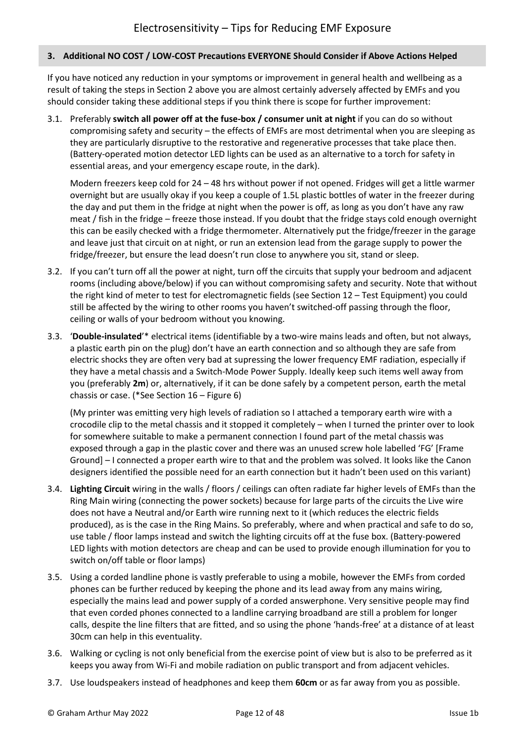## 3. Additional NO COST / LOW-COST Precautions EVERYONE Should Consider if Above Actions Helped

If you have noticed any reduction in your symptoms or improvement in general health and wellbeing as a result of taking the steps in Section 2 above you are almost certainly adversely affected by EMFs and you should consider taking these additional steps if you think there is scope for further improvement:

3.1. Preferably **switch all power off at the fuse-box / consumer unit at night** if you can do so without compromising safety and security – the effects of EMFs are most detrimental when you are sleeping as they are particularly disruptive to the restorative and regenerative processes that take place then. (Battery-operated motion detector LED lights can be used as an alternative to a torch for safety in essential areas, and your emergency escape route, in the dark).

Modern freezers keep cold for 24 – 48 hrs without power if not opened. Fridges will get a little warmer overnight but are usually okay if you keep a couple of 1.5L plastic bottles of water in the freezer during the day and put them in the fridge at night when the power is off, as long as you don't have any raw meat / fish in the fridge – freeze those instead. If you doubt that the fridge stays cold enough overnight this can be easily checked with a fridge thermometer. Alternatively put the fridge/freezer in the garage and leave just that circuit on at night, or run an extension lead from the garage supply to power the fridge/freezer, but ensure the lead doesn't run close to anywhere you sit, stand or sleep.

3.2. If you can't turn off all the power at night, turn off the circuits that supply your bedroom and adjacent rooms (including above/below) if you can without compromising safety and security. Note that without the right kind of meter to test for electromagnetic fields (see Section 12 – Test Equipment) you could still be affected by the wiring to other rooms you haven't switched-off passing through the floor, ceiling or walls of your bedroom without you knowing.

3.3. '**Double-insulated**'* electrical items (identifiable by a two-wire mains leads and often, but not always, a plastic earth pin on the plug) don't have an earth connection and so although they are safe from electric shocks they are often very bad at supressing the lower frequency EMF radiation, especially if they have a metal chassis and a Switch-Mode Power Supply. Ideally keep such items well away from you (preferably **2m**) or, alternatively, if it can be done safely by a competent person, earth the metal chassis or case. (*See Section 16 – Figure 6)

(My printer was emitting very high levels of radiation so I attached a temporary earth wire with a crocodile clip to the metal chassis and it stopped it completely – when I turned the printer over to look for somewhere suitable to make a permanent connection I found part of the metal chassis was exposed through a gap in the plastic cover and there was an unused screw hole labelled 'FG' [Frame Ground] – I connected a proper earth wire to that and the problem was solved. It looks like the Canon designers identified the possible need for an earth connection but it hadn't been used on this variant)

3.4. **Lighting Circuit** wiring in the walls / floors / ceilings can often radiate far higher levels of EMFs than the Ring Main wiring (connecting the power sockets) because for large parts of the circuits the Live wire does not have a Neutral and/or Earth wire running next to it (which reduces the electric fields produced), as is the case in the Ring Mains. So preferably, where and when practical and safe to do so, use table / floor lamps instead and switch the lighting circuits off at the fuse box. (Battery-powered LED lights with motion detectors are cheap and can be used to provide enough illumination for you to switch on/off table or floor lamps)

3.5. Using a corded landline phone is vastly preferable to using a mobile, however the EMFs from corded phones can be further reduced by keeping the phone and its lead away from any mains wiring, especially the mains lead and power supply of a corded answerphone. Very sensitive people may find that even corded phones connected to a landline carrying broadband are still a problem for longer calls, despite the line filters that are fitted, and so using the phone 'hands-free' at a distance of at least 30cm can help in this eventuality.

3.6. Walking or cycling is not only beneficial from the exercise point of view but is also to be preferred as it keeps you away from Wi-Fi and mobile radiation on public transport and from adjacent vehicles.

3.7. Use loudspeakers instead of headphones and keep them **60cm** or as far away from you as possible.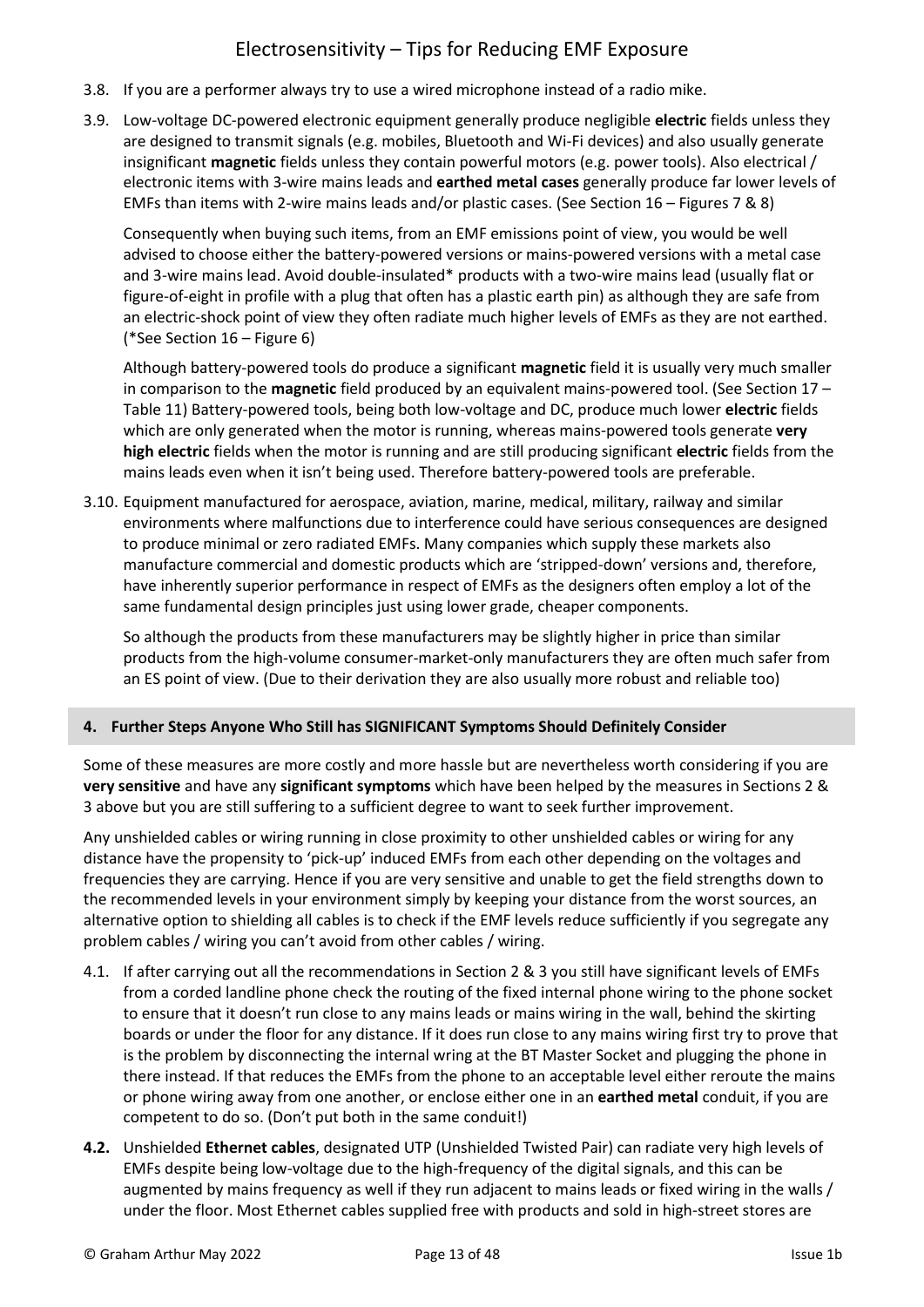3.8. If you are a performer always try to use a wired microphone instead of a radio mike.

3.9. Low-voltage DC-powered electronic equipment generally produce negligible **electric** fields unless they are designed to transmit signals (e.g. mobiles, Bluetooth and Wi-Fi devices) and also usually generate insignificant **magnetic** fields unless they contain powerful motors (e.g. power tools). Also electrical / electronic items with 3-wire mains leads and **earthed metal cases** generally produce far lower levels of EMFs than items with 2-wire mains leads and/or plastic cases. (See Section 16 – Figures 7 & 8)

Consequently when buying such items, from an EMF emissions point of view, you would be well advised to choose either the battery-powered versions or mains-powered versions with a metal case and 3-wire mains lead. Avoid double-insulated* products with a two-wire mains lead (usually flat or figure-of-eight in profile with a plug that often has a plastic earth pin) as although they are safe from an electric-shock point of view they often radiate much higher levels of EMFs as they are not earthed. (*See Section 16 – Figure 6)

Although battery-powered tools do produce a significant **magnetic** field it is usually very much smaller in comparison to the **magnetic** field produced by an equivalent mains-powered tool. (See Section 17 – Table 11) Battery-powered tools, being both low-voltage and DC, produce much lower **electric** fields which are only generated when the motor is running, whereas mains-powered tools generate **very high electric** fields when the motor is running and are still producing significant **electric** fields from the mains leads even when it isn't being used. Therefore battery-powered tools are preferable.

3.10. Equipment manufactured for aerospace, aviation, marine, medical, military, railway and similar environments where malfunctions due to interference could have serious consequences are designed to produce minimal or zero radiated EMFs. Many companies which supply these markets also manufacture commercial and domestic products which are 'stripped-down' versions and, therefore, have inherently superior performance in respect of EMFs as the designers often employ a lot of the same fundamental design principles just using lower grade, cheaper components.

So although the products from these manufacturers may be slightly higher in price than similar products from the high-volume consumer-market-only manufacturers they are often much safer from an ES point of view. (Due to their derivation they are also usually more robust and reliable too)

## 4. Further Steps Anyone Who Still has SIGNIFICANT Symptoms Should Definitely Consider

Some of these measures are more costly and more hassle but are nevertheless worth considering if you are **very sensitive** and have any **significant symptoms** which have been helped by the measures in Sections 2 & 3 above but you are still suffering to a sufficient degree to want to seek further improvement.

Any unshielded cables or wiring running in close proximity to other unshielded cables or wiring for any distance have the propensity to 'pick-up' induced EMFs from each other depending on the voltages and frequencies they are carrying. Hence if you are very sensitive and unable to get the field strengths down to the recommended levels in your environment simply by keeping your distance from the worst sources, an alternative option to shielding all cables is to check if the EMF levels reduce sufficiently if you segregate any problem cables / wiring you can't avoid from other cables / wiring.

4.1. If after carrying out all the recommendations in Section 2 & 3 you still have significant levels of EMFs from a corded landline phone check the routing of the fixed internal phone wiring to the phone socket to ensure that it doesn't run close to any mains leads or mains wiring in the wall, behind the skirting boards or under the floor for any distance. If it does run close to any mains wiring first try to prove that is the problem by disconnecting the internal wiring at the BT Master Socket and plugging the phone in there instead. If that reduces the EMFs from the phone to an acceptable level either reroute the mains or phone wiring away from one another, or enclose either one in an **earthed metal** conduit, if you are competent to do so. (Don't put both in the same conduit!)

**4.2.** Unshielded **Ethernet cables**, designated UTP (Unshielded Twisted Pair) can radiate very high levels of EMFs despite being low-voltage due to the high-frequency of the digital signals, and this can be augmented by mains frequency as well if they run adjacent to mains leads or fixed wiring in the walls / under the floor. Most Ethernet cables supplied free with products and sold in high-street stores are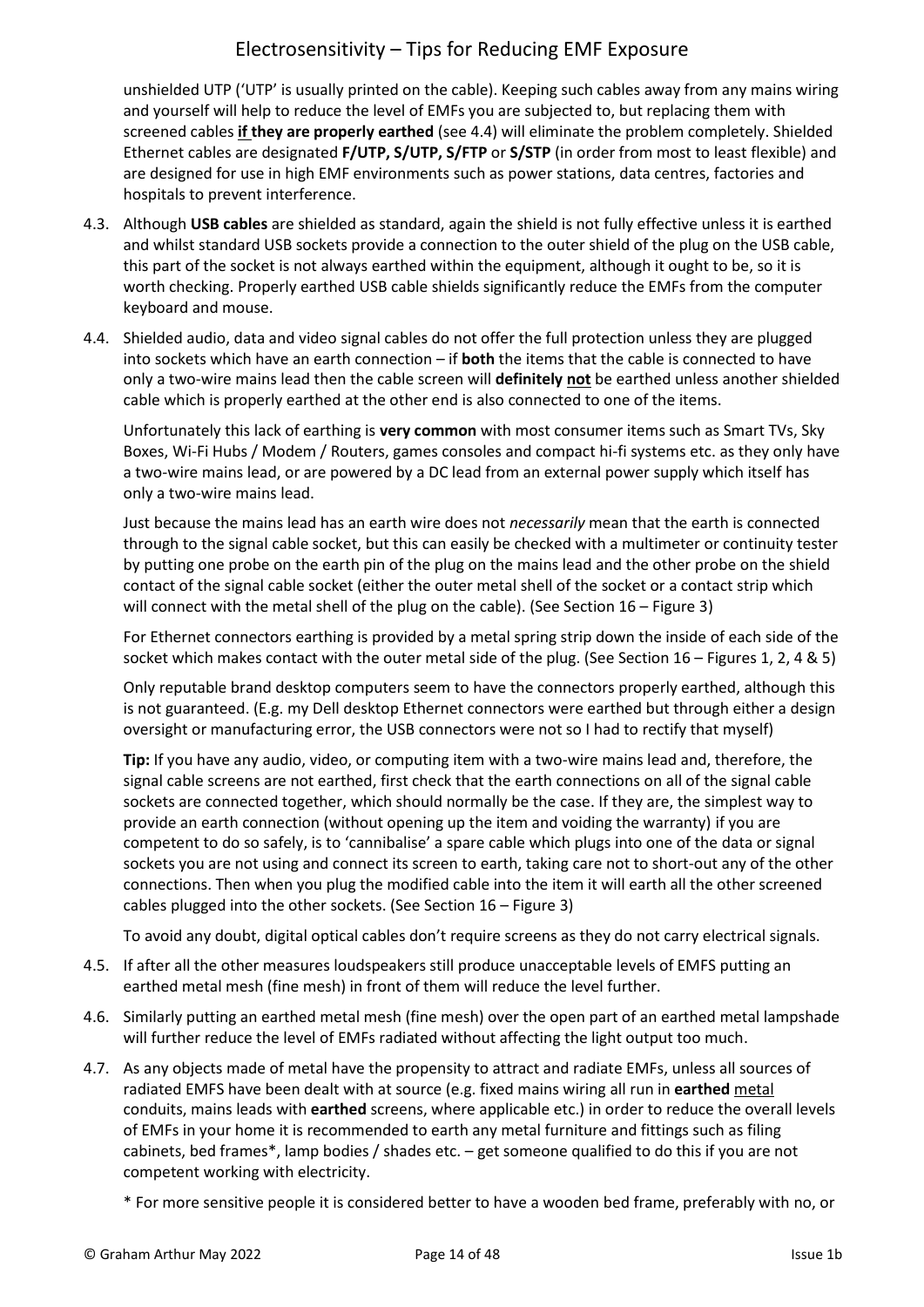unshielded UTP ('UTP' is usually printed on the cable). Keeping such cables away from any mains wiring and yourself will help to reduce the level of EMFs you are subjected to, but replacing them with screened cables **if they are properly earthed** (see 4.4) will eliminate the problem completely. Shielded Ethernet cables are designated **F/UTP, S/UTP, S/FTP** or **S/STP** (in order from most to least flexible) and are designed for use in high EMF environments such as power stations, data centres, factories and hospitals to prevent interference.

4.3. Although **USB cables** are shielded as standard, again the shield is not fully effective unless it is earthed and whilst standard USB sockets provide a connection to the outer shield of the plug on the USB cable, this part of the socket is not always earthed within the equipment, although it ought to be, so it is worth checking. Properly earthed USB cable shields significantly reduce the EMFs from the computer keyboard and mouse.

4.4. Shielded audio, data and video signal cables do not offer the full protection unless they are plugged into sockets which have an earth connection – if **both** the items that the cable is connected to have only a two-wire mains lead then the cable screen will **definitely not** be earthed unless another shielded cable which is properly earthed at the other end is also connected to one of the items.

Unfortunately this lack of earthing is **very common** with most consumer items such as Smart TVs, Sky Boxes, Wi-Fi Hubs / Modem / Routers, games consoles and compact hi-fi systems etc. as they only have a two-wire mains lead, or are powered by a DC lead from an external power supply which itself has only a two-wire mains lead.

Just because the mains lead has an earth wire does not *necessarily* mean that the earth is connected through to the signal cable socket, but this can easily be checked with a multimeter or continuity tester by putting one probe on the earth pin of the plug on the mains lead and the other probe on the shield contact of the signal cable socket (either the outer metal shell of the socket or a contact strip which will connect with the metal shell of the plug on the cable). (See Section 16 – Figure 3)

For Ethernet connectors earthing is provided by a metal spring strip down the inside of each side of the socket which makes contact with the outer metal side of the plug. (See Section 16 – Figures 1, 2, 4 & 5)

Only reputable brand desktop computers seem to have the connectors properly earthed, although this is not guaranteed. (E.g. my Dell desktop Ethernet connectors were earthed but through either a design oversight or manufacturing error, the USB connectors were not so I had to rectify that myself)

**Tip:** If you have any audio, video, or computing item with a two-wire mains lead and, therefore, the signal cable screens are not earthed, first check that the earth connections on all of the signal cable sockets are connected together, which should normally be the case. If they are, the simplest way to provide an earth connection (without opening up the item and voiding the warranty) if you are competent to do so safely, is to 'cannibalise' a spare cable which plugs into one of the data or signal sockets you are not using and connect its screen to earth, taking care not to short-out any of the other connections. Then when you plug the modified cable into the item it will earth all the other screened cables plugged into the other sockets. (See Section 16 – Figure 3)

To avoid any doubt, digital optical cables don't require screens as they do not carry electrical signals.

4.5. If after all the other measures loudspeakers still produce unacceptable levels of EMFS putting an earthed metal mesh (fine mesh) in front of them will reduce the level further.

4.6. Similarly putting an earthed metal mesh (fine mesh) over the open part of an earthed metal lampshade will further reduce the level of EMFs radiated without affecting the light output too much.

4.7. As any objects made of metal have the propensity to attract and radiate EMFs, unless all sources of radiated EMFS have been dealt with at source (e.g. fixed mains wiring all run in **earthed** metal conduits, mains leads with **earthed** screens, where applicable etc.) in order to reduce the overall levels of EMFs in your home it is recommended to earth any metal furniture and fittings such as filing cabinets, bed frames*, lamp bodies / shades etc. – get someone qualified to do this if you are not competent working with electricity.

\* For more sensitive people it is considered better to have a wooden bed frame, preferably with no, or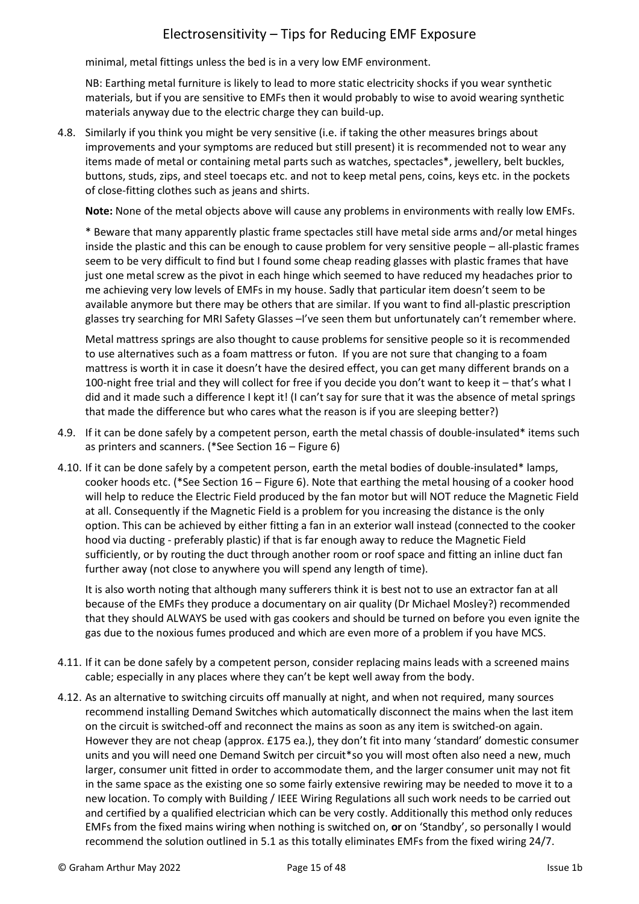minimal, metal fittings unless the bed is in a very low EMF environment.

NB: Earthing metal furniture is likely to lead to more static electricity shocks if you wear synthetic materials, but if you are sensitive to EMFs then it would probably to wise to avoid wearing synthetic materials anyway due to the electric charge they can build-up.

4.8. Similarly if you think you might be very sensitive (i.e. if taking the other measures brings about improvements and your symptoms are reduced but still present) it is recommended not to wear any items made of metal or containing metal parts such as watches, spectacles*, jewellery, belt buckles, buttons, studs, zips, and steel toecaps etc. and not to keep metal pens, coins, keys etc. in the pockets of close-fitting clothes such as jeans and shirts.

   **Note:** None of the metal objects above will cause any problems in environments with really low EMFs.

   * Beware that many apparently plastic frame spectacles still have metal side arms and/or metal hinges inside the plastic and this can be enough to cause problem for very sensitive people – all-plastic frames seem to be very difficult to find but I found some cheap reading glasses with plastic frames that have just one metal screw as the pivot in each hinge which seemed to have reduced my headaches prior to me achieving very low levels of EMFs in my house. Sadly that particular item doesn't seem to be available anymore but there may be others that are similar. If you want to find all-plastic prescription glasses try searching for MRI Safety Glasses –I've seen them but unfortunately can't remember where.

   Metal mattress springs are also thought to cause problems for sensitive people so it is recommended to use alternatives such as a foam mattress or futon. If you are not sure that changing to a foam mattress is worth it in case it doesn't have the desired effect, you can get many different brands on a 100-night free trial and they will collect for free if you decide you don't want to keep it – that's what I did and it made such a difference I kept it! (I can't say for sure that it was the absence of metal springs that made the difference but who cares what the reason is if you are sleeping better?)

4.9. If it can be done safely by a competent person, earth the metal chassis of double-insulated* items such as printers and scanners. (*See Section 16 – Figure 6)

4.10. If it can be done safely by a competent person, earth the metal bodies of double-insulated* lamps, cooker hoods etc. (*See Section 16 – Figure 6). Note that earthing the metal housing of a cooker hood will help to reduce the Electric Field produced by the fan motor but will NOT reduce the Magnetic Field at all. Consequently if the Magnetic Field is a problem for you increasing the distance is the only option. This can be achieved by either fitting a fan in an exterior wall instead (connected to the cooker hood via ducting - preferably plastic) if that is far enough away to reduce the Magnetic Field sufficiently, or by routing the duct through another room or roof space and fitting an inline duct fan further away (not close to anywhere you will spend any length of time).

   It is also worth noting that although many sufferers think it is best not to use an extractor fan at all because of the EMFs they produce a documentary on air quality (Dr Michael Mosley?) recommended that they should ALWAYS be used with gas cookers and should be turned on before you even ignite the gas due to the noxious fumes produced and which are even more of a problem if you have MCS.

4.11. If it can be done safely by a competent person, consider replacing mains leads with a screened mains cable; especially in any places where they can't be kept well away from the body.

4.12. As an alternative to switching circuits off manually at night, and when not required, many sources recommend installing Demand Switches which automatically disconnect the mains when the last item on the circuit is switched-off and reconnect the mains as soon as any item is switched-on again. However they are not cheap (approx. £175 ea.), they don't fit into many 'standard' domestic consumer units and you will need one Demand Switch per circuit*so you will most often also need a new, much larger, consumer unit fitted in order to accommodate them, and the larger consumer unit may not fit in the same space as the existing one so some fairly extensive rewiring may be needed to move it to a new location. To comply with Building / IEEE Wiring Regulations all such work needs to be carried out and certified by a qualified electrician which can be very costly. Additionally this method only reduces EMFs from the fixed mains wiring when nothing is switched on, **or** on 'Standby', so personally I would recommend the solution outlined in 5.1 as this totally eliminates EMFs from the fixed wiring 24/7.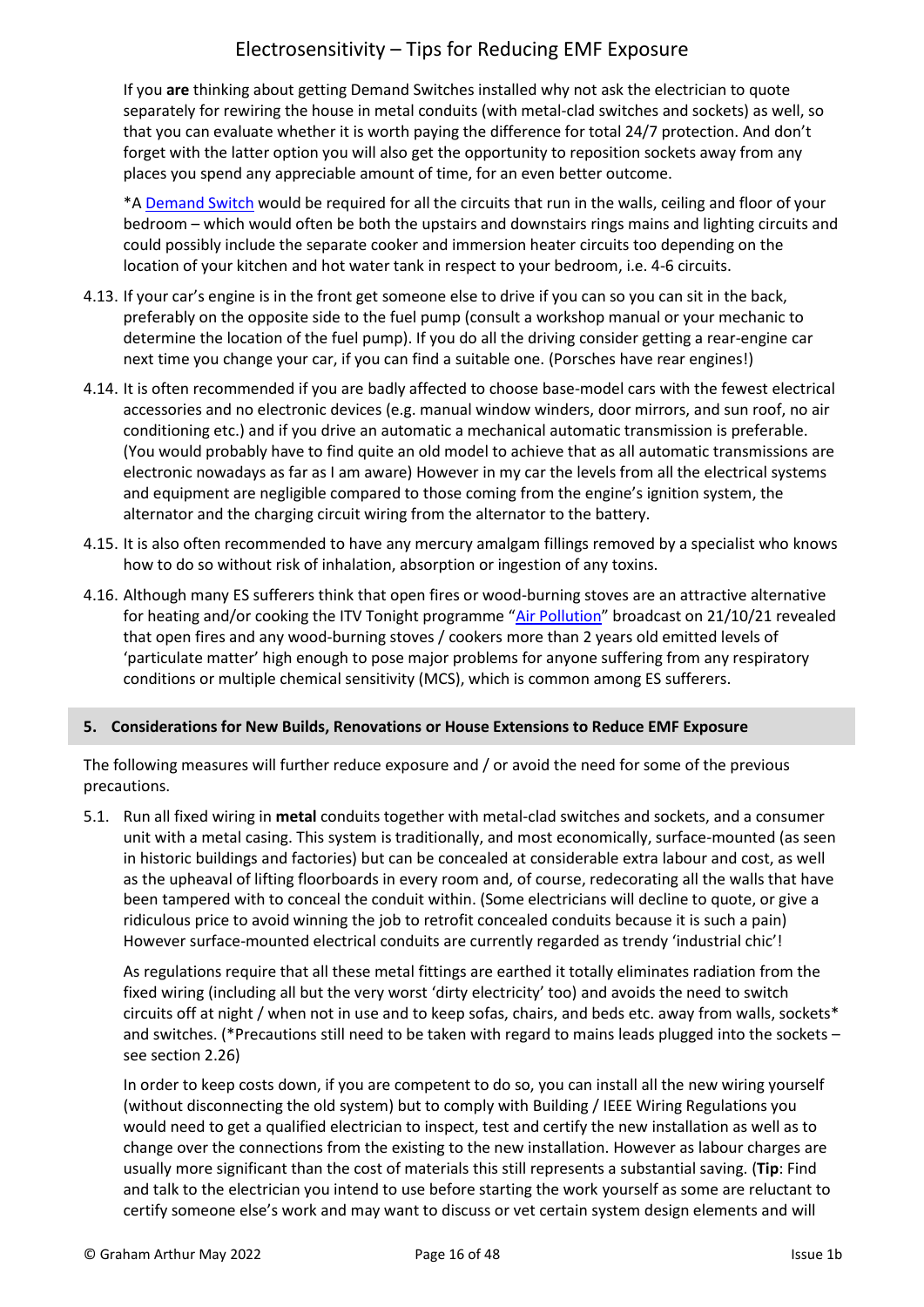If you **are** thinking about getting Demand Switches installed why not ask the electrician to quote separately for rewiring the house in metal conduits (with metal-clad switches and sockets) as well, so that you can evaluate whether it is worth paying the difference for total 24/7 protection. And don't forget with the latter option you will also get the opportunity to reposition sockets away from any places you spend any appreciable amount of time, for an even better outcome.

*A Demand Switch would be required for all the circuits that run in the walls, ceiling and floor of your bedroom – which would often be both the upstairs and downstairs rings mains and lighting circuits and could possibly include the separate cooker and immersion heater circuits too depending on the location of your kitchen and hot water tank in respect to your bedroom, i.e. 4-6 circuits.

4.13. If your car's engine is in the front get someone else to drive if you can so you can sit in the back, preferably on the opposite side to the fuel pump (consult a workshop manual or your mechanic to determine the location of the fuel pump). If you do all the driving consider getting a rear-engine car next time you change your car, if you can find a suitable one. (Porsches have rear engines!)

4.14. It is often recommended if you are badly affected to choose base-model cars with the fewest electrical accessories and no electronic devices (e.g. manual window winders, door mirrors, and sun roof, no air conditioning etc.) and if you drive an automatic a mechanical automatic transmission is preferable. (You would probably have to find quite an old model to achieve that as all automatic transmissions are electronic nowadays as far as I am aware) However in my car the levels from all the electrical systems and equipment are negligible compared to those coming from the engine's ignition system, the alternator and the charging circuit wiring from the alternator to the battery.

4.15. It is also often recommended to have any mercury amalgam fillings removed by a specialist who knows how to do so without risk of inhalation, absorption or ingestion of any toxins.

4.16. Although many ES sufferers think that open fires or wood-burning stoves are an attractive alternative for heating and/or cooking the ITV Tonight programme "Air Pollution" broadcast on 21/10/21 revealed that open fires and any wood-burning stoves / cookers more than 2 years old emitted levels of 'particulate matter' high enough to pose major problems for anyone suffering from any respiratory conditions or multiple chemical sensitivity (MCS), which is common among ES sufferers.

## 5. Considerations for New Builds, Renovations or House Extensions to Reduce EMF Exposure

The following measures will further reduce exposure and / or avoid the need for some of the previous precautions.

5.1. Run all fixed wiring in **metal** conduits together with metal-clad switches and sockets, and a consumer unit with a metal casing. This system is traditionally, and most economically, surface-mounted (as seen in historic buildings and factories) but can be concealed at considerable extra labour and cost, as well as the upheaval of lifting floorboards in every room and, of course, redecorating all the walls that have been tampered with to conceal the conduit within. (Some electricians will decline to quote, or give a ridiculous price to avoid winning the job to retrofit concealed conduits because it is such a pain) However surface-mounted electrical conduits are currently regarded as trendy 'industrial chic'!

As regulations require that all these metal fittings are earthed it totally eliminates radiation from the fixed wiring (including all but the very worst 'dirty electricity' too) and avoids the need to switch circuits off at night / when not in use and to keep sofas, chairs, and beds etc. away from walls, sockets* and switches. (*Precautions still need to be taken with regard to mains leads plugged into the sockets – see section 2.26)

In order to keep costs down, if you are competent to do so, you can install all the new wiring yourself (without disconnecting the old system) but to comply with Building / IEEE Wiring Regulations you would need to get a qualified electrician to inspect, test and certify the new installation as well as to change over the connections from the existing to the new installation. However as labour charges are usually more significant than the cost of materials this still represents a substantial saving. (**Tip**: Find and talk to the electrician you intend to use before starting the work yourself as some are reluctant to certify someone else's work and may want to discuss or vet certain system design elements and will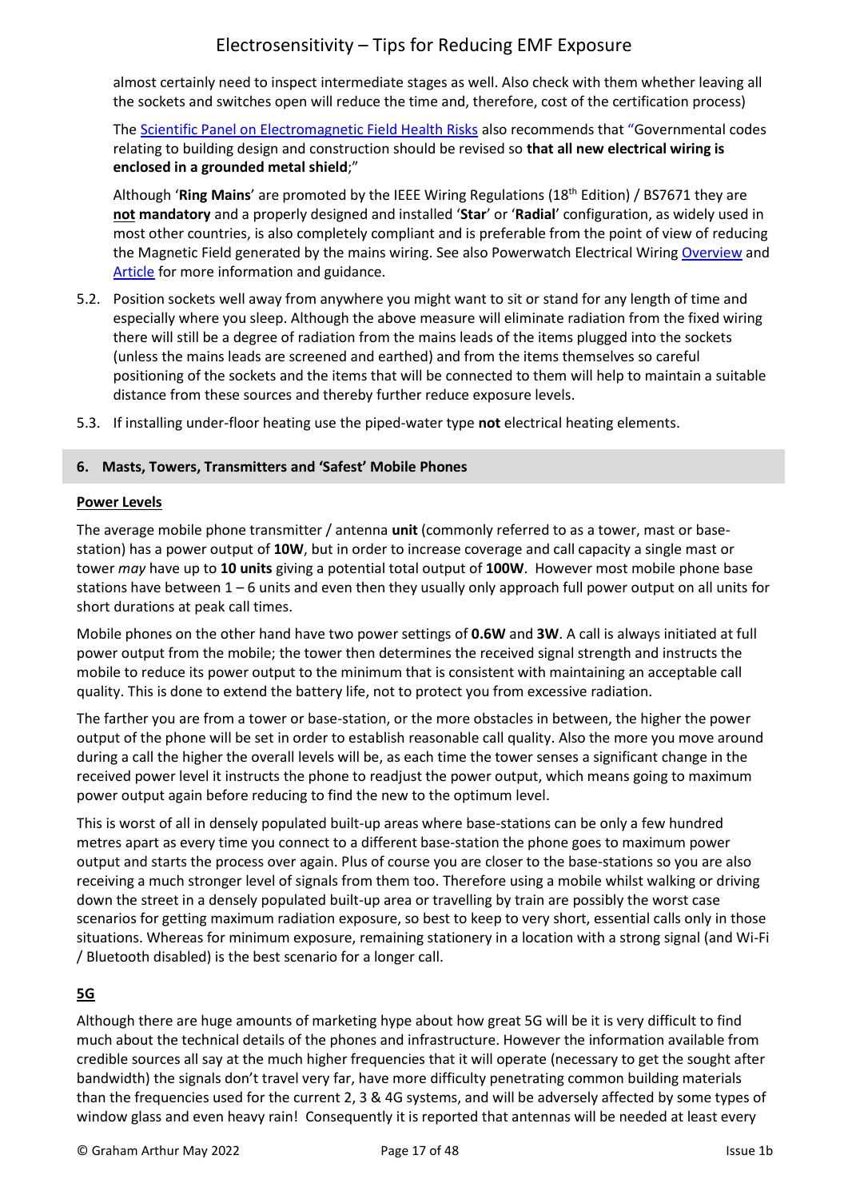almost certainly need to inspect intermediate stages as well. Also check with them whether leaving all the sockets and switches open will reduce the time and, therefore, cost of the certification process)

The Scientific Panel on Electromagnetic Field Health Risks also recommends that "Governmental codes relating to building design and construction should be revised so **that all new electrical wiring is enclosed in a grounded metal shield**;"

Although '**Ring Mains**' are promoted by the IEEE Wiring Regulations (18th Edition) / BS7671 they are **not mandatory** and a properly designed and installed '**Star**' or '**Radial**' configuration, as widely used in most other countries, is also completely compliant and is preferable from the point of view of reducing the Magnetic Field generated by the mains wiring. See also Powerwatch Electrical Wiring Overview and Article for more information and guidance.

5.2. Position sockets well away from anywhere you might want to sit or stand for any length of time and especially where you sleep. Although the above measure will eliminate radiation from the fixed wiring there will still be a degree of radiation from the mains leads of the items plugged into the sockets (unless the mains leads are screened and earthed) and from the items themselves so careful positioning of the sockets and the items that will be connected to them will help to maintain a suitable distance from these sources and thereby further reduce exposure levels.

5.3. If installing under-floor heating use the piped-water type **not** electrical heating elements.

## 6. Masts, Towers, Transmitters and 'Safest' Mobile Phones

### Power Levels

The average mobile phone transmitter / antenna **unit** (commonly referred to as a tower, mast or base-station) has a power output of **10W**, but in order to increase coverage and call capacity a single mast or tower *may* have up to **10 units** giving a potential total output of **100W**. However most mobile phone base stations have between 1 – 6 units and even then they usually only approach full power output on all units for short durations at peak call times.

Mobile phones on the other hand have two power settings of **0.6W** and **3W**. A call is always initiated at full power output from the mobile; the tower then determines the received signal strength and instructs the mobile to reduce its power output to the minimum that is consistent with maintaining an acceptable call quality. This is done to extend the battery life, not to protect you from excessive radiation.

The farther you are from a tower or base-station, or the more obstacles in between, the higher the power output of the phone will be set in order to establish reasonable call quality. Also the more you move around during a call the higher the overall levels will be, as each time the tower senses a significant change in the received power level it instructs the phone to readjust the power output, which means going to maximum power output again before reducing to find the new to the optimum level.

This is worst of all in densely populated built-up areas where base-stations can be only a few hundred metres apart as every time you connect to a different base-station the phone goes to maximum power output and starts the process over again. Plus of course you are closer to the base-stations so you are also receiving a much stronger level of signals from them too. Therefore using a mobile whilst walking or driving down the street in a densely populated built-up area or travelling by train are possibly the worst case scenarios for getting maximum radiation exposure, so best to keep to very short, essential calls only in those situations. Whereas for minimum exposure, remaining stationery in a location with a strong signal (and Wi-Fi / Bluetooth disabled) is the best scenario for a longer call.

### 5G

Although there are huge amounts of marketing hype about how great 5G will be it is very difficult to find much about the technical details of the phones and infrastructure. However the information available from credible sources all say at the much higher frequencies that it will operate (necessary to get the sought after bandwidth) the signals don't travel very far, have more difficulty penetrating common building materials than the frequencies used for the current 2, 3 & 4G systems, and will be adversely affected by some types of window glass and even heavy rain! Consequently it is reported that antennas will be needed at least every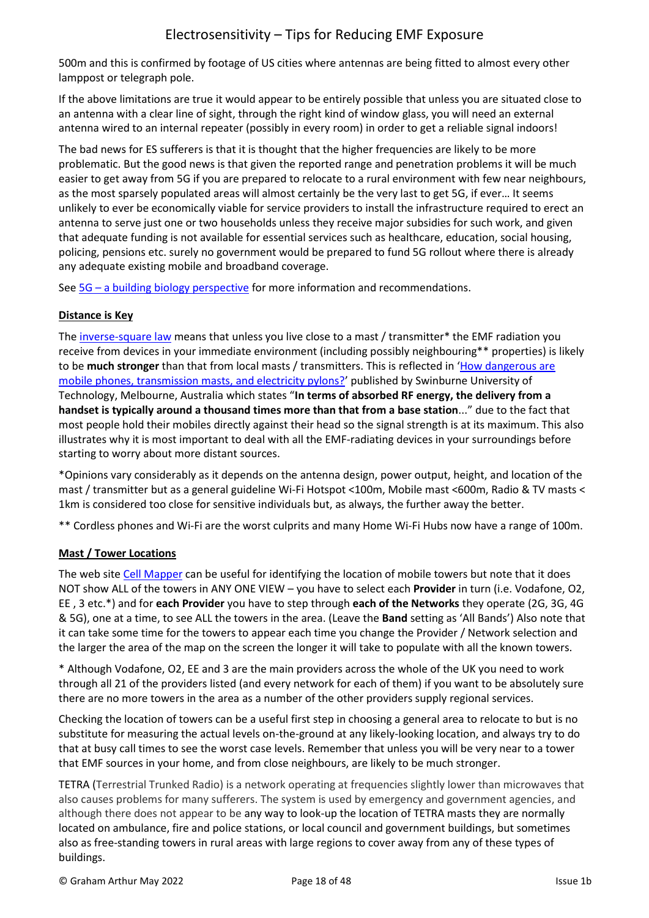500m and this is confirmed by footage of US cities where antennas are being fitted to almost every other lamppost or telegraph pole.

If the above limitations are true it would appear to be entirely possible that unless you are situated close to an antenna with a clear line of sight, through the right kind of window glass, you will need an external antenna wired to an internal repeater (possibly in every room) in order to get a reliable signal indoors!

The bad news for ES sufferers is that it is thought that the higher frequencies are likely to be more problematic. But the good news is that given the reported range and penetration problems it will be much easier to get away from 5G if you are prepared to relocate to a rural environment with few near neighbours, as the most sparsely populated areas will almost certainly be the very last to get 5G, if ever… It seems unlikely to ever be economically viable for service providers to install the infrastructure required to erect an antenna to serve just one or two households unless they receive major subsidies for such work, and given that adequate funding is not available for essential services such as healthcare, education, social housing, policing, pensions etc. surely no government would be prepared to fund 5G rollout where there is already any adequate existing mobile and broadband coverage.

See 5G – a building biology perspective for more information and recommendations.

**Distance is Key**

The inverse-square law means that unless you live close to a mast / transmitter* the EMF radiation you receive from devices in your immediate environment (including possibly neighbouring** properties) is likely to be **much stronger** than that from local masts / transmitters. This is reflected in 'How dangerous are mobile phones, transmission masts, and electricity pylons?' published by Swinburne University of Technology, Melbourne, Australia which states "**In terms of absorbed RF energy, the delivery from a handset is typically around a thousand times more than that from a base station**..." due to the fact that most people hold their mobiles directly against their head so the signal strength is at its maximum. This also illustrates why it is most important to deal with all the EMF-radiating devices in your surroundings before starting to worry about more distant sources.

*Opinions vary considerably as it depends on the antenna design, power output, height, and location of the mast / transmitter but as a general guideline Wi-Fi Hotspot <100m, Mobile mast <600m, Radio & TV masts < 1km is considered too close for sensitive individuals but, as always, the further away the better.

** Cordless phones and Wi-Fi are the worst culprits and many Home Wi-Fi Hubs now have a range of 100m.

**Mast / Tower Locations**

The web site Cell Mapper can be useful for identifying the location of mobile towers but note that it does NOT show ALL of the towers in ANY ONE VIEW – you have to select each **Provider** in turn (i.e. Vodafone, O2, EE , 3 etc.*) and for **each Provider** you have to step through **each of the Networks** they operate (2G, 3G, 4G & 5G), one at a time, to see ALL the towers in the area. (Leave the **Band** setting as 'All Bands') Also note that it can take some time for the towers to appear each time you change the Provider / Network selection and the larger the area of the map on the screen the longer it will take to populate with all the known towers.

* Although Vodafone, O2, EE and 3 are the main providers across the whole of the UK you need to work through all 21 of the providers listed (and every network for each of them) if you want to be absolutely sure there are no more towers in the area as a number of the other providers supply regional services.

Checking the location of towers can be a useful first step in choosing a general area to relocate to but is no substitute for measuring the actual levels on-the-ground at any likely-looking location, and always try to do that at busy call times to see the worst case levels. Remember that unless you will be very near to a tower that EMF sources in your home, and from close neighbours, are likely to be much stronger.

TETRA (Terrestrial Trunked Radio) is a network operating at frequencies slightly lower than microwaves that also causes problems for many sufferers. The system is used by emergency and government agencies, and although there does not appear to be any way to look-up the location of TETRA masts they are normally located on ambulance, fire and police stations, or local council and government buildings, but sometimes also as free-standing towers in rural areas with large regions to cover away from any of these types of buildings.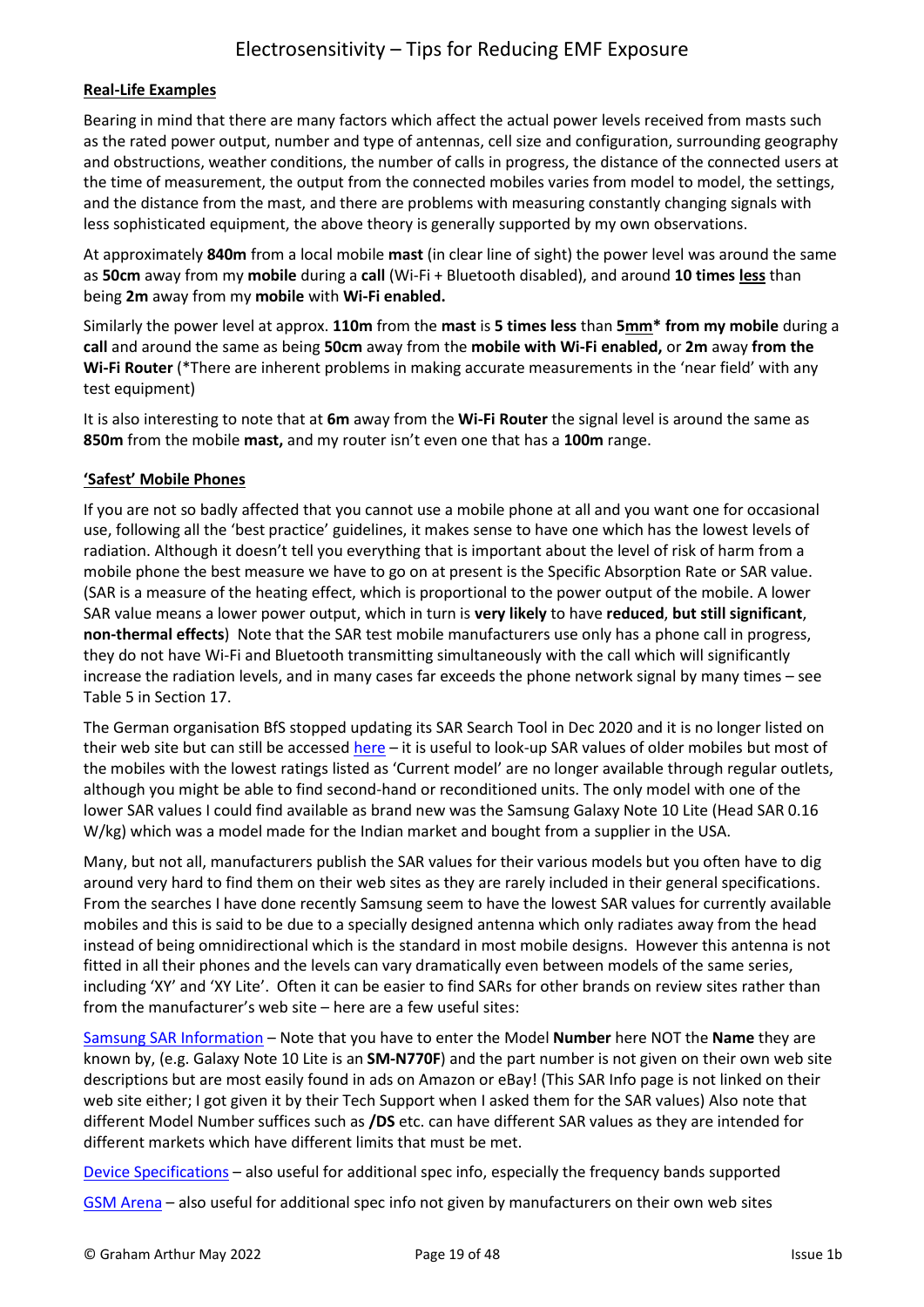## Real-Life Examples

Bearing in mind that there are many factors which affect the actual power levels received from masts such as the rated power output, number and type of antennas, cell size and configuration, surrounding geography and obstructions, weather conditions, the number of calls in progress, the distance of the connected users at the time of measurement, the output from the connected mobiles varies from model to model, the settings, and the distance from the mast, and there are problems with measuring constantly changing signals with less sophisticated equipment, the above theory is generally supported by my own observations.

At approximately **840m** from a local mobile **mast** (in clear line of sight) the power level was around the same as **50cm** away from my **mobile** during a **call** (Wi-Fi + Bluetooth disabled), and around **10 times less** than being **2m** away from my **mobile** with **Wi-Fi enabled.**

Similarly the power level at approx. **110m** from the **mast** is **5 times less** than **5mm* from my mobile** during a **call** and around the same as being **50cm** away from the **mobile with Wi-Fi enabled,** or **2m** away **from the Wi-Fi Router** (*There are inherent problems in making accurate measurements in the 'near field' with any test equipment)

It is also interesting to note that at **6m** away from the **Wi-Fi Router** the signal level is around the same as **850m** from the mobile **mast,** and my router isn't even one that has a **100m** range.

## 'Safest' Mobile Phones

If you are not so badly affected that you cannot use a mobile phone at all and you want one for occasional use, following all the 'best practice' guidelines, it makes sense to have one which has the lowest levels of radiation. Although it doesn't tell you everything that is important about the level of risk of harm from a mobile phone the best measure we have to go on at present is the Specific Absorption Rate or SAR value. (SAR is a measure of the heating effect, which is proportional to the power output of the mobile. A lower SAR value means a lower power output, which in turn is **very likely** to have **reduced**, **but still significant**, **non-thermal effects**) Note that the SAR test mobile manufacturers use only has a phone call in progress, they do not have Wi-Fi and Bluetooth transmitting simultaneously with the call which will significantly increase the radiation levels, and in many cases far exceeds the phone network signal by many times – see Table 5 in Section 17.

The German organisation BfS stopped updating its SAR Search Tool in Dec 2020 and it is no longer listed on their web site but can still be accessed here – it is useful to look-up SAR values of older mobiles but most of the mobiles with the lowest ratings listed as 'Current model' are no longer available through regular outlets, although you might be able to find second-hand or reconditioned units. The only model with one of the lower SAR values I could find available as brand new was the Samsung Galaxy Note 10 Lite (Head SAR 0.16 W/kg) which was a model made for the Indian market and bought from a supplier in the USA.

Many, but not all, manufacturers publish the SAR values for their various models but you often have to dig around very hard to find them on their web sites as they are rarely included in their general specifications. From the searches I have done recently Samsung seem to have the lowest SAR values for currently available mobiles and this is said to be due to a specially designed antenna which only radiates away from the head instead of being omnidirectional which is the standard in most mobile designs. However this antenna is not fitted in all their phones and the levels can vary dramatically even between models of the same series, including 'XY' and 'XY Lite'. Often it can be easier to find SARs for other brands on review sites rather than from the manufacturer's web site – here are a few useful sites:

Samsung SAR Information – Note that you have to enter the Model **Number** here NOT the **Name** they are known by, (e.g. Galaxy Note 10 Lite is an **SM-N770F**) and the part number is not given on their own web site descriptions but are most easily found in ads on Amazon or eBay! (This SAR Info page is not linked on their web site either; I got given it by their Tech Support when I asked them for the SAR values) Also note that different Model Number suffices such as **/DS** etc. can have different SAR values as they are intended for different markets which have different limits that must be met.

Device Specifications – also useful for additional spec info, especially the frequency bands supported

GSM Arena – also useful for additional spec info not given by manufacturers on their own web sites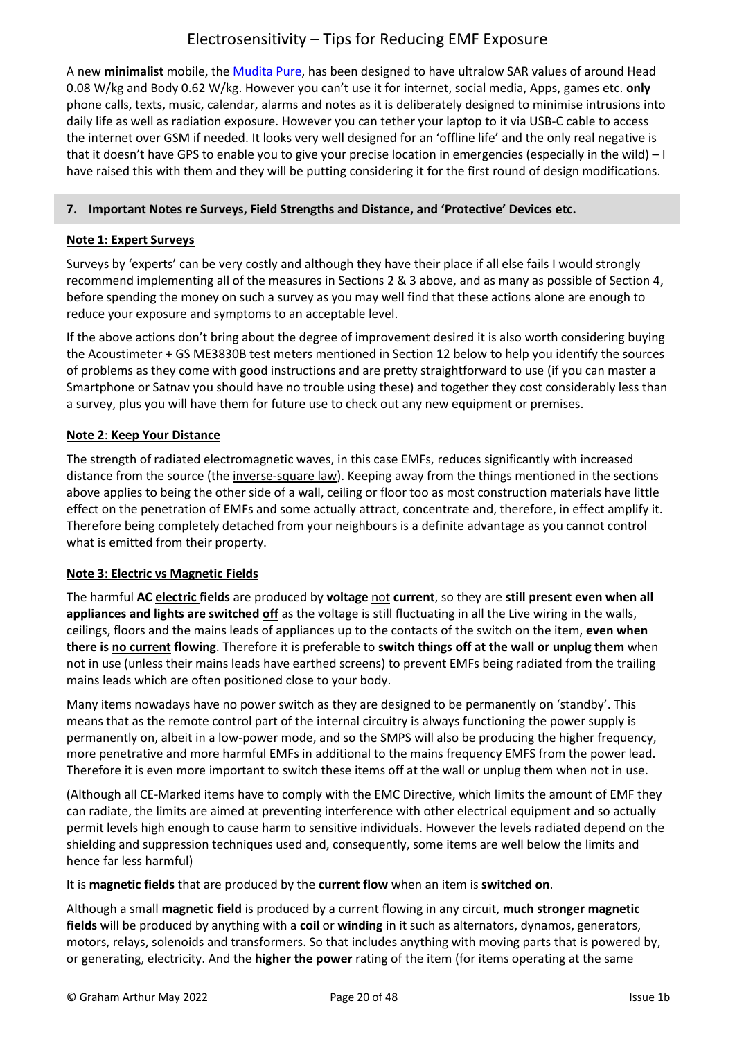A new **minimalist** mobile, the Mudita Pure, has been designed to have ultralow SAR values of around Head 0.08 W/kg and Body 0.62 W/kg. However you can't use it for internet, social media, Apps, games etc. **only** phone calls, texts, music, calendar, alarms and notes as it is deliberately designed to minimise intrusions into daily life as well as radiation exposure. However you can tether your laptop to it via USB-C cable to access the internet over GSM if needed. It looks very well designed for an 'offline life' and the only real negative is that it doesn't have GPS to enable you to give your precise location in emergencies (especially in the wild) – I have raised this with them and they will be putting considering it for the first round of design modifications.

## 7. Important Notes re Surveys, Field Strengths and Distance, and 'Protective' Devices etc.

### Note 1: Expert Surveys

Surveys by 'experts' can be very costly and although they have their place if all else fails I would strongly recommend implementing all of the measures in Sections 2 & 3 above, and as many as possible of Section 4, before spending the money on such a survey as you may well find that these actions alone are enough to reduce your exposure and symptoms to an acceptable level.

If the above actions don't bring about the degree of improvement desired it is also worth considering buying the Acoustimeter + GS ME3830B test meters mentioned in Section 12 below to help you identify the sources of problems as they come with good instructions and are pretty straightforward to use (if you can master a Smartphone or Satnav you should have no trouble using these) and together they cost considerably less than a survey, plus you will have them for future use to check out any new equipment or premises.

### Note 2: Keep Your Distance

The strength of radiated electromagnetic waves, in this case EMFs, reduces significantly with increased distance from the source (the inverse-square law). Keeping away from the things mentioned in the sections above applies to being the other side of a wall, ceiling or floor too as most construction materials have little effect on the penetration of EMFs and some actually attract, concentrate and, therefore, in effect amplify it. Therefore being completely detached from your neighbours is a definite advantage as you cannot control what is emitted from their property.

### Note 3: Electric vs Magnetic Fields

The harmful **AC electric fields** are produced by **voltage** not **current**, so they are **still present even when all appliances and lights are switched off** as the voltage is still fluctuating in all the Live wiring in the walls, ceilings, floors and the mains leads of appliances up to the contacts of the switch on the item, **even when there is no current flowing**. Therefore it is preferable to **switch things off at the wall or unplug them** when not in use (unless their mains leads have earthed screens) to prevent EMFs being radiated from the trailing mains leads which are often positioned close to your body.

Many items nowadays have no power switch as they are designed to be permanently on 'standby'. This means that as the remote control part of the internal circuitry is always functioning the power supply is permanently on, albeit in a low-power mode, and so the SMPS will also be producing the higher frequency, more penetrative and more harmful EMFs in additional to the mains frequency EMFS from the power lead. Therefore it is even more important to switch these items off at the wall or unplug them when not in use.

(Although all CE-Marked items have to comply with the EMC Directive, which limits the amount of EMF they can radiate, the limits are aimed at preventing interference with other electrical equipment and so actually permit levels high enough to cause harm to sensitive individuals. However the levels radiated depend on the shielding and suppression techniques used and, consequently, some items are well below the limits and hence far less harmful)

It is **magnetic fields** that are produced by the **current flow** when an item is **switched on**.

Although a small **magnetic field** is produced by a current flowing in any circuit, **much stronger magnetic fields** will be produced by anything with a **coil** or **winding** in it such as alternators, dynamos, generators, motors, relays, solenoids and transformers. So that includes anything with moving parts that is powered by, or generating, electricity. And the **higher the power** rating of the item (for items operating at the same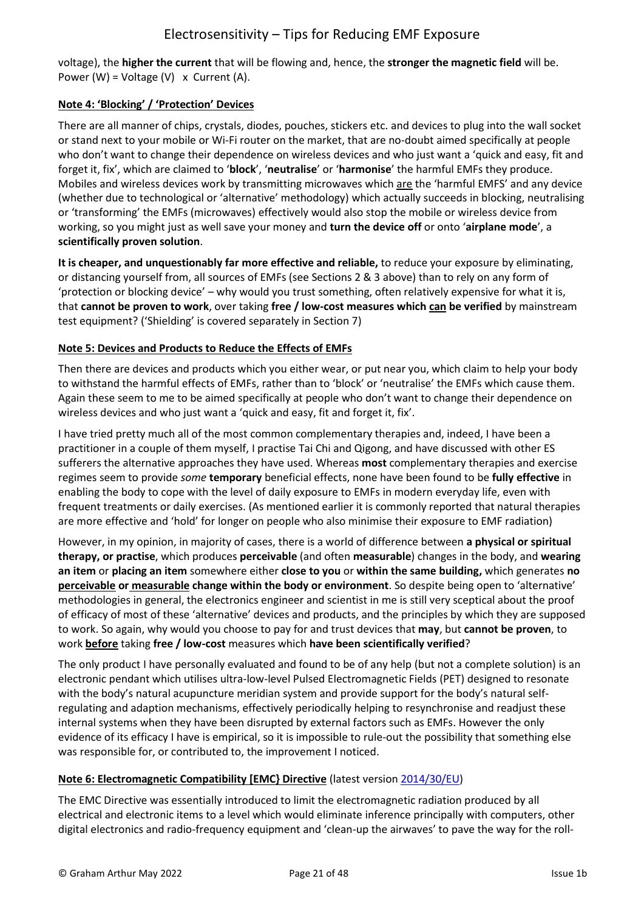voltage), the **higher the current** that will be flowing and, hence, the **stronger the magnetic field** will be. Power (W) = Voltage (V) x Current (A).

**Note 4: 'Blocking' / 'Protection' Devices**

There are all manner of chips, crystals, diodes, pouches, stickers etc. and devices to plug into the wall socket or stand next to your mobile or Wi-Fi router on the market, that are no-doubt aimed specifically at people who don't want to change their dependence on wireless devices and who just want a 'quick and easy, fit and forget it, fix', which are claimed to '**block**', '**neutralise**' or '**harmonise**' the harmful EMFs they produce. Mobiles and wireless devices work by transmitting microwaves which are the 'harmful EMFS' and any device (whether due to technological or 'alternative' methodology) which actually succeeds in blocking, neutralising or 'transforming' the EMFs (microwaves) effectively would also stop the mobile or wireless device from working, so you might just as well save your money and **turn the device off** or onto '**airplane mode**', a **scientifically proven solution**.

**It is cheaper, and unquestionably far more effective and reliable,** to reduce your exposure by eliminating, or distancing yourself from, all sources of EMFs (see Sections 2 & 3 above) than to rely on any form of 'protection or blocking device' – why would you trust something, often relatively expensive for what it is, that **cannot be proven to work**, over taking **free / low-cost measures which can be verified** by mainstream test equipment? ('Shielding' is covered separately in Section 7)

**Note 5: Devices and Products to Reduce the Effects of EMFs**

Then there are devices and products which you either wear, or put near you, which claim to help your body to withstand the harmful effects of EMFs, rather than to 'block' or 'neutralise' the EMFs which cause them. Again these seem to me to be aimed specifically at people who don't want to change their dependence on wireless devices and who just want a 'quick and easy, fit and forget it, fix'.

I have tried pretty much all of the most common complementary therapies and, indeed, I have been a practitioner in a couple of them myself, I practise Tai Chi and Qigong, and have discussed with other ES sufferers the alternative approaches they have used. Whereas **most** complementary therapies and exercise regimes seem to provide *some* **temporary** beneficial effects, none have been found to be **fully effective** in enabling the body to cope with the level of daily exposure to EMFs in modern everyday life, even with frequent treatments or daily exercises. (As mentioned earlier it is commonly reported that natural therapies are more effective and 'hold' for longer on people who also minimise their exposure to EMF radiation)

However, in my opinion, in majority of cases, there is a world of difference between **a physical or spiritual therapy, or practise**, which produces **perceivable** (and often **measurable**) changes in the body, and **wearing an item** or **placing an item** somewhere either **close to you** or **within the same building,** which generates **no perceivable or measurable change within the body or environment**. So despite being open to 'alternative' methodologies in general, the electronics engineer and scientist in me is still very sceptical about the proof of efficacy of most of these 'alternative' devices and products, and the principles by which they are supposed to work. So again, why would you choose to pay for and trust devices that **may**, but **cannot be proven**, to work **before** taking **free / low-cost** measures which **have been scientifically verified**?

The only product I have personally evaluated and found to be of any help (but not a complete solution) is an electronic pendant which utilises ultra-low-level Pulsed Electromagnetic Fields (PET) designed to resonate with the body's natural acupuncture meridian system and provide support for the body's natural self-regulating and adaption mechanisms, effectively periodically helping to resynchronise and readjust these internal systems when they have been disrupted by external factors such as EMFs. However the only evidence of its efficacy I have is empirical, so it is impossible to rule-out the possibility that something else was responsible for, or contributed to, the improvement I noticed.

**Note 6: Electromagnetic Compatibility [EMC} Directive** (latest version 2014/30/EU)

The EMC Directive was essentially introduced to limit the electromagnetic radiation produced by all electrical and electronic items to a level which would eliminate inference principally with computers, other digital electronics and radio-frequency equipment and 'clean-up the airwaves' to pave the way for the roll-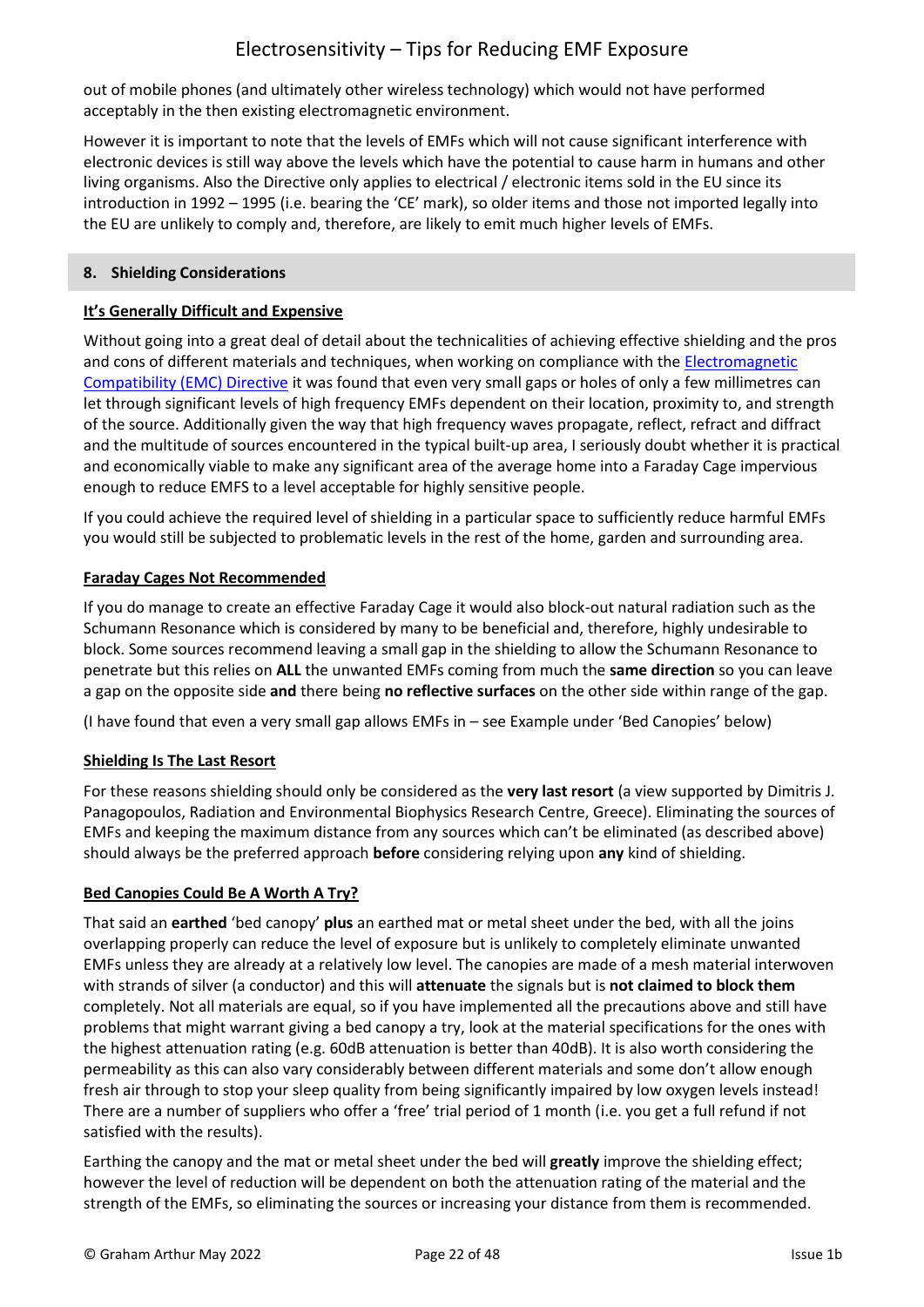out of mobile phones (and ultimately other wireless technology) which would not have performed acceptably in the then existing electromagnetic environment.

However it is important to note that the levels of EMFs which will not cause significant interference with electronic devices is still way above the levels which have the potential to cause harm in humans and other living organisms. Also the Directive only applies to electrical / electronic items sold in the EU since its introduction in 1992 – 1995 (i.e. bearing the 'CE' mark), so older items and those not imported legally into the EU are unlikely to comply and, therefore, are likely to emit much higher levels of EMFs.

## 8. Shielding Considerations

### It's Generally Difficult and Expensive

Without going into a great deal of detail about the technicalities of achieving effective shielding and the pros and cons of different materials and techniques, when working on compliance with the Electromagnetic Compatibility (EMC) Directive it was found that even very small gaps or holes of only a few millimetres can let through significant levels of high frequency EMFs dependent on their location, proximity to, and strength of the source. Additionally given the way that high frequency waves propagate, reflect, refract and diffract and the multitude of sources encountered in the typical built-up area, I seriously doubt whether it is practical and economically viable to make any significant area of the average home into a Faraday Cage impervious enough to reduce EMFS to a level acceptable for highly sensitive people.

If you could achieve the required level of shielding in a particular space to sufficiently reduce harmful EMFs you would still be subjected to problematic levels in the rest of the home, garden and surrounding area.

### Faraday Cages Not Recommended

If you do manage to create an effective Faraday Cage it would also block-out natural radiation such as the Schumann Resonance which is considered by many to be beneficial and, therefore, highly undesirable to block. Some sources recommend leaving a small gap in the shielding to allow the Schumann Resonance to penetrate but this relies on **ALL** the unwanted EMFs coming from much the **same direction** so you can leave a gap on the opposite side **and** there being **no reflective surfaces** on the other side within range of the gap.

(I have found that even a very small gap allows EMFs in – see Example under 'Bed Canopies' below)

### Shielding Is The Last Resort

For these reasons shielding should only be considered as the **very last resort** (a view supported by Dimitris J. Panagopoulos, Radiation and Environmental Biophysics Research Centre, Greece). Eliminating the sources of EMFs and keeping the maximum distance from any sources which can't be eliminated (as described above) should always be the preferred approach **before** considering relying upon **any** kind of shielding.

### Bed Canopies Could Be A Worth A Try?

That said an **earthed** 'bed canopy' **plus** an earthed mat or metal sheet under the bed, with all the joins overlapping properly can reduce the level of exposure but is unlikely to completely eliminate unwanted EMFs unless they are already at a relatively low level. The canopies are made of a mesh material interwoven with strands of silver (a conductor) and this will **attenuate** the signals but is **not claimed to block them** completely. Not all materials are equal, so if you have implemented all the precautions above and still have problems that might warrant giving a bed canopy a try, look at the material specifications for the ones with the highest attenuation rating (e.g. 60dB attenuation is better than 40dB). It is also worth considering the permeability as this can also vary considerably between different materials and some don't allow enough fresh air through to stop your sleep quality from being significantly impaired by low oxygen levels instead! There are a number of suppliers who offer a 'free' trial period of 1 month (i.e. you get a full refund if not satisfied with the results).

Earthing the canopy and the mat or metal sheet under the bed will **greatly** improve the shielding effect; however the level of reduction will be dependent on both the attenuation rating of the material and the strength of the EMFs, so eliminating the sources or increasing your distance from them is recommended.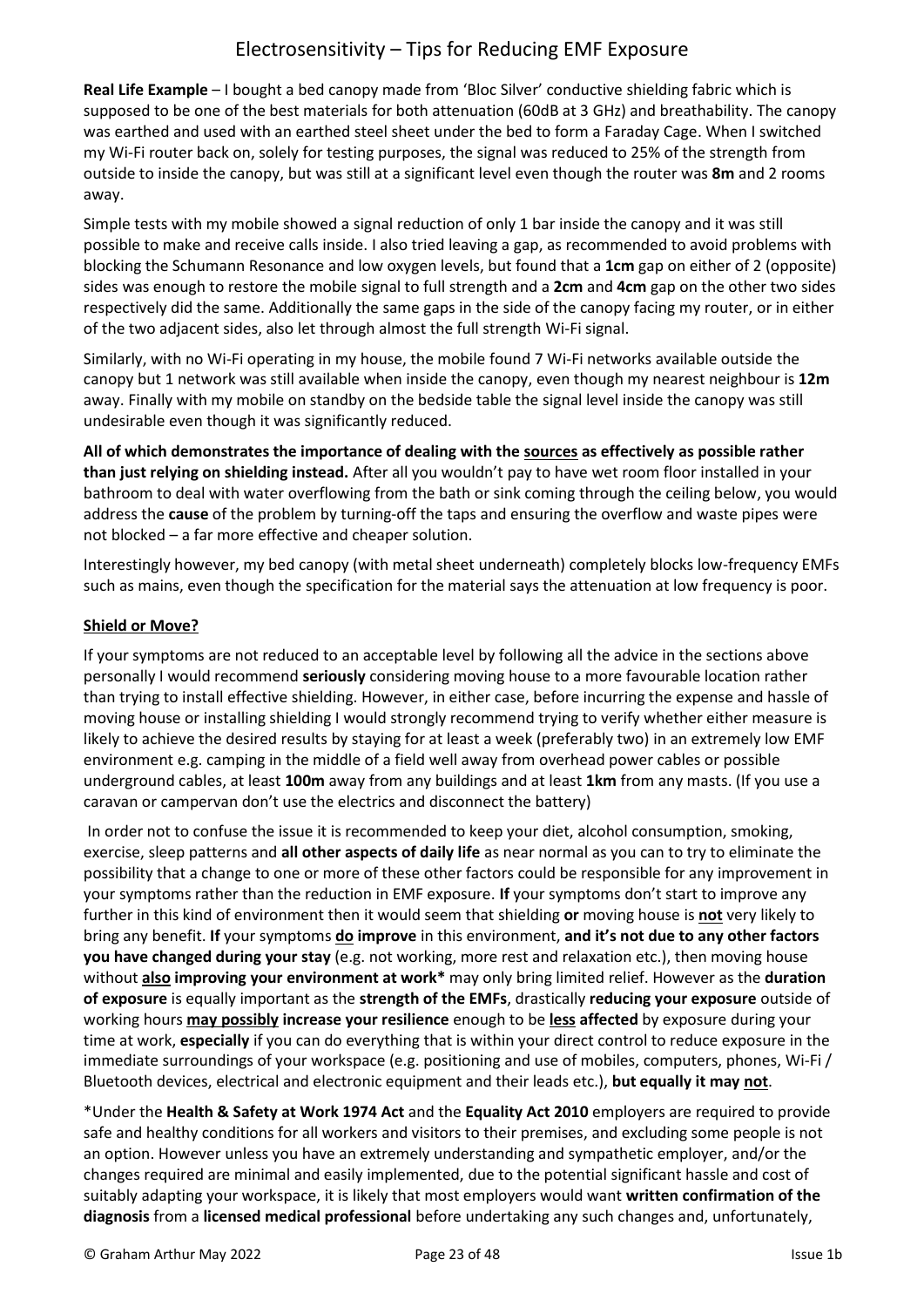**Real Life Example** – I bought a bed canopy made from 'Bloc Silver' conductive shielding fabric which is supposed to be one of the best materials for both attenuation (60dB at 3 GHz) and breathability. The canopy was earthed and used with an earthed steel sheet under the bed to form a Faraday Cage. When I switched my Wi-Fi router back on, solely for testing purposes, the signal was reduced to 25% of the strength from outside to inside the canopy, but was still at a significant level even though the router was **8m** and 2 rooms away.

Simple tests with my mobile showed a signal reduction of only 1 bar inside the canopy and it was still possible to make and receive calls inside. I also tried leaving a gap, as recommended to avoid problems with blocking the Schumann Resonance and low oxygen levels, but found that a **1cm** gap on either of 2 (opposite) sides was enough to restore the mobile signal to full strength and a **2cm** and **4cm** gap on the other two sides respectively did the same. Additionally the same gaps in the side of the canopy facing my router, or in either of the two adjacent sides, also let through almost the full strength Wi-Fi signal.

Similarly, with no Wi-Fi operating in my house, the mobile found 7 Wi-Fi networks available outside the canopy but 1 network was still available when inside the canopy, even though my nearest neighbour is **12m** away. Finally with my mobile on standby on the bedside table the signal level inside the canopy was still undesirable even though it was significantly reduced.

**All of which demonstrates the importance of dealing with the <u>sources</u> as effectively as possible rather than just relying on shielding instead.** After all you wouldn't pay to have wet room floor installed in your bathroom to deal with water overflowing from the bath or sink coming through the ceiling below, you would address the **cause** of the problem by turning-off the taps and ensuring the overflow and waste pipes were not blocked – a far more effective and cheaper solution.

Interestingly however, my bed canopy (with metal sheet underneath) completely blocks low-frequency EMFs such as mains, even though the specification for the material says the attenuation at low frequency is poor.

## <u>Shield or Move?</u>

If your symptoms are not reduced to an acceptable level by following all the advice in the sections above personally I would recommend **seriously** considering moving house to a more favourable location rather than trying to install effective shielding. However, in either case, before incurring the expense and hassle of moving house or installing shielding I would strongly recommend trying to verify whether either measure is likely to achieve the desired results by staying for at least a week (preferably two) in an extremely low EMF environment e.g. camping in the middle of a field well away from overhead power cables or possible underground cables, at least **100m** away from any buildings and at least **1km** from any masts. (If you use a caravan or campervan don't use the electrics and disconnect the battery)

In order not to confuse the issue it is recommended to keep your diet, alcohol consumption, smoking, exercise, sleep patterns and **all other aspects of daily life** as near normal as you can to try to eliminate the possibility that a change to one or more of these other factors could be responsible for any improvement in your symptoms rather than the reduction in EMF exposure. **If** your symptoms don't start to improve any further in this kind of environment then it would seem that shielding **or** moving house is **<u>not</u>** very likely to bring any benefit. **If** your symptoms **<u>do</u> improve** in this environment, **and it's not due to any other factors you have changed during your stay** (e.g. not working, more rest and relaxation etc.), then moving house without **<u>also</u> improving your environment at work*** may only bring limited relief. However as the **duration of exposure** is equally important as the **strength of the EMFs**, drastically **reducing your exposure** outside of working hours **<u>may possibly</u> increase your resilience** enough to be **<u>less</u> affected** by exposure during your time at work, **especially** if you can do everything that is within your direct control to reduce exposure in the immediate surroundings of your workspace (e.g. positioning and use of mobiles, computers, phones, Wi-Fi / Bluetooth devices, electrical and electronic equipment and their leads etc.), **but equally it may <u>not</u>**.

*Under the **Health & Safety at Work 1974 Act** and the **Equality Act 2010** employers are required to provide safe and healthy conditions for all workers and visitors to their premises, and excluding some people is not an option. However unless you have an extremely understanding and sympathetic employer, and/or the changes required are minimal and easily implemented, due to the potential significant hassle and cost of suitably adapting your workspace, it is likely that most employers would want **written confirmation of the diagnosis** from a **licensed medical professional** before undertaking any such changes and, unfortunately,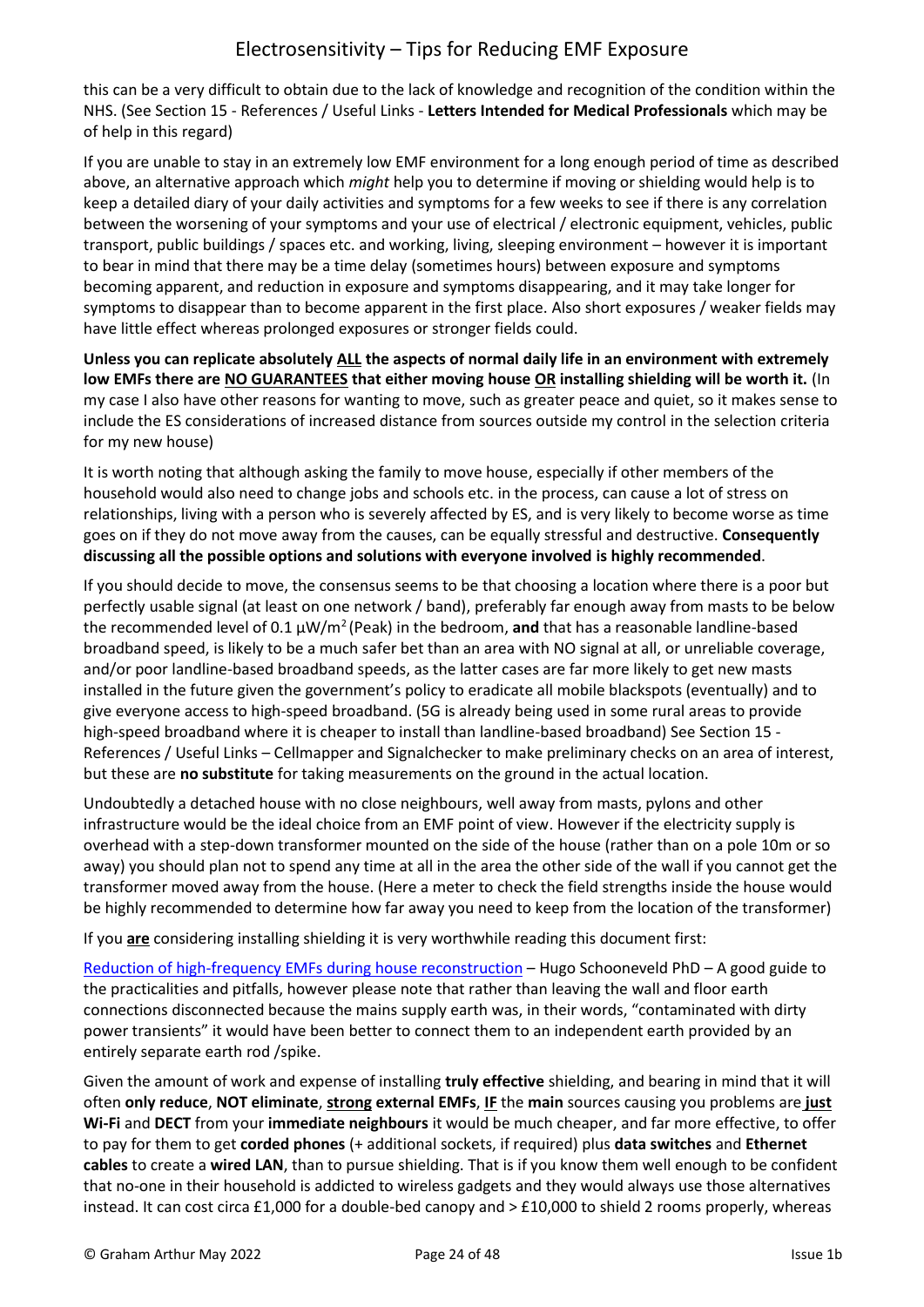this can be a very difficult to obtain due to the lack of knowledge and recognition of the condition within the NHS. (See Section 15 - References / Useful Links - **Letters Intended for Medical Professionals** which may be of help in this regard)

If you are unable to stay in an extremely low EMF environment for a long enough period of time as described above, an alternative approach which *might* help you to determine if moving or shielding would help is to keep a detailed diary of your daily activities and symptoms for a few weeks to see if there is any correlation between the worsening of your symptoms and your use of electrical / electronic equipment, vehicles, public transport, public buildings / spaces etc. and working, living, sleeping environment – however it is important to bear in mind that there may be a time delay (sometimes hours) between exposure and symptoms becoming apparent, and reduction in exposure and symptoms disappearing, and it may take longer for symptoms to disappear than to become apparent in the first place. Also short exposures / weaker fields may have little effect whereas prolonged exposures or stronger fields could.

**Unless you can replicate absolutely <u>ALL</u> the aspects of normal daily life in an environment with extremely low EMFs there are <u>NO GUARANTEES</u> that either moving house <u>OR</u> installing shielding will be worth it.** (In my case I also have other reasons for wanting to move, such as greater peace and quiet, so it makes sense to include the ES considerations of increased distance from sources outside my control in the selection criteria for my new house)

It is worth noting that although asking the family to move house, especially if other members of the household would also need to change jobs and schools etc. in the process, can cause a lot of stress on relationships, living with a person who is severely affected by ES, and is very likely to become worse as time goes on if they do not move away from the causes, can be equally stressful and destructive. **Consequently discussing all the possible options and solutions with everyone involved is highly recommended**.

If you should decide to move, the consensus seems to be that choosing a location where there is a poor but perfectly usable signal (at least on one network / band), preferably far enough away from masts to be below the recommended level of 0.1 µW/m$^2$ (Peak) in the bedroom, **and** that has a reasonable landline-based broadband speed, is likely to be a much safer bet than an area with NO signal at all, or unreliable coverage, and/or poor landline-based broadband speeds, as the latter cases are far more likely to get new masts installed in the future given the government's policy to eradicate all mobile blackspots (eventually) and to give everyone access to high-speed broadband. (5G is already being used in some rural areas to provide high-speed broadband where it is cheaper to install than landline-based broadband) See Section 15 - References / Useful Links – Cellmapper and Signalchecker to make preliminary checks on an area of interest, but these are **no substitute** for taking measurements on the ground in the actual location.

Undoubtedly a detached house with no close neighbours, well away from masts, pylons and other infrastructure would be the ideal choice from an EMF point of view. However if the electricity supply is overhead with a step-down transformer mounted on the side of the house (rather than on a pole 10m or so away) you should plan not to spend any time at all in the area the other side of the wall if you cannot get the transformer moved away from the house. (Here a meter to check the field strengths inside the house would be highly recommended to determine how far away you need to keep from the location of the transformer)

If you **<u>are</u>** considering installing shielding it is very worthwhile reading this document first:

[Reduction of high-frequency EMFs during house reconstruction]() – Hugo Schooneveld PhD – A good guide to the practicalities and pitfalls, however please note that rather than leaving the wall and floor earth connections disconnected because the mains supply earth was, in their words, "contaminated with dirty power transients" it would have been better to connect them to an independent earth provided by an entirely separate earth rod /spike.

Given the amount of work and expense of installing **truly effective** shielding, and bearing in mind that it will often **only reduce**, **NOT eliminate**, **<u>strong</u> external EMFs**, **<u>IF</u>** the **main** sources causing you problems are **<u>just</u> Wi-Fi** and **DECT** from your **immediate neighbours** it would be much cheaper, and far more effective, to offer to pay for them to get **corded phones** (+ additional sockets, if required) plus **data switches** and **Ethernet cables** to create a **wired LAN**, than to pursue shielding. That is if you know them well enough to be confident that no-one in their household is addicted to wireless gadgets and they would always use those alternatives instead. It can cost circa £1,000 for a double-bed canopy and > £10,000 to shield 2 rooms properly, whereas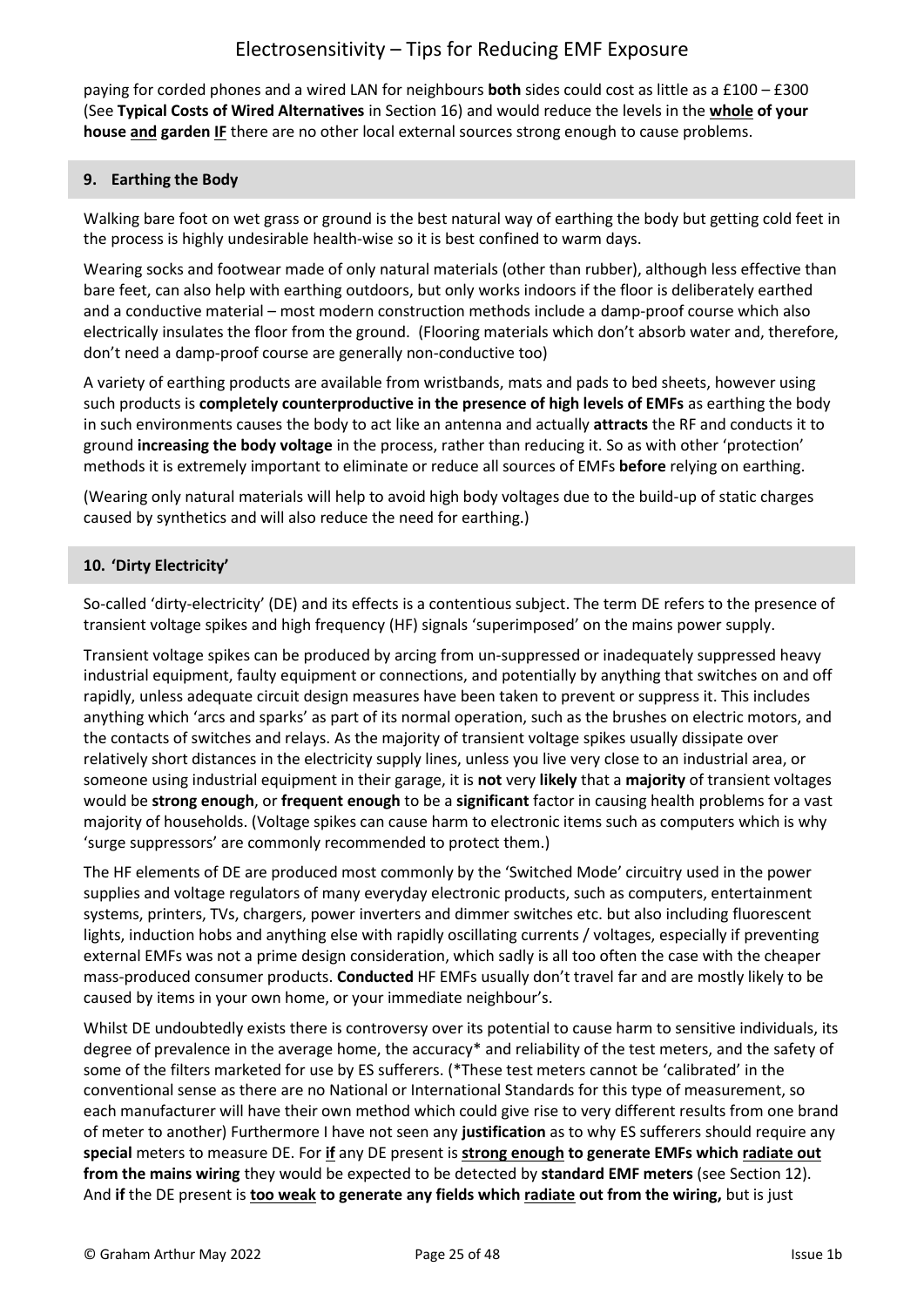paying for corded phones and a wired LAN for neighbours **both** sides could cost as little as a £100 – £300 (See **Typical Costs of Wired Alternatives** in Section 16) and would reduce the levels in the **whole of your house and garden IF** there are no other local external sources strong enough to cause problems.

## 9. Earthing the Body

Walking bare foot on wet grass or ground is the best natural way of earthing the body but getting cold feet in the process is highly undesirable health-wise so it is best confined to warm days.

Wearing socks and footwear made of only natural materials (other than rubber), although less effective than bare feet, can also help with earthing outdoors, but only works indoors if the floor is deliberately earthed and a conductive material – most modern construction methods include a damp-proof course which also electrically insulates the floor from the ground. (Flooring materials which don't absorb water and, therefore, don't need a damp-proof course are generally non-conductive too)

A variety of earthing products are available from wristbands, mats and pads to bed sheets, however using such products is **completely counterproductive in the presence of high levels of EMFs** as earthing the body in such environments causes the body to act like an antenna and actually **attracts** the RF and conducts it to ground **increasing the body voltage** in the process, rather than reducing it. So as with other 'protection' methods it is extremely important to eliminate or reduce all sources of EMFs **before** relying on earthing.

(Wearing only natural materials will help to avoid high body voltages due to the build-up of static charges caused by synthetics and will also reduce the need for earthing.)

## 10. 'Dirty Electricity'

So-called 'dirty-electricity' (DE) and its effects is a contentious subject. The term DE refers to the presence of transient voltage spikes and high frequency (HF) signals 'superimposed' on the mains power supply.

Transient voltage spikes can be produced by arcing from un-suppressed or inadequately suppressed heavy industrial equipment, faulty equipment or connections, and potentially by anything that switches on and off rapidly, unless adequate circuit design measures have been taken to prevent or suppress it. This includes anything which 'arcs and sparks' as part of its normal operation, such as the brushes on electric motors, and the contacts of switches and relays. As the majority of transient voltage spikes usually dissipate over relatively short distances in the electricity supply lines, unless you live very close to an industrial area, or someone using industrial equipment in their garage, it is **not** very **likely** that a **majority** of transient voltages would be **strong enough**, or **frequent enough** to be a **significant** factor in causing health problems for a vast majority of households. (Voltage spikes can cause harm to electronic items such as computers which is why 'surge suppressors' are commonly recommended to protect them.)

The HF elements of DE are produced most commonly by the 'Switched Mode' circuitry used in the power supplies and voltage regulators of many everyday electronic products, such as computers, entertainment systems, printers, TVs, chargers, power inverters and dimmer switches etc. but also including fluorescent lights, induction hobs and anything else with rapidly oscillating currents / voltages, especially if preventing external EMFs was not a prime design consideration, which sadly is all too often the case with the cheaper mass-produced consumer products. **Conducted** HF EMFs usually don't travel far and are mostly likely to be caused by items in your own home, or your immediate neighbour's.

Whilst DE undoubtedly exists there is controversy over its potential to cause harm to sensitive individuals, its degree of prevalence in the average home, the accuracy* and reliability of the test meters, and the safety of some of the filters marketed for use by ES sufferers. (*These test meters cannot be 'calibrated' in the conventional sense as there are no National or International Standards for this type of measurement, so each manufacturer will have their own method which could give rise to very different results from one brand of meter to another) Furthermore I have not seen any **justification** as to why ES sufferers should require any **special** meters to measure DE. For **if** any DE present is **strong enough to generate EMFs which radiate out from the mains wiring** they would be expected to be detected by **standard EMF meters** (see Section 12). And **if** the DE present is **too weak to generate any fields which radiate out from the wiring,** but is just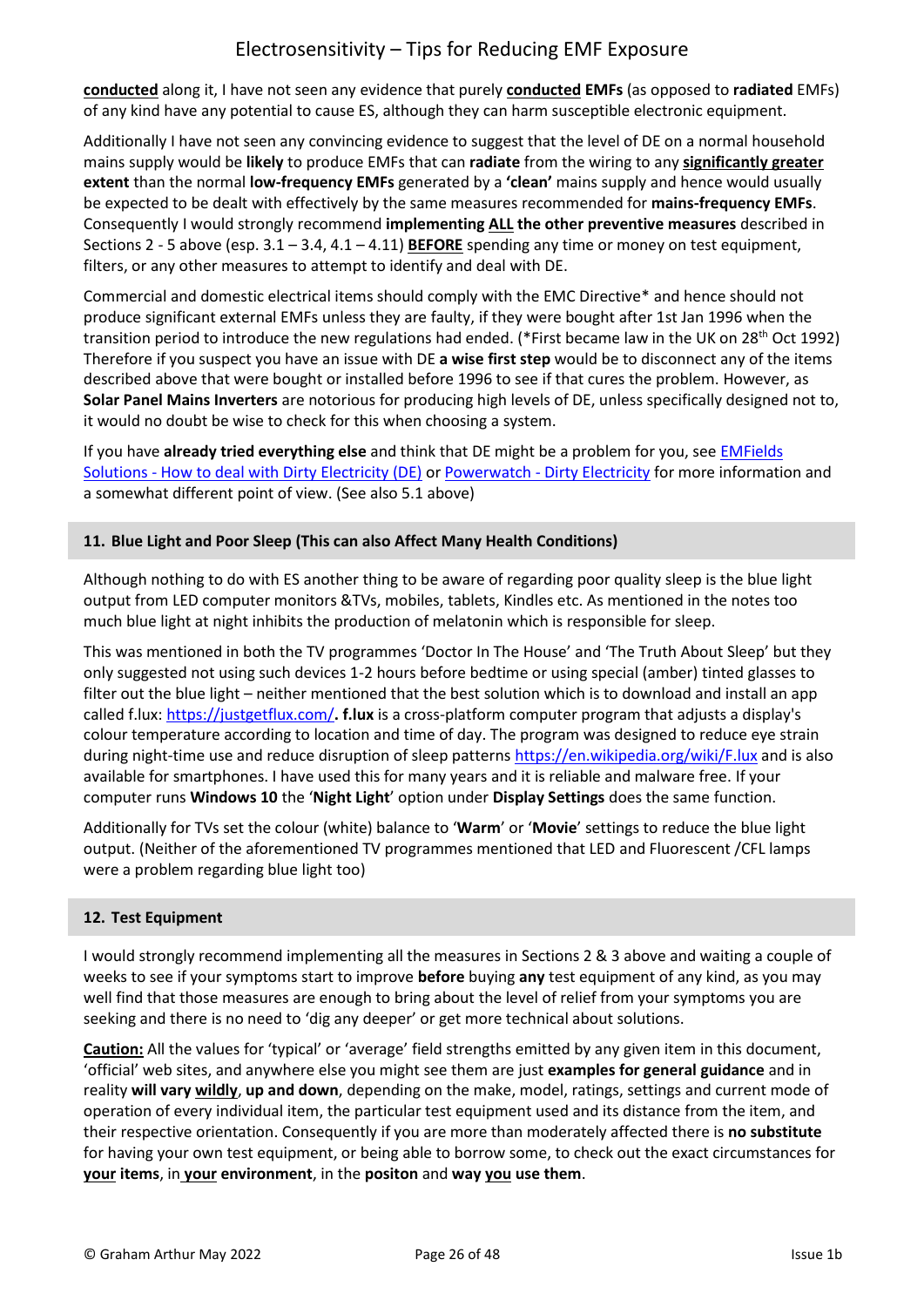**conducted** along it, I have not seen any evidence that purely **conducted EMFs** (as opposed to **radiated** EMFs) of any kind have any potential to cause ES, although they can harm susceptible electronic equipment.

Additionally I have not seen any convincing evidence to suggest that the level of DE on a normal household mains supply would be **likely** to produce EMFs that can **radiate** from the wiring to any **significantly greater extent** than the normal **low-frequency EMFs** generated by a **'clean'** mains supply and hence would usually be expected to be dealt with effectively by the same measures recommended for **mains-frequency EMFs**. Consequently I would strongly recommend **implementing ALL the other preventive measures** described in Sections 2 - 5 above (esp. 3.1 – 3.4, 4.1 – 4.11) **BEFORE** spending any time or money on test equipment, filters, or any other measures to attempt to identify and deal with DE.

Commercial and domestic electrical items should comply with the EMC Directive* and hence should not produce significant external EMFs unless they are faulty, if they were bought after 1st Jan 1996 when the transition period to introduce the new regulations had ended. (*First became law in the UK on 28th Oct 1992) Therefore if you suspect you have an issue with DE **a wise first step** would be to disconnect any of the items described above that were bought or installed before 1996 to see if that cures the problem. However, as **Solar Panel Mains Inverters** are notorious for producing high levels of DE, unless specifically designed not to, it would no doubt be wise to check for this when choosing a system.

If you have **already tried everything else** and think that DE might be a problem for you, see EMFields Solutions - How to deal with Dirty Electricity (DE) or Powerwatch - Dirty Electricity for more information and a somewhat different point of view. (See also 5.1 above)

## 11. Blue Light and Poor Sleep (This can also Affect Many Health Conditions)

Although nothing to do with ES another thing to be aware of regarding poor quality sleep is the blue light output from LED computer monitors &TVs, mobiles, tablets, Kindles etc. As mentioned in the notes too much blue light at night inhibits the production of melatonin which is responsible for sleep.

This was mentioned in both the TV programmes 'Doctor In The House' and 'The Truth About Sleep' but they only suggested not using such devices 1-2 hours before bedtime or using special (amber) tinted glasses to filter out the blue light – neither mentioned that the best solution which is to download and install an app called f.lux: https://justgetflux.com/**. f.lux** is a cross-platform computer program that adjusts a display's colour temperature according to location and time of day. The program was designed to reduce eye strain during night-time use and reduce disruption of sleep patterns https://en.wikipedia.org/wiki/F.lux and is also available for smartphones. I have used this for many years and it is reliable and malware free. If your computer runs **Windows 10** the '**Night Light**' option under **Display Settings** does the same function.

Additionally for TVs set the colour (white) balance to '**Warm**' or '**Movie**' settings to reduce the blue light output. (Neither of the aforementioned TV programmes mentioned that LED and Fluorescent /CFL lamps were a problem regarding blue light too)

## 12. Test Equipment

I would strongly recommend implementing all the measures in Sections 2 & 3 above and waiting a couple of weeks to see if your symptoms start to improve **before** buying **any** test equipment of any kind, as you may well find that those measures are enough to bring about the level of relief from your symptoms you are seeking and there is no need to 'dig any deeper' or get more technical about solutions.

**Caution:** All the values for 'typical' or 'average' field strengths emitted by any given item in this document, 'official' web sites, and anywhere else you might see them are just **examples for general guidance** and in reality **will vary wildly**, **up and down**, depending on the make, model, ratings, settings and current mode of operation of every individual item, the particular test equipment used and its distance from the item, and their respective orientation. Consequently if you are more than moderately affected there is **no substitute** for having your own test equipment, or being able to borrow some, to check out the exact circumstances for **your items**, in **your environment**, in the **positon** and **way you use them**.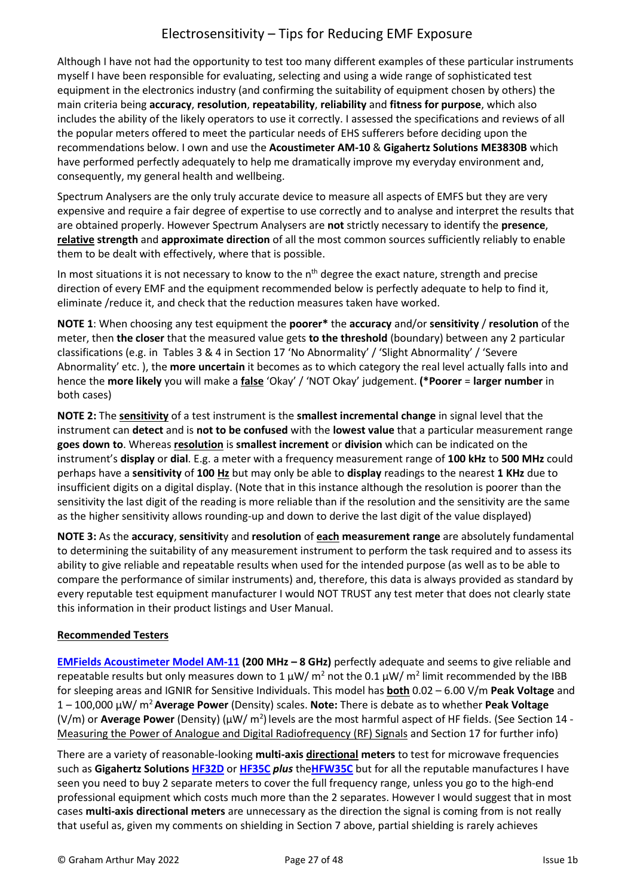Although I have not had the opportunity to test too many different examples of these particular instruments myself I have been responsible for evaluating, selecting and using a wide range of sophisticated test equipment in the electronics industry (and confirming the suitability of equipment chosen by others) the main criteria being **accuracy**, **resolution**, **repeatability**, **reliability** and **fitness for purpose**, which also includes the ability of the likely operators to use it correctly. I assessed the specifications and reviews of all the popular meters offered to meet the particular needs of EHS sufferers before deciding upon the recommendations below. I own and use the **Acoustimeter AM-10** & **Gigahertz Solutions ME3830B** which have performed perfectly adequately to help me dramatically improve my everyday environment and, consequently, my general health and wellbeing.

Spectrum Analysers are the only truly accurate device to measure all aspects of EMFS but they are very expensive and require a fair degree of expertise to use correctly and to analyse and interpret the results that are obtained properly. However Spectrum Analysers are **not** strictly necessary to identify the **presence**, **relative strength** and **approximate direction** of all the most common sources sufficiently reliably to enable them to be dealt with effectively, where that is possible.

In most situations it is not necessary to know to the $n^{th}$ degree the exact nature, strength and precise direction of every EMF and the equipment recommended below is perfectly adequate to help to find it, eliminate /reduce it, and check that the reduction measures taken have worked.

**NOTE 1**: When choosing any test equipment the **poorer*** the **accuracy** and/or **sensitivity** / **resolution** of the meter, then **the closer** that the measured value gets **to the threshold** (boundary) between any 2 particular classifications (e.g. in Tables 3 & 4 in Section 17 'No Abnormality' / 'Slight Abnormality' / 'Severe Abnormality' etc. ), the **more uncertain** it becomes as to which category the real level actually falls into and hence the **more likely** you will make a **false** 'Okay' / 'NOT Okay' judgement. **(*Poorer** = **larger number** in both cases)

**NOTE 2:** The **sensitivity** of a test instrument is the **smallest incremental change** in signal level that the instrument can **detect** and is **not to be confused** with the **lowest value** that a particular measurement range **goes down to**. Whereas **resolution** is **smallest increment** or **division** which can be indicated on the instrument's **display** or **dial**. E.g. a meter with a frequency measurement range of **100 kHz** to **500 MHz** could perhaps have a **sensitivity** of **100 Hz** but may only be able to **display** readings to the nearest **1 KHz** due to insufficient digits on a digital display. (Note that in this instance although the resolution is poorer than the sensitivity the last digit of the reading is more reliable than if the resolution and the sensitivity are the same as the higher sensitivity allows rounding-up and down to derive the last digit of the value displayed)

**NOTE 3:** As the **accuracy**, **sensitivity** and **resolution** of **each measurement range** are absolutely fundamental to determining the suitability of any measurement instrument to perform the task required and to assess its ability to give reliable and repeatable results when used for the intended purpose (as well as to be able to compare the performance of similar instruments) and, therefore, this data is always provided as standard by every reputable test equipment manufacturer I would NOT TRUST any test meter that does not clearly state this information in their product listings and User Manual.

**Recommended Testers**

**EMFields Acoustimeter Model AM-11 (200 MHz – 8 GHz)** perfectly adequate and seems to give reliable and repeatable results but only measures down to 1 µW/ m$^2$ not the 0.1 µW/ m$^2$ limit recommended by the IBB for sleeping areas and IGNIR for Sensitive Individuals. This model has **both** 0.02 – 6.00 V/m **Peak Voltage** and 1 – 100,000 µW/ m$^2$ **Average Power** (Density) scales. **Note:** There is debate as to whether **Peak Voltage** (V/m) or **Average Power** (Density) (µW/ m$^2$) levels are the most harmful aspect of HF fields. (See Section 14 - Measuring the Power of Analogue and Digital Radiofrequency (RF) Signals and Section 17 for further info)

There are a variety of reasonable-looking **multi-axis directional meters** to test for microwave frequencies such as **Gigahertz Solutions HF32D** or **HF35C** *plus* the **HFW35C** but for all the reputable manufactures I have seen you need to buy 2 separate meters to cover the full frequency range, unless you go to the high-end professional equipment which costs much more than the 2 separates. However I would suggest that in most cases **multi-axis directional meters** are unnecessary as the direction the signal is coming from is not really that useful as, given my comments on shielding in Section 7 above, partial shielding is rarely achieves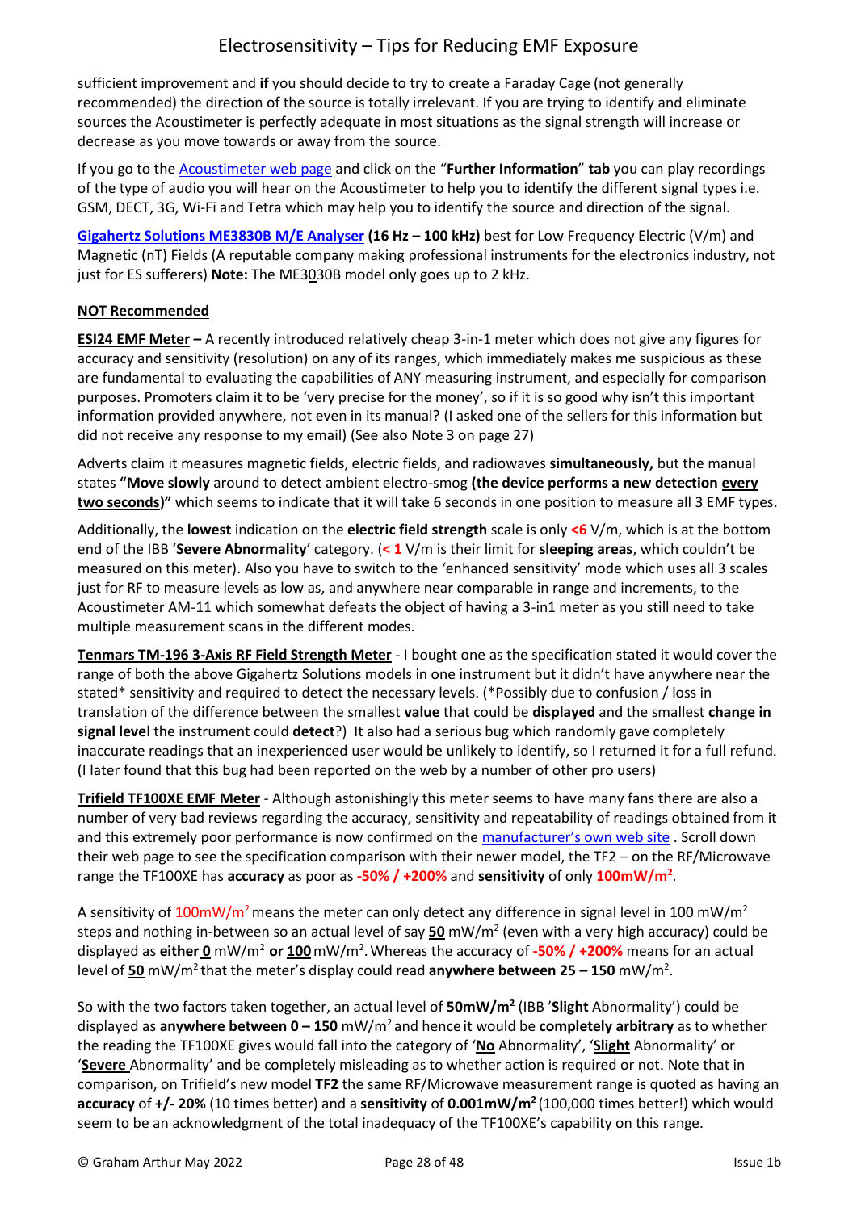sufficient improvement and **if** you should decide to try to create a Faraday Cage (not generally recommended) the direction of the source is totally irrelevant. If you are trying to identify and eliminate sources the Acoustimeter is perfectly adequate in most situations as the signal strength will increase or decrease as you move towards or away from the source.

If you go to the Acoustimeter web page and click on the "**Further Information**" **tab** you can play recordings of the type of audio you will hear on the Acoustimeter to help you to identify the different signal types i.e. GSM, DECT, 3G, Wi-Fi and Tetra which may help you to identify the source and direction of the signal.

**Gigahertz Solutions ME3830B M/E Analyser (16 Hz – 100 kHz)** best for Low Frequency Electric (V/m) and Magnetic (nT) Fields (A reputable company making professional instruments for the electronics industry, not just for ES sufferers) **Note:** The ME3<u>0</u>30B model only goes up to 2 kHz.

**<u>NOT Recommended</u>**

**<u>ESI24 EMF Meter</u> –** A recently introduced relatively cheap 3-in-1 meter which does not give any figures for accuracy and sensitivity (resolution) on any of its ranges, which immediately makes me suspicious as these are fundamental to evaluating the capabilities of ANY measuring instrument, and especially for comparison purposes. Promoters claim it to be 'very precise for the money', so if it is so good why isn't this important information provided anywhere, not even in its manual? (I asked one of the sellers for this information but did not receive any response to my email) (See also Note 3 on page 27)

Adverts claim it measures magnetic fields, electric fields, and radiowaves **simultaneously,** but the manual states **"Move slowly** around to detect ambient electro-smog **(the device performs a new detection <u>every two seconds</u>)"** which seems to indicate that it will take 6 seconds in one position to measure all 3 EMF types.

Additionally, the **lowest** indication on the **electric field strength** scale is only **<6** V/m, which is at the bottom end of the IBB '**Severe Abnormality**' category. (**< 1** V/m is their limit for **sleeping areas**, which couldn't be measured on this meter). Also you have to switch to the 'enhanced sensitivity' mode which uses all 3 scales just for RF to measure levels as low as, and anywhere near comparable in range and increments, to the Acoustimeter AM-11 which somewhat defeats the object of having a 3-in1 meter as you still need to take multiple measurement scans in the different modes.

**<u>Tenmars TM-196 3-Axis RF Field Strength Meter</u>** - I bought one as the specification stated it would cover the range of both the above Gigahertz Solutions models in one instrument but it didn't have anywhere near the stated* sensitivity and required to detect the necessary levels. (*Possibly due to confusion / loss in translation of the difference between the smallest **value** that could be **displayed** and the smallest **change in signal leve**l the instrument could **detect**?) It also had a serious bug which randomly gave completely inaccurate readings that an inexperienced user would be unlikely to identify, so I returned it for a full refund. (I later found that this bug had been reported on the web by a number of other pro users)

**<u>Trifield TF100XE EMF Meter</u>** - Although astonishingly this meter seems to have many fans there are also a number of very bad reviews regarding the accuracy, sensitivity and repeatability of readings obtained from it and this extremely poor performance is now confirmed on the manufacturer's own web site . Scroll down their web page to see the specification comparison with their newer model, the TF2 – on the RF/Microwave range the TF100XE has **accuracy** as poor as **-50% / +200%** and **sensitivity** of only **100mW/m²**.

A sensitivity of 100mW/m² means the meter can only detect any difference in signal level in 100 mW/m² steps and nothing in-between so an actual level of say **<u>50</u>** mW/m² (even with a very high accuracy) could be displayed as **either <u>0</u>** mW/m² **or <u>100</u>** mW/m². Whereas the accuracy of **-50% / +200%** means for an actual level of **<u>50</u>** mW/m² that the meter's display could read **anywhere between 25 – 150** mW/m².

So with the two factors taken together, an actual level of **50mW/m²** (IBB '**Slight** Abnormality') could be displayed as **anywhere between 0 – 150** mW/m² and hence it would be **completely arbitrary** as to whether the reading the TF100XE gives would fall into the category of '**<u>No</u>** Abnormality', '**<u>Slight</u>** Abnormality' or '**<u>Severe</u>** Abnormality' and be completely misleading as to whether action is required or not. Note that in comparison, on Trifield's new model **TF2** the same RF/Microwave measurement range is quoted as having an **accuracy** of **+/- 20%** (10 times better) and a **sensitivity** of **0.001mW/m²** (100,000 times better!) which would seem to be an acknowledgment of the total inadequacy of the TF100XE's capability on this range.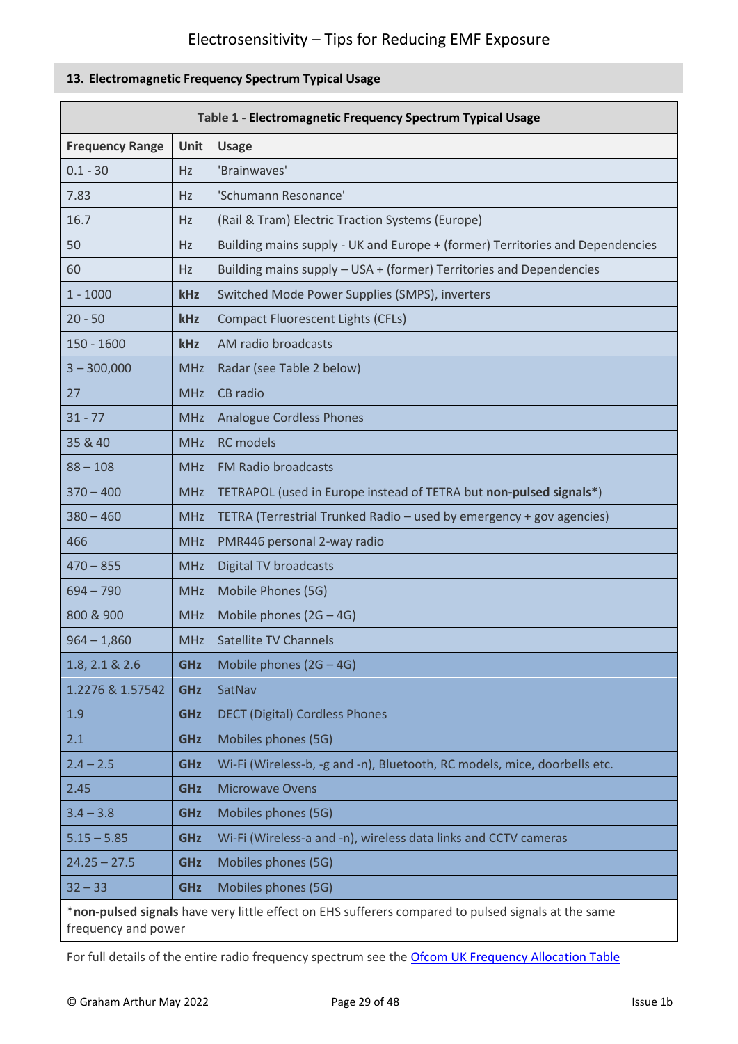## 13. Electromagnetic Frequency Spectrum Typical Usage

**Table 1 - Electromagnetic Frequency Spectrum Typical Usage**

| Frequency Range | Unit | Usage |
|---|---|---|
| 0.1 - 30 | Hz | 'Brainwaves' |
| 7.83 | Hz | 'Schumann Resonance' |
| 16.7 | Hz | (Rail & Tram) Electric Traction Systems (Europe) |
| 50 | Hz | Building mains supply - UK and Europe + (former) Territories and Dependencies |
| 60 | Hz | Building mains supply – USA + (former) Territories and Dependencies |
| 1 - 1000 | **kHz** | Switched Mode Power Supplies (SMPS), inverters |
| 20 - 50 | **kHz** | Compact Fluorescent Lights (CFLs) |
| 150 - 1600 | **kHz** | AM radio broadcasts |
| 3 – 300,000 | MHz | Radar (see Table 2 below) |
| 27 | MHz | CB radio |
| 31 - 77 | MHz | Analogue Cordless Phones |
| 35 & 40 | MHz | RC models |
| 88 – 108 | MHz | FM Radio broadcasts |
| 370 – 400 | MHz | TETRAPOL (used in Europe instead of TETRA but **non-pulsed signals***) |
| 380 – 460 | MHz | TETRA (Terrestrial Trunked Radio – used by emergency + gov agencies) |
| 466 | MHz | PMR446 personal 2-way radio |
| 470 – 855 | MHz | Digital TV broadcasts |
| 694 – 790 | MHz | Mobile Phones (5G) |
| 800 & 900 | MHz | Mobile phones (2G – 4G) |
| 964 – 1,860 | MHz | Satellite TV Channels |
| 1.8, 2.1 & 2.6 | **GHz** | Mobile phones (2G – 4G) |
| 1.2276 & 1.57542 | **GHz** | SatNav |
| 1.9 | **GHz** | DECT (Digital) Cordless Phones |
| 2.1 | **GHz** | Mobiles phones (5G) |
| 2.4 – 2.5 | **GHz** | Wi-Fi (Wireless-b, -g and -n), Bluetooth, RC models, mice, doorbells etc. |
| 2.45 | **GHz** | Microwave Ovens |
| 3.4 – 3.8 | **GHz** | Mobiles phones (5G) |
| 5.15 – 5.85 | **GHz** | Wi-Fi (Wireless-a and -n), wireless data links and CCTV cameras |
| 24.25 – 27.5 | **GHz** | Mobiles phones (5G) |
| 32 – 33 | **GHz** | Mobiles phones (5G) |

***non-pulsed signals** have very little effect on EHS sufferers compared to pulsed signals at the same frequency and power

For full details of the entire radio frequency spectrum see the Ofcom UK Frequency Allocation Table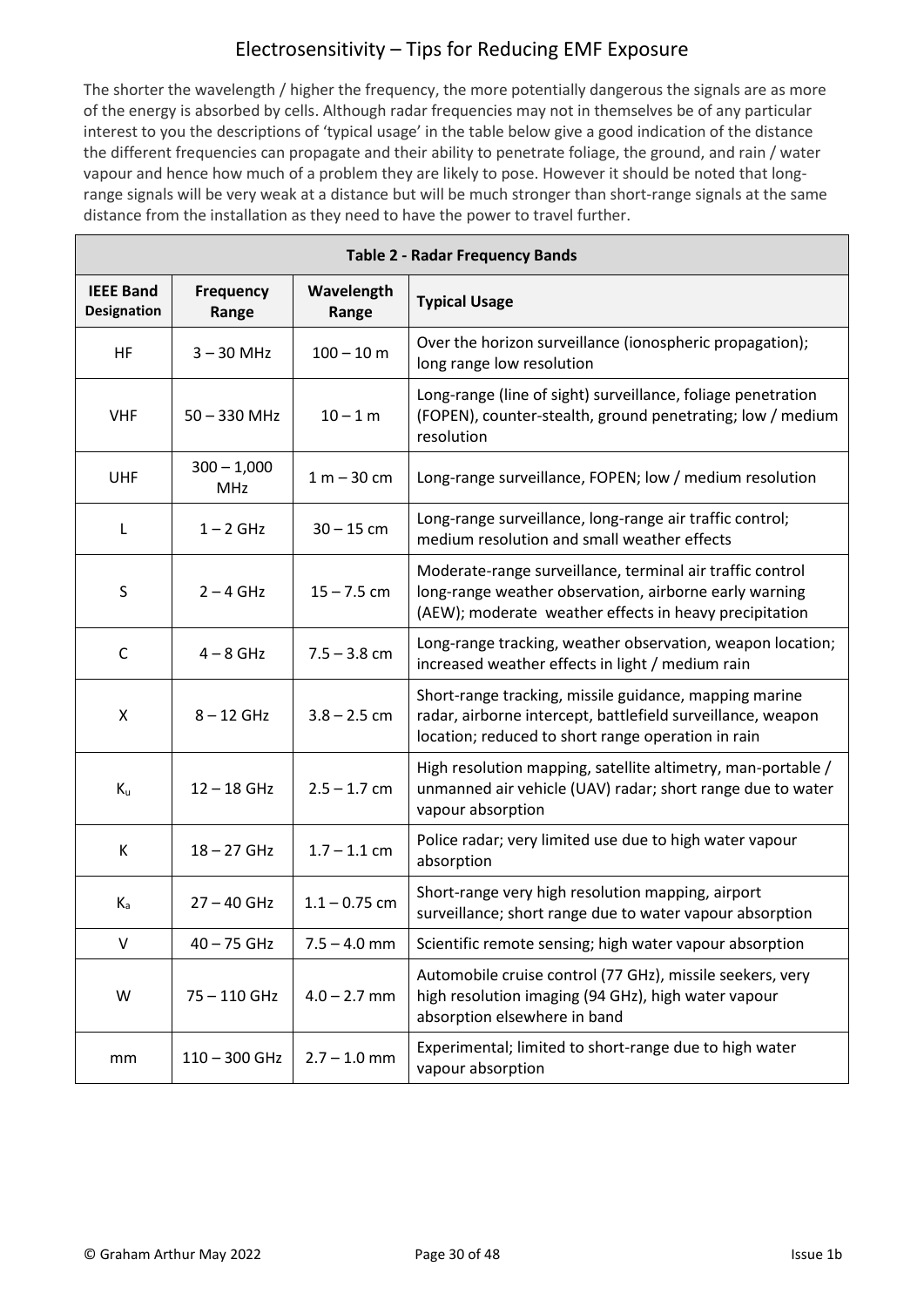The shorter the wavelength / higher the frequency, the more potentially dangerous the signals are as more of the energy is absorbed by cells. Although radar frequencies may not in themselves be of any particular interest to you the descriptions of 'typical usage' in the table below give a good indication of the distance the different frequencies can propagate and their ability to penetrate foliage, the ground, and rain / water vapour and hence how much of a problem they are likely to pose. However it should be noted that long-range signals will be very weak at a distance but will be much stronger than short-range signals at the same distance from the installation as they need to have the power to travel further.

**Table 2 - Radar Frequency Bands**

| IEEE Band Designation | Frequency Range | Wavelength Range | Typical Usage |
|---|---|---|---|
| HF | 3 – 30 MHz | 100 – 10 m | Over the horizon surveillance (ionospheric propagation); long range low resolution |
| VHF | 50 – 330 MHz | 10 – 1 m | Long-range (line of sight) surveillance, foliage penetration (FOPEN), counter-stealth, ground penetrating; low / medium resolution |
| UHF | 300 – 1,000 MHz | 1 m – 30 cm | Long-range surveillance, FOPEN; low / medium resolution |
| L | 1 – 2 GHz | 30 – 15 cm | Long-range surveillance, long-range air traffic control; medium resolution and small weather effects |
| S | 2 – 4 GHz | 15 – 7.5 cm | Moderate-range surveillance, terminal air traffic control long-range weather observation, airborne early warning (AEW); moderate weather effects in heavy precipitation |
| C | 4 – 8 GHz | 7.5 – 3.8 cm | Long-range tracking, weather observation, weapon location; increased weather effects in light / medium rain |
| X | 8 – 12 GHz | 3.8 – 2.5 cm | Short-range tracking, missile guidance, mapping marine radar, airborne intercept, battlefield surveillance, weapon location; reduced to short range operation in rain |
| $K_u$ | 12 – 18 GHz | 2.5 – 1.7 cm | High resolution mapping, satellite altimetry, man-portable / unmanned air vehicle (UAV) radar; short range due to water vapour absorption |
| K | 18 – 27 GHz | 1.7 – 1.1 cm | Police radar; very limited use due to high water vapour absorption |
| $K_a$ | 27 – 40 GHz | 1.1 – 0.75 cm | Short-range very high resolution mapping, airport surveillance; short range due to water vapour absorption |
| V | 40 – 75 GHz | 7.5 – 4.0 mm | Scientific remote sensing; high water vapour absorption |
| W | 75 – 110 GHz | 4.0 – 2.7 mm | Automobile cruise control (77 GHz), missile seekers, very high resolution imaging (94 GHz), high water vapour absorption elsewhere in band |
| mm | 110 – 300 GHz | 2.7 – 1.0 mm | Experimental; limited to short-range due to high water vapour absorption |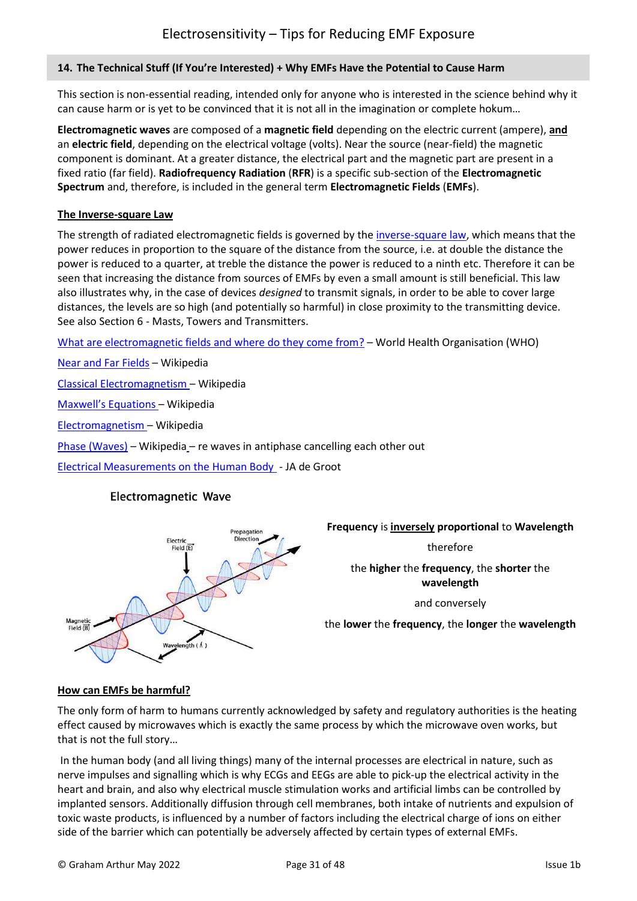## 14. The Technical Stuff (If You're Interested) + Why EMFs Have the Potential to Cause Harm

This section is non-essential reading, intended only for anyone who is interested in the science behind why it can cause harm or is yet to be convinced that it is not all in the imagination or complete hokum…

**Electromagnetic waves** are composed of a **magnetic field** depending on the electric current (ampere), **and** an **electric field**, depending on the electrical voltage (volts). Near the source (near-field) the magnetic component is dominant. At a greater distance, the electrical part and the magnetic part are present in a fixed ratio (far field). **Radiofrequency Radiation** (**RFR**) is a specific sub-section of the **Electromagnetic Spectrum** and, therefore, is included in the general term **Electromagnetic Fields** (**EMFs**).

### The Inverse-square Law

The strength of radiated electromagnetic fields is governed by the inverse-square law, which means that the power reduces in proportion to the square of the distance from the source, i.e. at double the distance the power is reduced to a quarter, at treble the distance the power is reduced to a ninth etc. Therefore it can be seen that increasing the distance from sources of EMFs by even a small amount is still beneficial. This law also illustrates why, in the case of devices *designed* to transmit signals, in order to be able to cover large distances, the levels are so high (and potentially so harmful) in close proximity to the transmitting device. See also Section 6 - Masts, Towers and Transmitters.

What are electromagnetic fields and where do they come from? – World Health Organisation (WHO)

Near and Far Fields – Wikipedia

Classical Electromagnetism – Wikipedia

Maxwell's Equations – Wikipedia

Electromagnetism – Wikipedia

Phase (Waves) – Wikipedia – re waves in antiphase cancelling each other out

Electrical Measurements on the Human Body - JA de Groot

Electromagnetic Wave

**Frequency** is **inversely proportional** to **Wavelength**

therefore

the **higher** the **frequency**, the **shorter** the **wavelength**

and conversely

the **lower** the **frequency**, the **longer** the **wavelength**

### How can EMFs be harmful?

The only form of harm to humans currently acknowledged by safety and regulatory authorities is the heating effect caused by microwaves which is exactly the same process by which the microwave oven works, but that is not the full story…

In the human body (and all living things) many of the internal processes are electrical in nature, such as nerve impulses and signalling which is why ECGs and EEGs are able to pick-up the electrical activity in the heart and brain, and also why electrical muscle stimulation works and artificial limbs can be controlled by implanted sensors. Additionally diffusion through cell membranes, both intake of nutrients and expulsion of toxic waste products, is influenced by a number of factors including the electrical charge of ions on either side of the barrier which can potentially be adversely affected by certain types of external EMFs.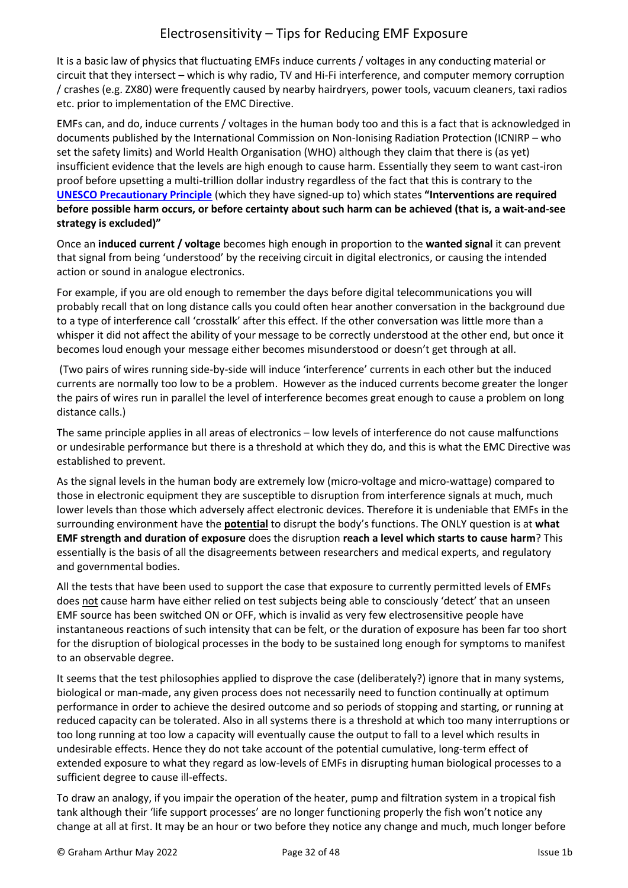It is a basic law of physics that fluctuating EMFs induce currents / voltages in any conducting material or circuit that they intersect – which is why radio, TV and Hi-Fi interference, and computer memory corruption / crashes (e.g. ZX80) were frequently caused by nearby hairdryers, power tools, vacuum cleaners, taxi radios etc. prior to implementation of the EMC Directive.

EMFs can, and do, induce currents / voltages in the human body too and this is a fact that is acknowledged in documents published by the International Commission on Non-Ionising Radiation Protection (ICNIRP – who set the safety limits) and World Health Organisation (WHO) although they claim that there is (as yet) insufficient evidence that the levels are high enough to cause harm. Essentially they seem to want cast-iron proof before upsetting a multi-trillion dollar industry regardless of the fact that this is contrary to the [UNESCO Precautionary Principle] (which they have signed-up to) which states **"Interventions are required before possible harm occurs, or before certainty about such harm can be achieved (that is, a wait-and-see strategy is excluded)"**

Once an **induced current / voltage** becomes high enough in proportion to the **wanted signal** it can prevent that signal from being 'understood' by the receiving circuit in digital electronics, or causing the intended action or sound in analogue electronics.

For example, if you are old enough to remember the days before digital telecommunications you will probably recall that on long distance calls you could often hear another conversation in the background due to a type of interference call 'crosstalk' after this effect. If the other conversation was little more than a whisper it did not affect the ability of your message to be correctly understood at the other end, but once it becomes loud enough your message either becomes misunderstood or doesn't get through at all.

(Two pairs of wires running side-by-side will induce 'interference' currents in each other but the induced currents are normally too low to be a problem. However as the induced currents become greater the longer the pairs of wires run in parallel the level of interference becomes great enough to cause a problem on long distance calls.)

The same principle applies in all areas of electronics – low levels of interference do not cause malfunctions or undesirable performance but there is a threshold at which they do, and this is what the EMC Directive was established to prevent.

As the signal levels in the human body are extremely low (micro-voltage and micro-wattage) compared to those in electronic equipment they are susceptible to disruption from interference signals at much, much lower levels than those which adversely affect electronic devices. Therefore it is undeniable that EMFs in the surrounding environment have the <u>**potential**</u> to disrupt the body's functions. The ONLY question is at **what EMF strength and duration of exposure** does the disruption **reach a level which starts to cause harm**? This essentially is the basis of all the disagreements between researchers and medical experts, and regulatory and governmental bodies.

All the tests that have been used to support the case that exposure to currently permitted levels of EMFs does <u>not</u> cause harm have either relied on test subjects being able to consciously 'detect' that an unseen EMF source has been switched ON or OFF, which is invalid as very few electrosensitive people have instantaneous reactions of such intensity that can be felt, or the duration of exposure has been far too short for the disruption of biological processes in the body to be sustained long enough for symptoms to manifest to an observable degree.

It seems that the test philosophies applied to disprove the case (deliberately?) ignore that in many systems, biological or man-made, any given process does not necessarily need to function continually at optimum performance in order to achieve the desired outcome and so periods of stopping and starting, or running at reduced capacity can be tolerated. Also in all systems there is a threshold at which too many interruptions or too long running at too low a capacity will eventually cause the output to fall to a level which results in undesirable effects. Hence they do not take account of the potential cumulative, long-term effect of extended exposure to what they regard as low-levels of EMFs in disrupting human biological processes to a sufficient degree to cause ill-effects.

To draw an analogy, if you impair the operation of the heater, pump and filtration system in a tropical fish tank although their 'life support processes' are no longer functioning properly the fish won't notice any change at all at first. It may be an hour or two before they notice any change and much, much longer before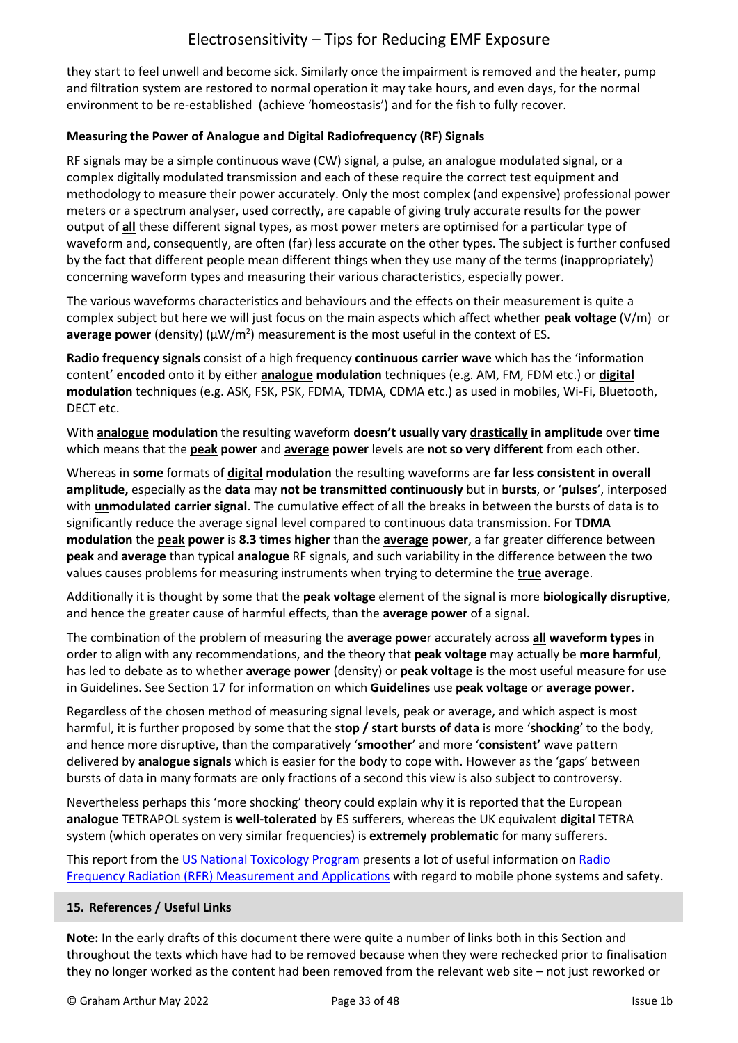they start to feel unwell and become sick. Similarly once the impairment is removed and the heater, pump and filtration system are restored to normal operation it may take hours, and even days, for the normal environment to be re-established (achieve 'homeostasis') and for the fish to fully recover.

**Measuring the Power of Analogue and Digital Radiofrequency (RF) Signals**

RF signals may be a simple continuous wave (CW) signal, a pulse, an analogue modulated signal, or a complex digitally modulated transmission and each of these require the correct test equipment and methodology to measure their power accurately. Only the most complex (and expensive) professional power meters or a spectrum analyser, used correctly, are capable of giving truly accurate results for the power output of **all** these different signal types, as most power meters are optimised for a particular type of waveform and, consequently, are often (far) less accurate on the other types. The subject is further confused by the fact that different people mean different things when they use many of the terms (inappropriately) concerning waveform types and measuring their various characteristics, especially power.

The various waveforms characteristics and behaviours and the effects on their measurement is quite a complex subject but here we will just focus on the main aspects which affect whether **peak voltage** (V/m) or **average power** (density) (µW/m$^2$) measurement is the most useful in the context of ES.

**Radio frequency signals** consist of a high frequency **continuous carrier wave** which has the 'information content' **encoded** onto it by either **analogue modulation** techniques (e.g. AM, FM, FDM etc.) or **digital modulation** techniques (e.g. ASK, FSK, PSK, FDMA, TDMA, CDMA etc.) as used in mobiles, Wi-Fi, Bluetooth, DECT etc.

With **analogue modulation** the resulting waveform **doesn't usually vary drastically in amplitude** over **time** which means that the **peak power** and **average power** levels are **not so very different** from each other.

Whereas in **some** formats of **digital modulation** the resulting waveforms are **far less consistent in overall amplitude,** especially as the **data** may **not be transmitted continuously** but in **bursts**, or '**pulses**', interposed with **unmodulated carrier signal**. The cumulative effect of all the breaks in between the bursts of data is to significantly reduce the average signal level compared to continuous data transmission. For **TDMA modulation** the **peak power** is **8.3 times higher** than the **average power**, a far greater difference between **peak** and **average** than typical **analogue** RF signals, and such variability in the difference between the two values causes problems for measuring instruments when trying to determine the **true average**.

Additionally it is thought by some that the **peak voltage** element of the signal is more **biologically disruptive**, and hence the greater cause of harmful effects, than the **average power** of a signal.

The combination of the problem of measuring the **average power** accurately across **all waveform types** in order to align with any recommendations, and the theory that **peak voltage** may actually be **more harmful**, has led to debate as to whether **average power** (density) or **peak voltage** is the most useful measure for use in Guidelines. See Section 17 for information on which **Guidelines** use **peak voltage** or **average power.**

Regardless of the chosen method of measuring signal levels, peak or average, and which aspect is most harmful, it is further proposed by some that the **stop / start bursts of data** is more '**shocking**' to the body, and hence more disruptive, than the comparatively '**smoother**' and more '**consistent'** wave pattern delivered by **analogue signals** which is easier for the body to cope with. However as the 'gaps' between bursts of data in many formats are only fractions of a second this view is also subject to controversy.

Nevertheless perhaps this 'more shocking' theory could explain why it is reported that the European **analogue** TETRAPOL system is **well-tolerated** by ES sufferers, whereas the UK equivalent **digital** TETRA system (which operates on very similar frequencies) is **extremely problematic** for many sufferers.

This report from the US National Toxicology Program presents a lot of useful information on Radio Frequency Radiation (RFR) Measurement and Applications with regard to mobile phone systems and safety.

## 15. References / Useful Links

**Note:** In the early drafts of this document there were quite a number of links both in this Section and throughout the texts which have had to be removed because when they were rechecked prior to finalisation they no longer worked as the content had been removed from the relevant web site – not just reworked or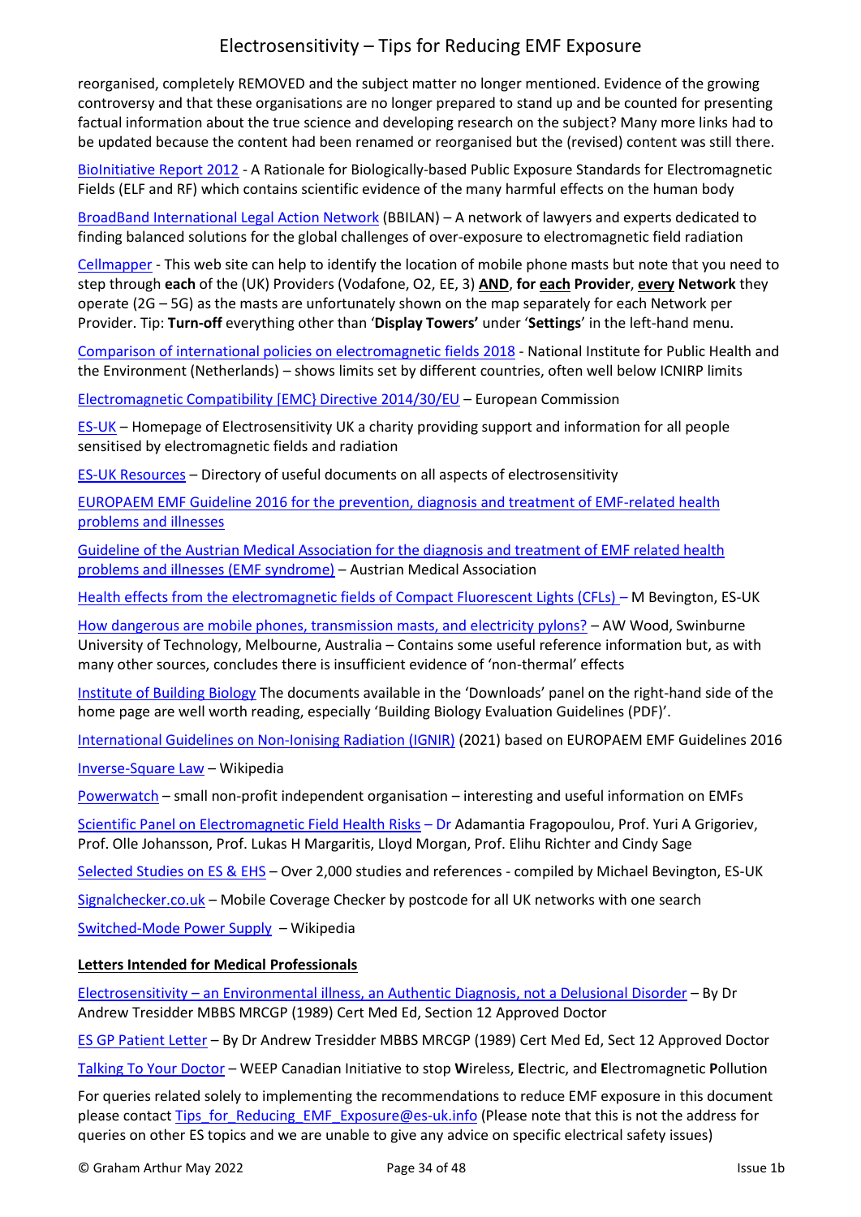reorganised, completely REMOVED and the subject matter no longer mentioned. Evidence of the growing controversy and that these organisations are no longer prepared to stand up and be counted for presenting factual information about the true science and developing research on the subject? Many more links had to be updated because the content had been renamed or reorganised but the (revised) content was still there.

BioInitiative Report 2012 - A Rationale for Biologically-based Public Exposure Standards for Electromagnetic Fields (ELF and RF) which contains scientific evidence of the many harmful effects on the human body

BroadBand International Legal Action Network (BBILAN) – A network of lawyers and experts dedicated to finding balanced solutions for the global challenges of over-exposure to electromagnetic field radiation

Cellmapper - This web site can help to identify the location of mobile phone masts but note that you need to step through **each** of the (UK) Providers (Vodafone, O2, EE, 3) **AND**, **for each Provider**, **every Network** they operate (2G – 5G) as the masts are unfortunately shown on the map separately for each Network per Provider. Tip: **Turn-off** everything other than '**Display Towers'** under '**Settings**' in the left-hand menu.

Comparison of international policies on electromagnetic fields 2018 - National Institute for Public Health and the Environment (Netherlands) – shows limits set by different countries, often well below ICNIRP limits

Electromagnetic Compatibility [EMC} Directive 2014/30/EU – European Commission

ES-UK – Homepage of Electrosensitivity UK a charity providing support and information for all people sensitised by electromagnetic fields and radiation

ES-UK Resources – Directory of useful documents on all aspects of electrosensitivity

EUROPAEM EMF Guideline 2016 for the prevention, diagnosis and treatment of EMF-related health problems and illnesses

Guideline of the Austrian Medical Association for the diagnosis and treatment of EMF related health problems and illnesses (EMF syndrome) – Austrian Medical Association

Health effects from the electromagnetic fields of Compact Fluorescent Lights (CFLs) – M Bevington, ES-UK

How dangerous are mobile phones, transmission masts, and electricity pylons? – AW Wood, Swinburne University of Technology, Melbourne, Australia – Contains some useful reference information but, as with many other sources, concludes there is insufficient evidence of 'non-thermal' effects

Institute of Building Biology The documents available in the 'Downloads' panel on the right-hand side of the home page are well worth reading, especially 'Building Biology Evaluation Guidelines (PDF)'.

International Guidelines on Non-Ionising Radiation (IGNIR) (2021) based on EUROPAEM EMF Guidelines 2016

Inverse-Square Law – Wikipedia

Powerwatch – small non-profit independent organisation – interesting and useful information on EMFs

Scientific Panel on Electromagnetic Field Health Risks – Dr Adamantia Fragopoulou, Prof. Yuri A Grigoriev, Prof. Olle Johansson, Prof. Lukas H Margaritis, Lloyd Morgan, Prof. Elihu Richter and Cindy Sage

Selected Studies on ES & EHS – Over 2,000 studies and references - compiled by Michael Bevington, ES-UK

Signalchecker.co.uk – Mobile Coverage Checker by postcode for all UK networks with one search

Switched-Mode Power Supply – Wikipedia

**Letters Intended for Medical Professionals**

Electrosensitivity – an Environmental illness, an Authentic Diagnosis, not a Delusional Disorder – By Dr Andrew Tresidder MBBS MRCGP (1989) Cert Med Ed, Section 12 Approved Doctor

ES GP Patient Letter – By Dr Andrew Tresidder MBBS MRCGP (1989) Cert Med Ed, Sect 12 Approved Doctor

Talking To Your Doctor – WEEP Canadian Initiative to stop **W**ireless, **E**lectric, and **E**lectromagnetic **P**ollution

For queries related solely to implementing the recommendations to reduce EMF exposure in this document please contact Tips_for_Reducing_EMF_Exposure@es-uk.info (Please note that this is not the address for queries on other ES topics and we are unable to give any advice on specific electrical safety issues)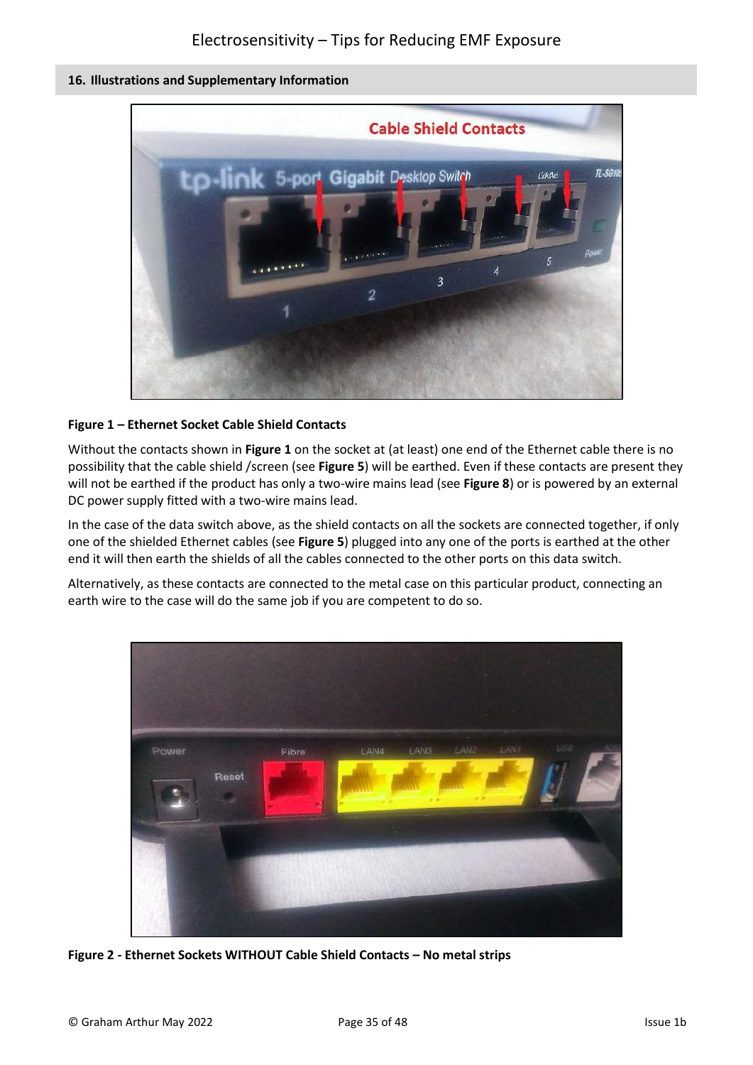## 16. Illustrations and Supplementary Information

**Figure 1 – Ethernet Socket Cable Shield Contacts**

Without the contacts shown in **Figure 1** on the socket at (at least) one end of the Ethernet cable there is no possibility that the cable shield /screen (see **Figure 5**) will be earthed. Even if these contacts are present they will not be earthed if the product has only a two-wire mains lead (see **Figure 8**) or is powered by an external DC power supply fitted with a two-wire mains lead.

In the case of the data switch above, as the shield contacts on all the sockets are connected together, if only one of the shielded Ethernet cables (see **Figure 5**) plugged into any one of the ports is earthed at the other end it will then earth the shields of all the cables connected to the other ports on this data switch.

Alternatively, as these contacts are connected to the metal case on this particular product, connecting an earth wire to the case will do the same job if you are competent to do so.

**Figure 2 - Ethernet Sockets WITHOUT Cable Shield Contacts – No metal strips**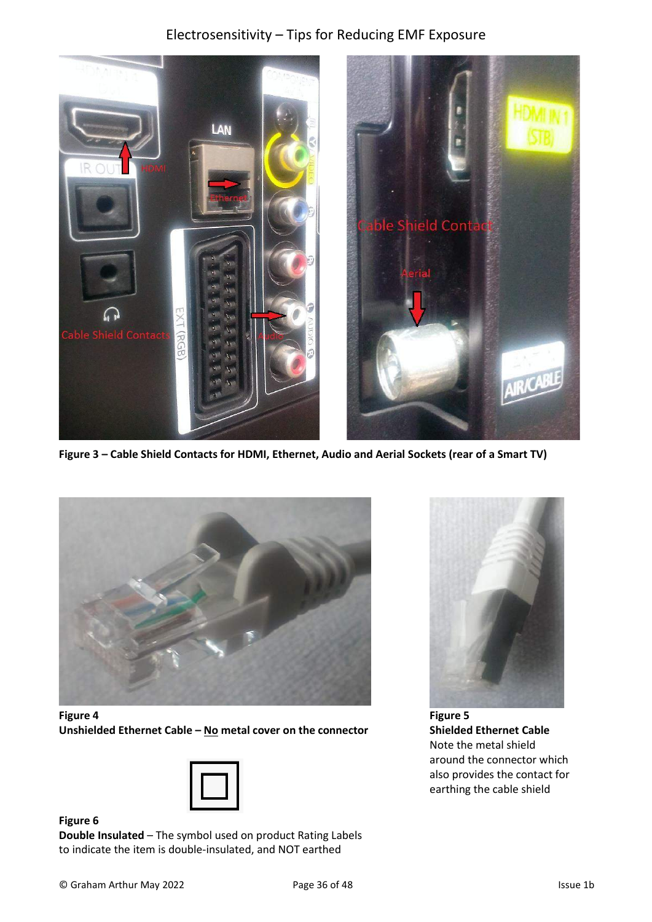**Figure 3 – Cable Shield Contacts for HDMI, Ethernet, Audio and Aerial Sockets (rear of a Smart TV)**

**Figure 4**
**Unshielded Ethernet Cable – No metal cover on the connector**

**Figure 5**
**Shielded Ethernet Cable**
Note the metal shield around the connector which also provides the contact for earthing the cable shield

**Figure 6**
**Double Insulated** – The symbol used on product Rating Labels to indicate the item is double-insulated, and NOT earthed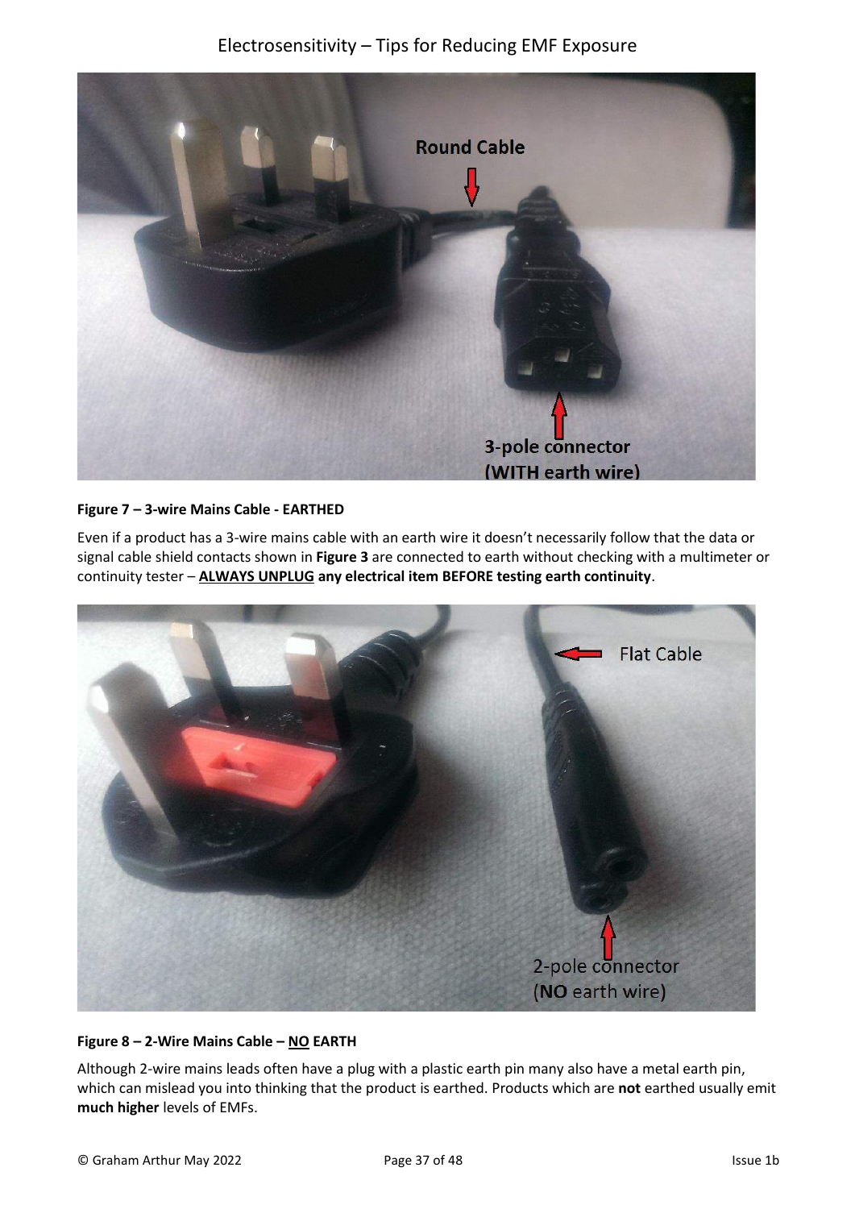**Figure 7 – 3-wire Mains Cable - EARTHED**

Even if a product has a 3-wire mains cable with an earth wire it doesn't necessarily follow that the data or signal cable shield contacts shown in **Figure 3** are connected to earth without checking with a multimeter or continuity tester – **<u>ALWAYS UNPLUG</u> any electrical item BEFORE testing earth continuity**.

**Figure 8 – 2-Wire Mains Cable – <u>NO</u> EARTH**

Although 2-wire mains leads often have a plug with a plastic earth pin many also have a metal earth pin, which can mislead you into thinking that the product is earthed. Products which are **not** earthed usually emit **much higher** levels of EMFs.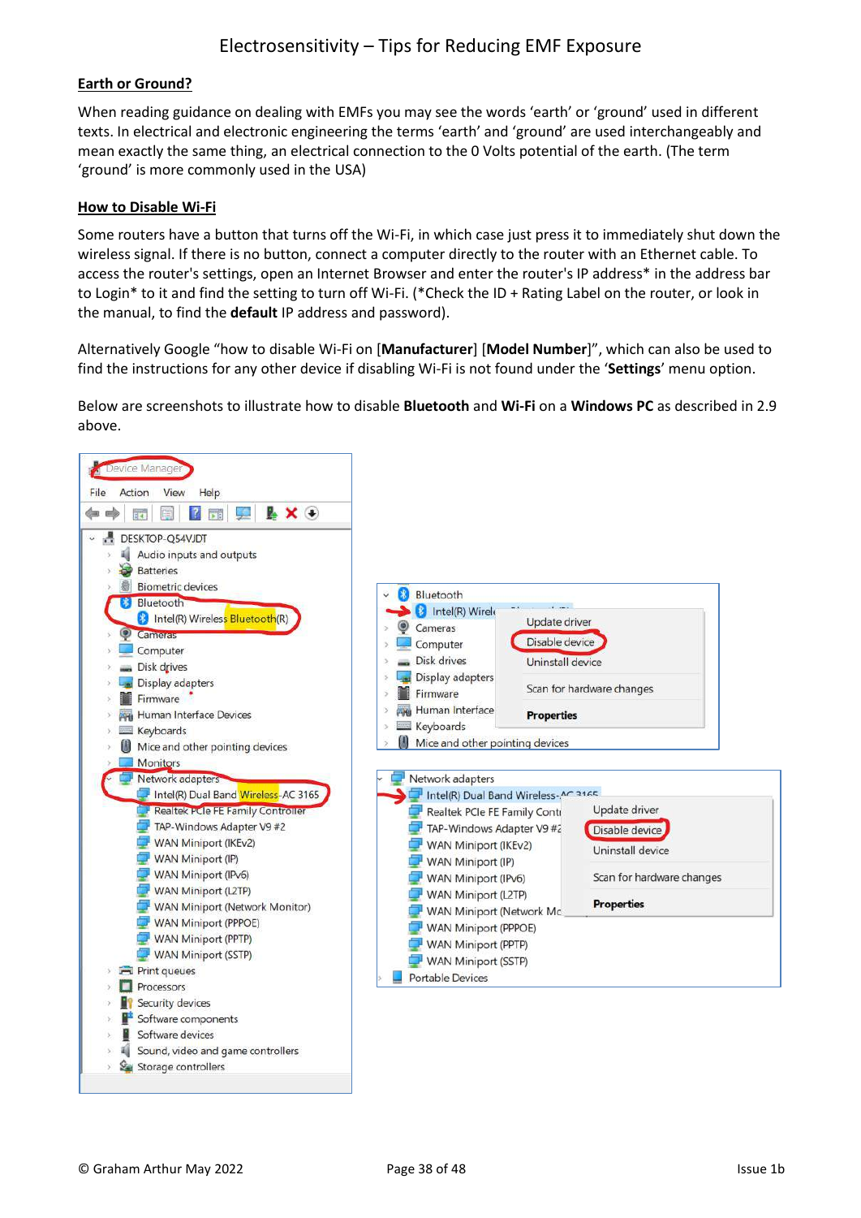## Earth or Ground?

When reading guidance on dealing with EMFs you may see the words 'earth' or 'ground' used in different texts. In electrical and electronic engineering the terms 'earth' and 'ground' are used interchangeably and mean exactly the same thing, an electrical connection to the 0 Volts potential of the earth. (The term 'ground' is more commonly used in the USA)

## How to Disable Wi-Fi

Some routers have a button that turns off the Wi-Fi, in which case just press it to immediately shut down the wireless signal. If there is no button, connect a computer directly to the router with an Ethernet cable. To access the router's settings, open an Internet Browser and enter the router's IP address* in the address bar to Login* to it and find the setting to turn off Wi-Fi. (*Check the ID + Rating Label on the router, or look in the manual, to find the **default** IP address and password).

Alternatively Google "how to disable Wi-Fi on [**Manufacturer**] [**Model Number**]", which can also be used to find the instructions for any other device if disabling Wi-Fi is not found under the '**Settings**' menu option.

Below are screenshots to illustrate how to disable **Bluetooth** and **Wi-Fi** on a **Windows PC** as described in 2.9 above.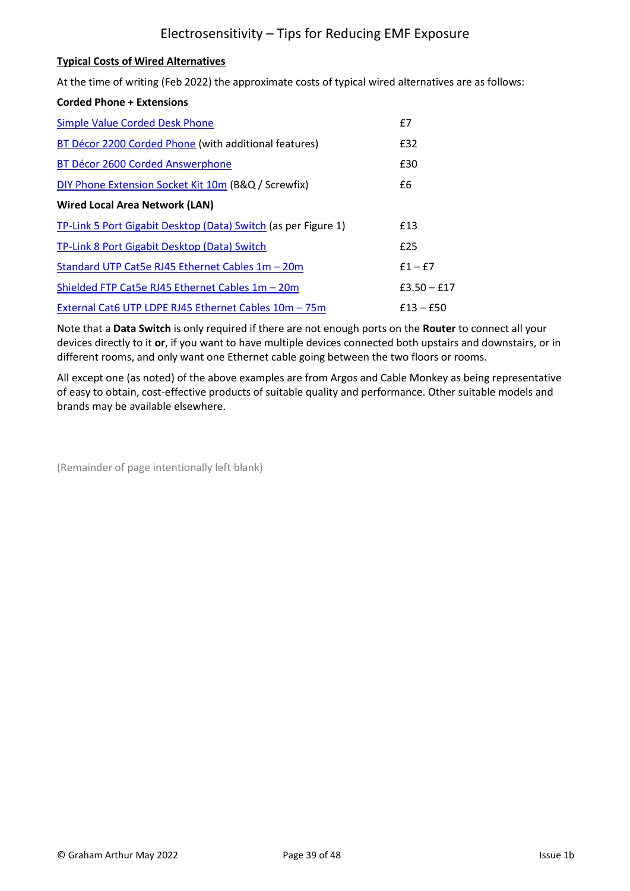## Typical Costs of Wired Alternatives

At the time of writing (Feb 2022) the approximate costs of typical wired alternatives are as follows:

| Item | Cost |
|---|---|
| **Corded Phone + Extensions** | |
| Simple Value Corded Desk Phone | £7 |
| BT Décor 2200 Corded Phone (with additional features) | £32 |
| BT Décor 2600 Corded Answerphone | £30 |
| DIY Phone Extension Socket Kit 10m (B&Q / Screwfix) | £6 |
| **Wired Local Area Network (LAN)** | |
| TP-Link 5 Port Gigabit Desktop (Data) Switch (as per Figure 1) | £13 |
| TP-Link 8 Port Gigabit Desktop (Data) Switch | £25 |
| Standard UTP Cat5e RJ45 Ethernet Cables 1m – 20m | £1 – £7 |
| Shielded FTP Cat5e RJ45 Ethernet Cables 1m – 20m | £3.50 – £17 |
| External Cat6 UTP LDPE RJ45 Ethernet Cables 10m – 75m | £13 – £50 |

Note that a **Data Switch** is only required if there are not enough ports on the **Router** to connect all your devices directly to it **or**, if you want to have multiple devices connected both upstairs and downstairs, or in different rooms, and only want one Ethernet cable going between the two floors or rooms.

All except one (as noted) of the above examples are from Argos and Cable Monkey as being representative of easy to obtain, cost-effective products of suitable quality and performance. Other suitable models and brands may be available elsewhere.

(Remainder of page intentionally left blank)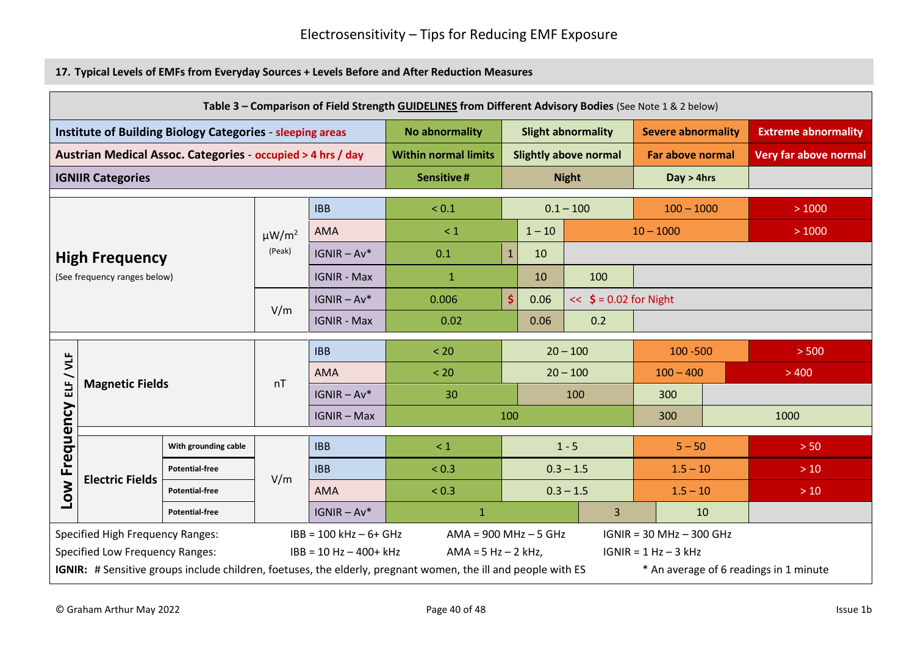## 17. Typical Levels of EMFs from Everyday Sources + Levels Before and After Reduction Measures

**Table 3 – Comparison of Field Strength GUIDELINES from Different Advisory Bodies** (See Note 1 & 2 below)

| | | | | | | | |
|---|---|---|---|---|---|---|---|
| **Institute of Building Biology Categories** - sleeping areas | | | | **No abnormality** | **Slight abnormality** | **Severe abnormality** | **Extreme abnormality** |
| **Austrian Medical Assoc. Categories** - occupied > 4 hrs / day | | | | **Within normal limits** | **Slightly above normal** | **Far above normal** | **Very far above normal** |
| **IGNIIR Categories** | | | | **Sensitive #** | **Night** | **Day > 4hrs** | |
| **High Frequency** (See frequency ranges below) | | μW/m² (Peak) | IBB | < 0.1 | 0.1 – 100 | 100 – 1000 | > 1000 |
| | | | AMA | < 1 | 1 – 10 | 10 – 1000 | > 1000 |
| | | | IGNIR – Av* | 0.1 | 1 / 10 | | |
| | | | IGNIR - Max | 1 | 10 / 100 | | |
| | | V/m | IGNIR – Av* | 0.006 | $ 0.06 | << $ = 0.02 for Night | |
| | | | IGNIR - Max | 0.02 | 0.06 / 0.2 | | |
| **Low Frequency ELF / VLF** | **Magnetic Fields** | nT | IBB | < 20 | 20 – 100 | 100 -500 | > 500 |
| | | | AMA | < 20 | 20 – 100 | 100 – 400 | > 400 |
| | | | IGNIR – Av* | 30 | 100 | 300 | |
| | | | IGNIR – Max | 100 | | 300 | 1000 |
| | **Electric Fields** – With grounding cable | V/m | IBB | < 1 | 1 - 5 | 5 – 50 | > 50 |
| | **Electric Fields** – Potential-free | | IBB | < 0.3 | 0.3 – 1.5 | 1.5 – 10 | > 10 |
| | **Electric Fields** – Potential-free | | AMA | < 0.3 | 0.3 – 1.5 | 1.5 – 10 | > 10 |
| | **Electric Fields** – Potential-free | | IGNIR – Av* | 1 | 3 | 10 | |

Specified High Frequency Ranges: IBB = 100 kHz – 6+ GHz; AMA = 900 MHz – 5 GHz; IGNIR = 30 MHz – 300 GHz

Specified Low Frequency Ranges: IBB = 10 Hz – 400+ kHz; AMA = 5 Hz – 2 kHz, IGNIR = 1 Hz – 3 kHz

**IGNIR:** # Sensitive groups include children, foetuses, the elderly, pregnant women, the ill and people with ES

* An average of 6 readings in 1 minute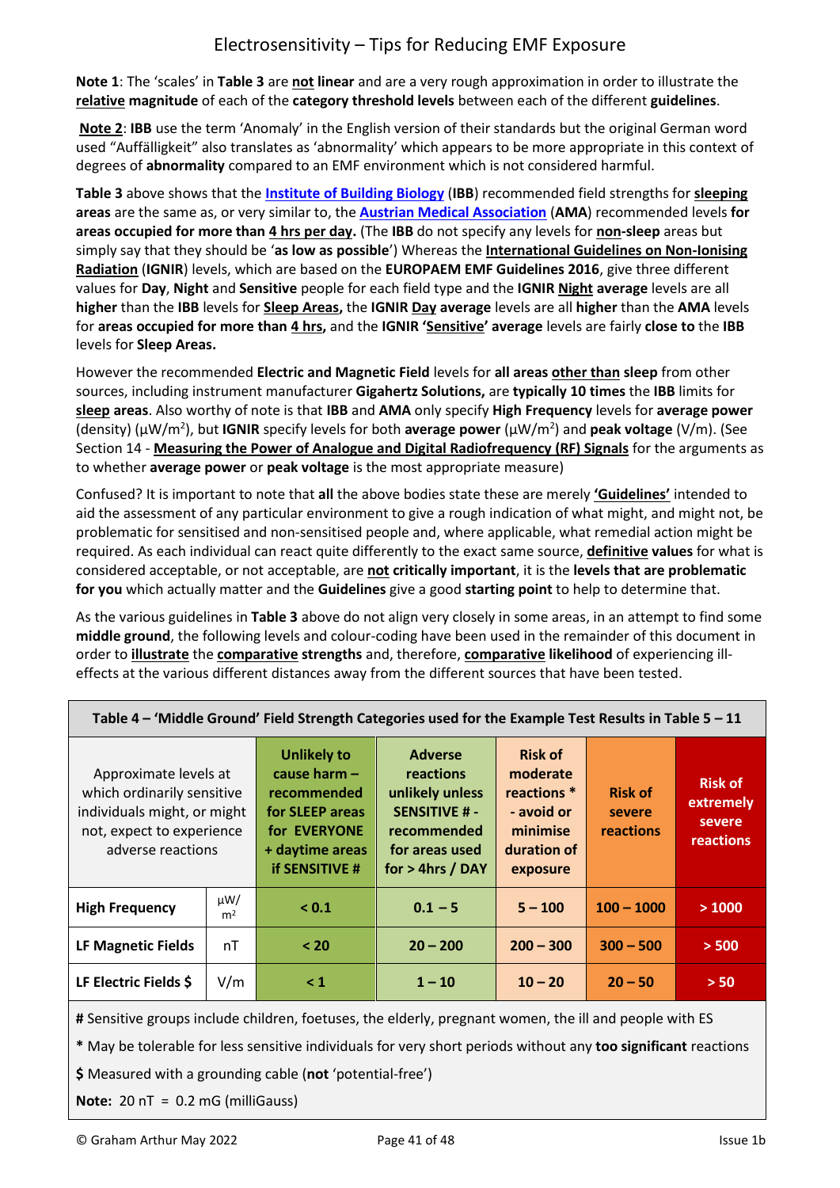**Note 1**: The 'scales' in **Table 3** are **not linear** and are a very rough approximation in order to illustrate the **relative magnitude** of each of the **category threshold levels** between each of the different **guidelines**.

**Note 2**: **IBB** use the term 'Anomaly' in the English version of their standards but the original German word used "Auffälligkeit" also translates as 'abnormality' which appears to be more appropriate in this context of degrees of **abnormality** compared to an EMF environment which is not considered harmful.

**Table 3** above shows that the **Institute of Building Biology** (**IBB**) recommended field strengths for **sleeping areas** are the same as, or very similar to, the **Austrian Medical Association** (**AMA**) recommended levels **for areas occupied for more than 4 hrs per day.** (The **IBB** do not specify any levels for **non-sleep** areas but simply say that they should be '**as low as possible**') Whereas the **International Guidelines on Non-Ionising Radiation** (**IGNIR**) levels, which are based on the **EUROPAEM EMF Guidelines 2016**, give three different values for **Day**, **Night** and **Sensitive** people for each field type and the **IGNIR Night average** levels are all **higher** than the **IBB** levels for **Sleep Areas,** the **IGNIR Day average** levels are all **higher** than the **AMA** levels for **areas occupied for more than 4 hrs,** and the **IGNIR 'Sensitive' average** levels are fairly **close to** the **IBB** levels for **Sleep Areas.**

However the recommended **Electric and Magnetic Field** levels for **all areas other than sleep** from other sources, including instrument manufacturer **Gigahertz Solutions,** are **typically 10 times** the **IBB** limits for **sleep areas**. Also worthy of note is that **IBB** and **AMA** only specify **High Frequency** levels for **average power** (density) (µW/m²), but **IGNIR** specify levels for both **average power** (µW/m²) and **peak voltage** (V/m). (See Section 14 - **Measuring the Power of Analogue and Digital Radiofrequency (RF) Signals** for the arguments as to whether **average power** or **peak voltage** is the most appropriate measure)

Confused? It is important to note that **all** the above bodies state these are merely **'Guidelines'** intended to aid the assessment of any particular environment to give a rough indication of what might, and might not, be problematic for sensitised and non-sensitised people and, where applicable, what remedial action might be required. As each individual can react quite differently to the exact same source, **definitive values** for what is considered acceptable, or not acceptable, are **not critically important**, it is the **levels that are problematic for you** which actually matter and the **Guidelines** give a good **starting point** to help to determine that.

As the various guidelines in **Table 3** above do not align very closely in some areas, in an attempt to find some **middle ground**, the following levels and colour-coding have been used in the remainder of this document in order to **illustrate** the **comparative strengths** and, therefore, **comparative likelihood** of experiencing ill-effects at the various different distances away from the different sources that have been tested.

**Table 4 – 'Middle Ground' Field Strength Categories used for the Example Test Results in Table 5 – 11**

| Approximate levels at which ordinarily sensitive individuals might, or might not, expect to experience adverse reactions | | Unlikely to cause harm – recommended for SLEEP areas for EVERYONE + daytime areas if SENSITIVE # | Adverse reactions unlikely unless SENSITIVE # - recommended for areas used for > 4hrs / DAY | Risk of moderate reactions * - avoid or minimise duration of exposure | Risk of severe reactions | Risk of extremely severe reactions |
|---|---|---|---|---|---|---|
| **High Frequency** | µW/m² | < 0.1 | 0.1 – 5 | 5 – 100 | 100 – 1000 | > 1000 |
| **LF Magnetic Fields** | nT | < 20 | 20 – 200 | 200 – 300 | 300 – 500 | > 500 |
| **LF Electric Fields $** | V/m | < 1 | 1 – 10 | 10 – 20 | 20 – 50 | > 50 |

**#** Sensitive groups include children, foetuses, the elderly, pregnant women, the ill and people with ES

**\*** May be tolerable for less sensitive individuals for very short periods without any **too significant** reactions

**$** Measured with a grounding cable (**not** 'potential-free')

**Note:** 20 nT = 0.2 mG (milliGauss)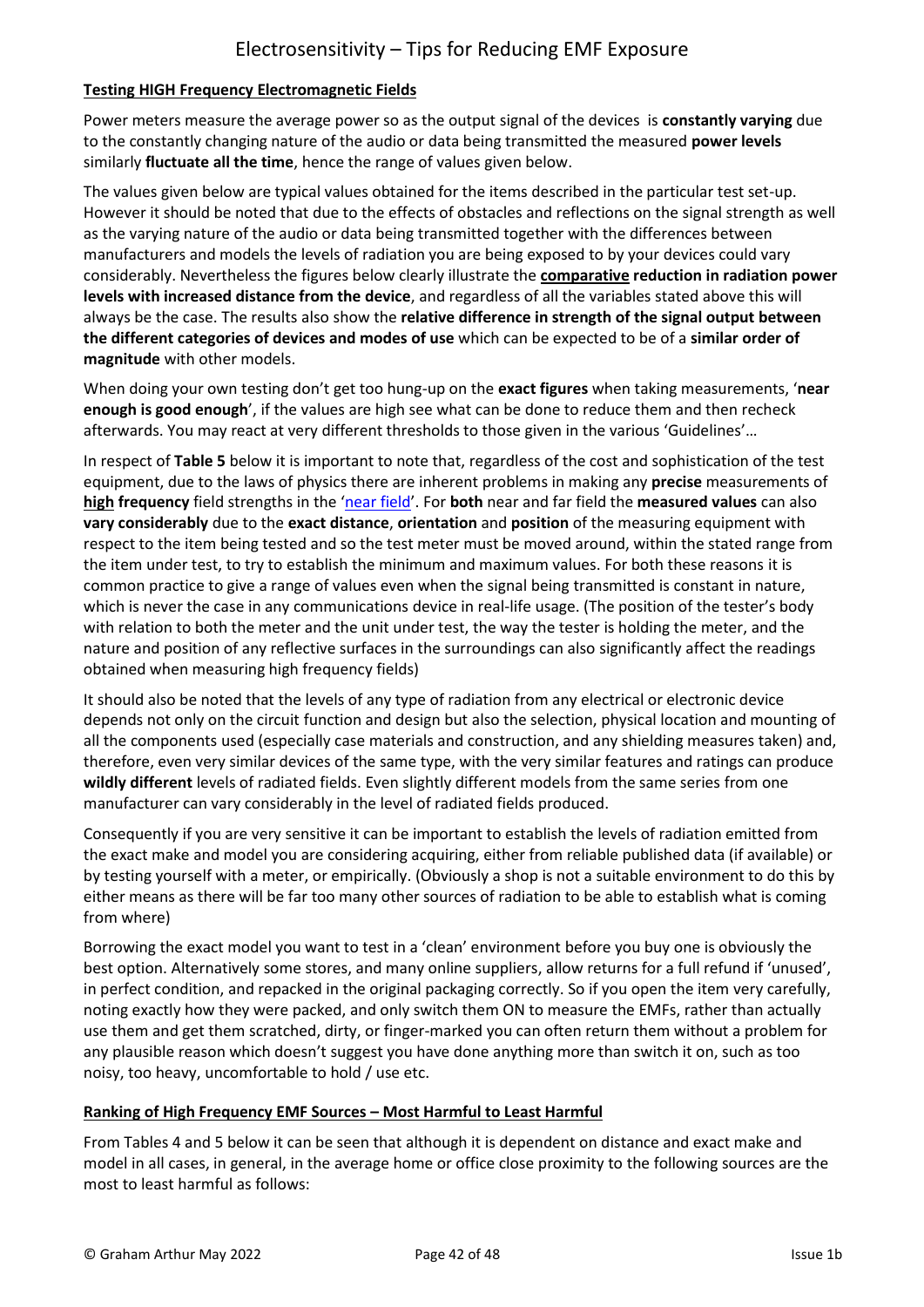## **Testing HIGH Frequency Electromagnetic Fields**

Power meters measure the average power so as the output signal of the devices is **constantly varying** due to the constantly changing nature of the audio or data being transmitted the measured **power levels** similarly **fluctuate all the time**, hence the range of values given below.

The values given below are typical values obtained for the items described in the particular test set-up. However it should be noted that due to the effects of obstacles and reflections on the signal strength as well as the varying nature of the audio or data being transmitted together with the differences between manufacturers and models the levels of radiation you are being exposed to by your devices could vary considerably. Nevertheless the figures below clearly illustrate the **comparative reduction in radiation power levels with increased distance from the device**, and regardless of all the variables stated above this will always be the case. The results also show the **relative difference in strength of the signal output between the different categories of devices and modes of use** which can be expected to be of a **similar order of magnitude** with other models.

When doing your own testing don't get too hung-up on the **exact figures** when taking measurements, '**near enough is good enough**', if the values are high see what can be done to reduce them and then recheck afterwards. You may react at very different thresholds to those given in the various 'Guidelines'…

In respect of **Table 5** below it is important to note that, regardless of the cost and sophistication of the test equipment, due to the laws of physics there are inherent problems in making any **precise** measurements of **high frequency** field strengths in the 'near field'. For **both** near and far field the **measured values** can also **vary considerably** due to the **exact distance**, **orientation** and **position** of the measuring equipment with respect to the item being tested and so the test meter must be moved around, within the stated range from the item under test, to try to establish the minimum and maximum values. For both these reasons it is common practice to give a range of values even when the signal being transmitted is constant in nature, which is never the case in any communications device in real-life usage. (The position of the tester's body with relation to both the meter and the unit under test, the way the tester is holding the meter, and the nature and position of any reflective surfaces in the surroundings can also significantly affect the readings obtained when measuring high frequency fields)

It should also be noted that the levels of any type of radiation from any electrical or electronic device depends not only on the circuit function and design but also the selection, physical location and mounting of all the components used (especially case materials and construction, and any shielding measures taken) and, therefore, even very similar devices of the same type, with the very similar features and ratings can produce **wildly different** levels of radiated fields. Even slightly different models from the same series from one manufacturer can vary considerably in the level of radiated fields produced.

Consequently if you are very sensitive it can be important to establish the levels of radiation emitted from the exact make and model you are considering acquiring, either from reliable published data (if available) or by testing yourself with a meter, or empirically. (Obviously a shop is not a suitable environment to do this by either means as there will be far too many other sources of radiation to be able to establish what is coming from where)

Borrowing the exact model you want to test in a 'clean' environment before you buy one is obviously the best option. Alternatively some stores, and many online suppliers, allow returns for a full refund if 'unused', in perfect condition, and repacked in the original packaging correctly. So if you open the item very carefully, noting exactly how they were packed, and only switch them ON to measure the EMFs, rather than actually use them and get them scratched, dirty, or finger-marked you can often return them without a problem for any plausible reason which doesn't suggest you have done anything more than switch it on, such as too noisy, too heavy, uncomfortable to hold / use etc.

## **Ranking of High Frequency EMF Sources – Most Harmful to Least Harmful**

From Tables 4 and 5 below it can be seen that although it is dependent on distance and exact make and model in all cases, in general, in the average home or office close proximity to the following sources are the most to least harmful as follows: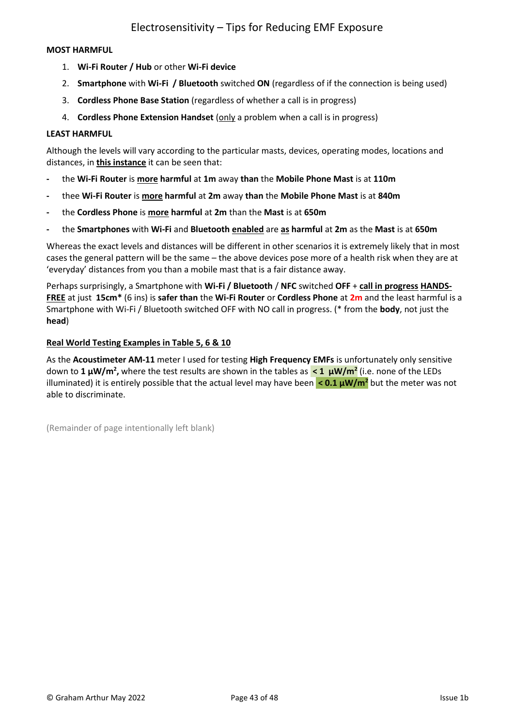**MOST HARMFUL**

1. **Wi-Fi Router / Hub** or other **Wi-Fi device**
2. **Smartphone** with **Wi-Fi / Bluetooth** switched **ON** (regardless of if the connection is being used)
3. **Cordless Phone Base Station** (regardless of whether a call is in progress)
4. **Cordless Phone Extension Handset** (<u>only</u> a problem when a call is in progress)

**LEAST HARMFUL**

Although the levels will vary according to the particular masts, devices, operating modes, locations and distances, in **<u>this instance</u>** it can be seen that:

- the **Wi-Fi Router** is **<u>more</u> harmful** at **1m** away **than** the **Mobile Phone Mast** is at **110m**
- thee **Wi-Fi Router** is **<u>more</u> harmful** at **2m** away **than** the **Mobile Phone Mast** is at **840m**
- the **Cordless Phone** is **<u>more</u> harmful** at **2m** than the **Mast** is at **650m**
- the **Smartphones** with **Wi-Fi** and **Bluetooth <u>enabled</u>** are **<u>as</u> harmful** at **2m** as the **Mast** is at **650m**

Whereas the exact levels and distances will be different in other scenarios it is extremely likely that in most cases the general pattern will be the same – the above devices pose more of a health risk when they are at 'everyday' distances from you than a mobile mast that is a fair distance away.

Perhaps surprisingly, a Smartphone with **Wi-Fi / Bluetooth** / **NFC** switched **OFF** + **<u>call in progress</u> <u>HANDS-FREE</u>** at just **15cm*** (6 ins) is **safer than** the **Wi-Fi Router** or **Cordless Phone** at **2m** and the least harmful is a Smartphone with Wi-Fi / Bluetooth switched OFF with NO call in progress. (* from the **body**, not just the **head**)

**<u>Real World Testing Examples in Table 5, 6 & 10</u>**

As the **Acoustimeter AM-11** meter I used for testing **High Frequency EMFs** is unfortunately only sensitive down to **1 μW/m²,** where the test results are shown in the tables as **< 1 μW/m²** (i.e. none of the LEDs illuminated) it is entirely possible that the actual level may have been **< 0.1 μW/m²** but the meter was not able to discriminate.

(Remainder of page intentionally left blank)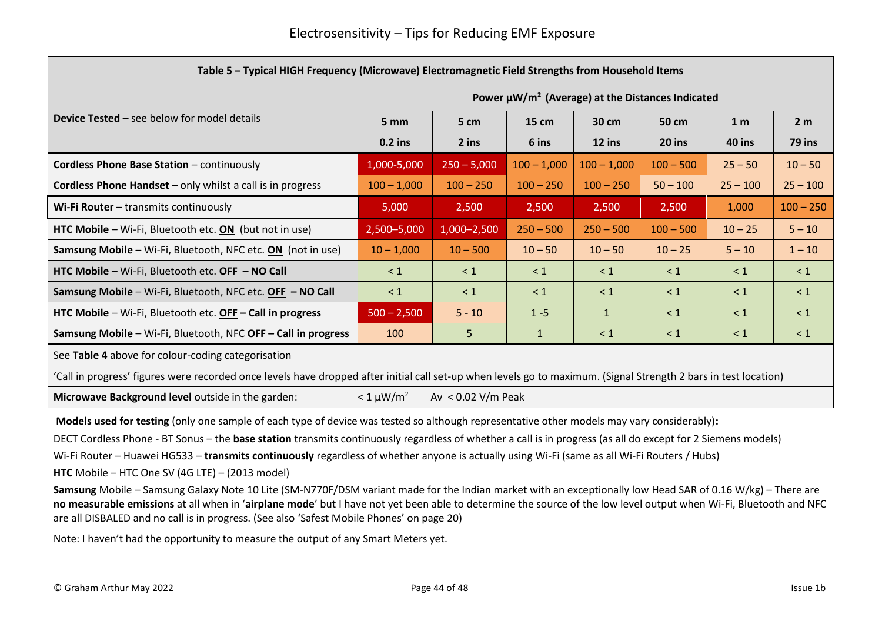| Table 5 – Typical HIGH Frequency (Microwave) Electromagnetic Field Strengths from Household Items | | | | | | | |
|---|---|---|---|---|---|---|---|
| **Device Tested** – see below for model details | **Power µW/m² (Average) at the Distances Indicated** | | | | | | |
| | **5 mm** | **5 cm** | **15 cm** | **30 cm** | **50 cm** | **1 m** | **2 m** |
| | **0.2 ins** | **2 ins** | **6 ins** | **12 ins** | **20 ins** | **40 ins** | **79 ins** |
| **Cordless Phone Base Station** – continuously | 1,000-5,000 | 250 – 5,000 | 100 – 1,000 | 100 – 1,000 | 100 – 500 | 25 – 50 | 10 – 50 |
| **Cordless Phone Handset** – only whilst a call is in progress | 100 – 1,000 | 100 – 250 | 100 – 250 | 100 – 250 | 50 – 100 | 25 – 100 | 25 – 100 |
| **Wi-Fi Router** – transmits continuously | 5,000 | 2,500 | 2,500 | 2,500 | 2,500 | 1,000 | 100 – 250 |
| **HTC Mobile** – Wi-Fi, Bluetooth etc. **ON** (but not in use) | 2,500–5,000 | 1,000–2,500 | 250 – 500 | 250 – 500 | 100 – 500 | 10 – 25 | 5 – 10 |
| **Samsung Mobile** – Wi-Fi, Bluetooth, NFC etc. **ON** (not in use) | 10 – 1,000 | 10 – 500 | 10 – 50 | 10 – 50 | 10 – 25 | 5 – 10 | 1 – 10 |
| **HTC Mobile** – Wi-Fi, Bluetooth etc. **OFF – NO Call** | < 1 | < 1 | < 1 | < 1 | < 1 | < 1 | < 1 |
| **Samsung Mobile** – Wi-Fi, Bluetooth, NFC etc. **OFF – NO Call** | < 1 | < 1 | < 1 | < 1 | < 1 | < 1 | < 1 |
| **HTC Mobile** – Wi-Fi, Bluetooth etc. **OFF – Call in progress** | 500 – 2,500 | 5 - 10 | 1 -5 | 1 | < 1 | < 1 | < 1 |
| **Samsung Mobile** – Wi-Fi, Bluetooth, NFC **OFF – Call in progress** | 100 | 5 | 1 | < 1 | < 1 | < 1 | < 1 |
| See **Table 4** above for colour-coding categorisation | | | | | | | |
| 'Call in progress' figures were recorded once levels have dropped after initial call set-up when levels go to maximum. (Signal Strength 2 bars in test location) | | | | | | | |
| **Microwave Background level** outside in the garden: | < 1 µW/m² Av < 0.02 V/m Peak | | | | | | |

**Models used for testing** (only one sample of each type of device was tested so although representative other models may vary considerably)**:**

DECT Cordless Phone - BT Sonus – the **base station** transmits continuously regardless of whether a call is in progress (as all do except for 2 Siemens models)

Wi-Fi Router – Huawei HG533 – **transmits continuously** regardless of whether anyone is actually using Wi-Fi (same as all Wi-Fi Routers / Hubs)

**HTC** Mobile – HTC One SV (4G LTE) – (2013 model)

**Samsung** Mobile – Samsung Galaxy Note 10 Lite (SM-N770F/DSM variant made for the Indian market with an exceptionally low Head SAR of 0.16 W/kg) – There are **no measurable emissions** at all when in '**airplane mode**' but I have not yet been able to determine the source of the low level output when Wi-Fi, Bluetooth and NFC are all DISBALED and no call is in progress. (See also 'Safest Mobile Phones' on page 20)

Note: I haven't had the opportunity to measure the output of any Smart Meters yet.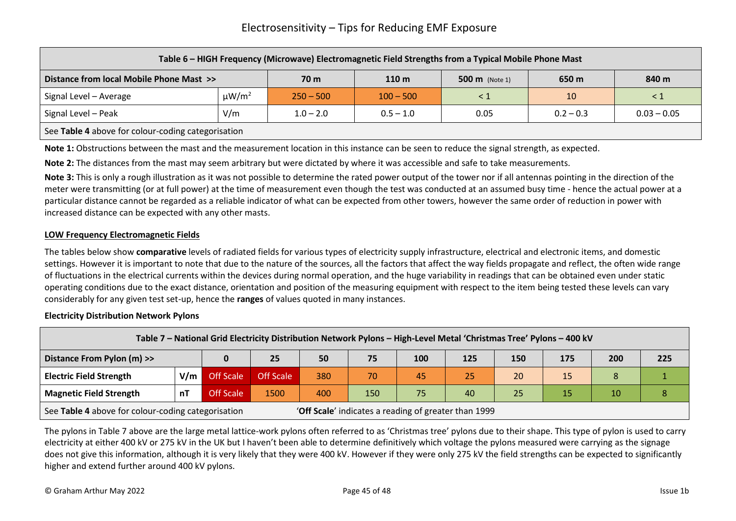| Table 6 – HIGH Frequency (Microwave) Electromagnetic Field Strengths from a Typical Mobile Phone Mast | | | | | | |
|---|---|---|---|---|---|---|
| **Distance from local Mobile Phone Mast >>** | | **70 m** | **110 m** | **500 m** (Note 1) | **650 m** | **840 m** |
| Signal Level – Average | μW/m$^2$ | 250 – 500 | 100 – 500 | < 1 | 10 | < 1 |
| Signal Level – Peak | V/m | 1.0 – 2.0 | 0.5 – 1.0 | 0.05 | 0.2 – 0.3 | 0.03 – 0.05 |
| See **Table 4** above for colour-coding categorisation | | | | | | |

**Note 1:** Obstructions between the mast and the measurement location in this instance can be seen to reduce the signal strength, as expected.

**Note 2:** The distances from the mast may seem arbitrary but were dictated by where it was accessible and safe to take measurements.

**Note 3:** This is only a rough illustration as it was not possible to determine the rated power output of the tower nor if all antennas pointing in the direction of the meter were transmitting (or at full power) at the time of measurement even though the test was conducted at an assumed busy time - hence the actual power at a particular distance cannot be regarded as a reliable indicator of what can be expected from other towers, however the same order of reduction in power with increased distance can be expected with any other masts.

## LOW Frequency Electromagnetic Fields

The tables below show **comparative** levels of radiated fields for various types of electricity supply infrastructure, electrical and electronic items, and domestic settings. However it is important to note that due to the nature of the sources, all the factors that affect the way fields propagate and reflect, the often wide range of fluctuations in the electrical currents within the devices during normal operation, and the huge variability in readings that can be obtained even under static operating conditions due to the exact distance, orientation and position of the measuring equipment with respect to the item being tested these levels can vary considerably for any given test set-up, hence the **ranges** of values quoted in many instances.

### Electricity Distribution Network Pylons

| Table 7 – National Grid Electricity Distribution Network Pylons – High-Level Metal 'Christmas Tree' Pylons – 400 kV | | | | | | | | | | | |
|---|---|---|---|---|---|---|---|---|---|---|---|
| **Distance From Pylon (m) >>** | | **0** | **25** | **50** | **75** | **100** | **125** | **150** | **175** | **200** | **225** |
| **Electric Field Strength** | **V/m** | Off Scale | Off Scale | 380 | 70 | 45 | 25 | 20 | 15 | 8 | 1 |
| **Magnetic Field Strength** | **nT** | Off Scale | 1500 | 400 | 150 | 75 | 40 | 25 | 15 | 10 | 8 |
| See **Table 4** above for colour-coding categorisation | | '**Off Scale**' indicates a reading of greater than 1999 | | | | | | | | | |

The pylons in Table 7 above are the large metal lattice-work pylons often referred to as 'Christmas tree' pylons due to their shape. This type of pylon is used to carry electricity at either 400 kV or 275 kV in the UK but I haven't been able to determine definitively which voltage the pylons measured were carrying as the signage does not give this information, although it is very likely that they were 400 kV. However if they were only 275 kV the field strengths can be expected to significantly higher and extend further around 400 kV pylons.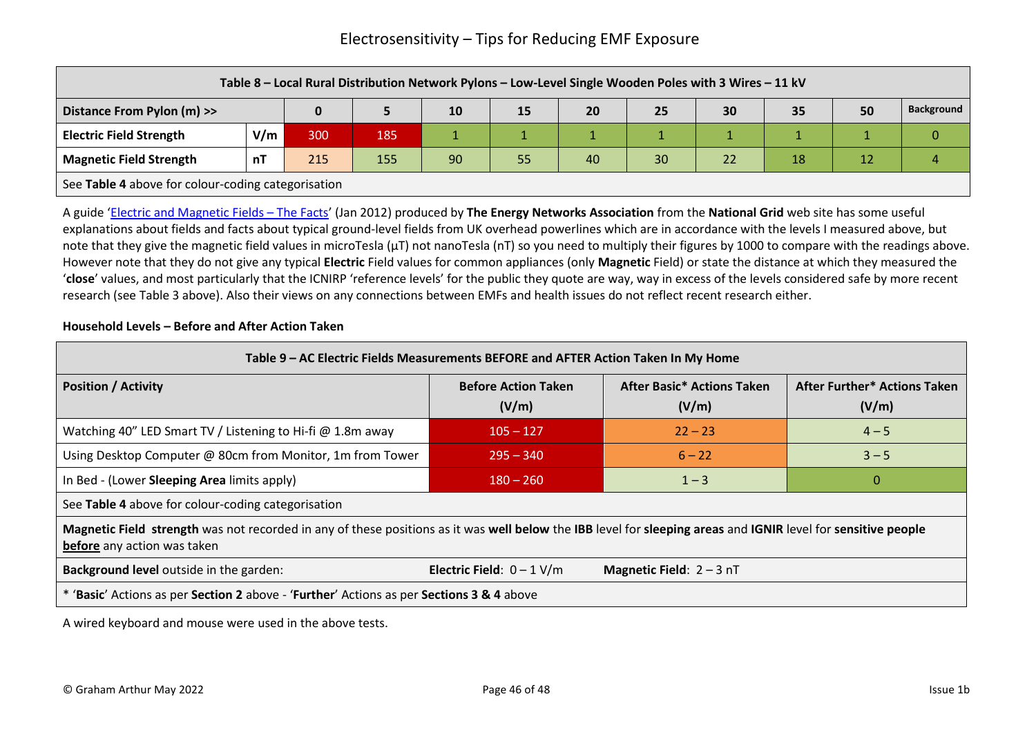| Table 8 – Local Rural Distribution Network Pylons – Low-Level Single Wooden Poles with 3 Wires – 11 kV | | | | | | | | | | | |
|---|---|---|---|---|---|---|---|---|---|---|---|
| **Distance From Pylon (m) >>** | | **0** | **5** | **10** | **15** | **20** | **25** | **30** | **35** | **50** | **Background** |
| **Electric Field Strength** | **V/m** | 300 | 185 | 1 | 1 | 1 | 1 | 1 | 1 | 1 | 0 |
| **Magnetic Field Strength** | **nT** | 215 | 155 | 90 | 55 | 40 | 30 | 22 | 18 | 12 | 4 |
| See **Table 4** above for colour-coding categorisation | | | | | | | | | | | |

A guide 'Electric and Magnetic Fields – The Facts' (Jan 2012) produced by **The Energy Networks Association** from the **National Grid** web site has some useful explanations about fields and facts about typical ground-level fields from UK overhead powerlines which are in accordance with the levels I measured above, but note that they give the magnetic field values in microTesla (μT) not nanoTesla (nT) so you need to multiply their figures by 1000 to compare with the readings above. However note that they do not give any typical **Electric** Field values for common appliances (only **Magnetic** Field) or state the distance at which they measured the '**close**' values, and most particularly that the ICNIRP 'reference levels' for the public they quote are way, way in excess of the levels considered safe by more recent research (see Table 3 above). Also their views on any connections between EMFs and health issues do not reflect recent research either.

**Household Levels – Before and After Action Taken**

| Table 9 – AC Electric Fields Measurements BEFORE and AFTER Action Taken In My Home | | | |
|---|---|---|---|
| **Position / Activity** | **Before Action Taken (V/m)** | **After Basic* Actions Taken (V/m)** | **After Further* Actions Taken (V/m)** |
| Watching 40" LED Smart TV / Listening to Hi-fi @ 1.8m away | 105 – 127 | 22 – 23 | 4 – 5 |
| Using Desktop Computer @ 80cm from Monitor, 1m from Tower | 295 – 340 | 6 – 22 | 3 – 5 |
| In Bed - (Lower **Sleeping Area** limits apply) | 180 – 260 | 1 – 3 | 0 |
| See **Table 4** above for colour-coding categorisation | | | |
| **Magnetic Field strength** was not recorded in any of these positions as it was **well below** the **IBB** level for **sleeping areas** and **IGNIR** level for **sensitive people** **before** any action was taken | | | |
| **Background level** outside in the garden: | **Electric Field**: 0 – 1 V/m | **Magnetic Field**: 2 – 3 nT | |
| * '**Basic**' Actions as per **Section 2** above - '**Further**' Actions as per **Sections 3 & 4** above | | | |

A wired keyboard and mouse were used in the above tests.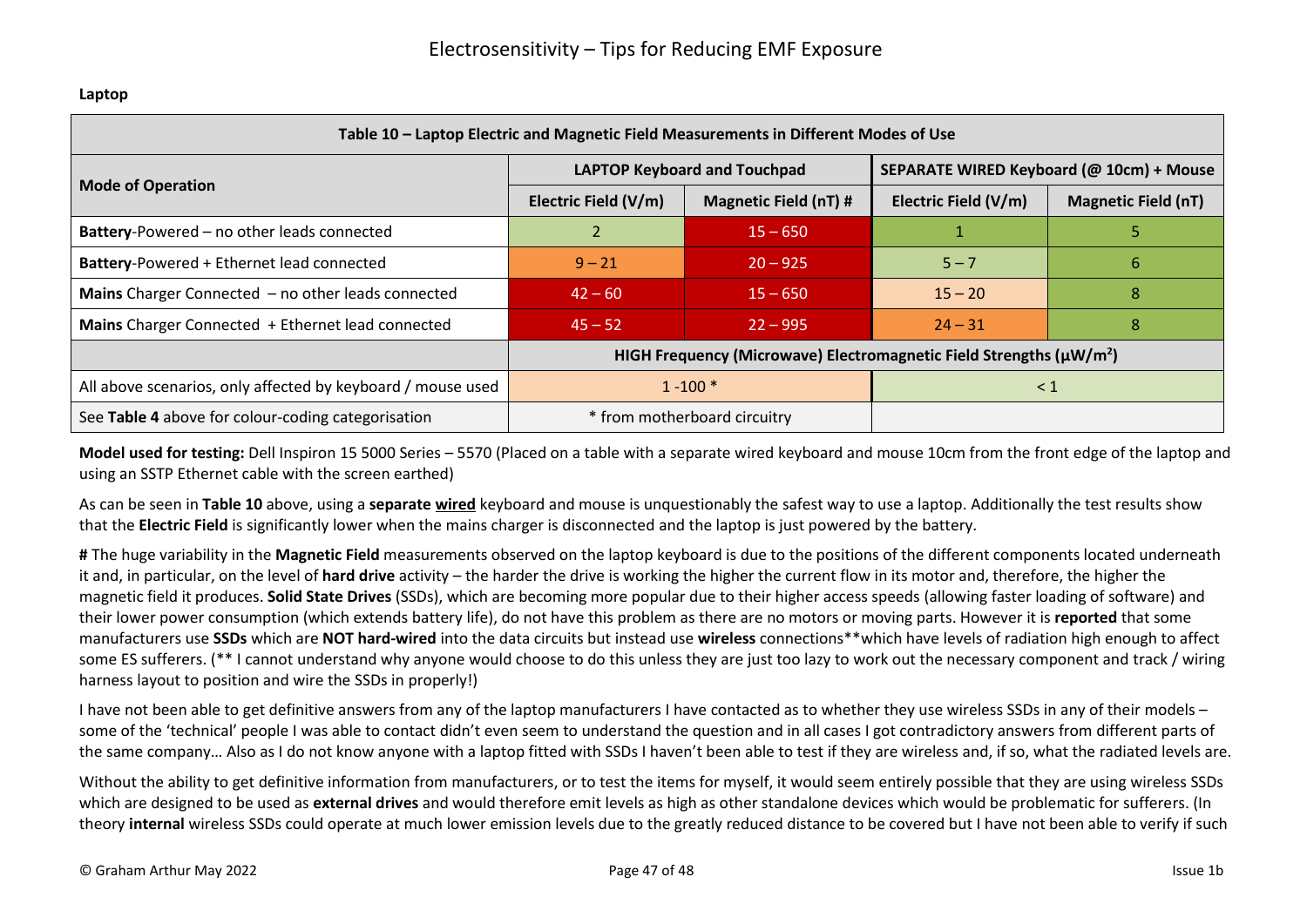**Laptop**

| Table 10 – Laptop Electric and Magnetic Field Measurements in Different Modes of Use | | | | |
|---|---|---|---|---|
| **Mode of Operation** | **LAPTOP Keyboard and Touchpad** | | **SEPARATE WIRED Keyboard (@ 10cm) + Mouse** | |
| | **Electric Field (V/m)** | **Magnetic Field (nT) #** | **Electric Field (V/m)** | **Magnetic Field (nT)** |
| **Battery**-Powered – no other leads connected | 2 | 15 – 650 | 1 | 5 |
| **Battery**-Powered + Ethernet lead connected | 9 – 21 | 20 – 925 | 5 – 7 | 6 |
| **Mains** Charger Connected – no other leads connected | 42 – 60 | 15 – 650 | 15 – 20 | 8 |
| **Mains** Charger Connected + Ethernet lead connected | 45 – 52 | 22 – 995 | 24 – 31 | 8 |
| | **HIGH Frequency (Microwave) Electromagnetic Field Strengths (μW/m²)** | | | |
| All above scenarios, only affected by keyboard / mouse used | 1 -100 * | | < 1 | |
| See **Table 4** above for colour-coding categorisation | * from motherboard circuitry | | | |

**Model used for testing:** Dell Inspiron 15 5000 Series – 5570 (Placed on a table with a separate wired keyboard and mouse 10cm from the front edge of the laptop and using an SSTP Ethernet cable with the screen earthed)

As can be seen in **Table 10** above, using a **separate wired** keyboard and mouse is unquestionably the safest way to use a laptop. Additionally the test results show that the **Electric Field** is significantly lower when the mains charger is disconnected and the laptop is just powered by the battery.

**#** The huge variability in the **Magnetic Field** measurements observed on the laptop keyboard is due to the positions of the different components located underneath it and, in particular, on the level of **hard drive** activity – the harder the drive is working the higher the current flow in its motor and, therefore, the higher the magnetic field it produces. **Solid State Drives** (SSDs), which are becoming more popular due to their higher access speeds (allowing faster loading of software) and their lower power consumption (which extends battery life), do not have this problem as there are no motors or moving parts. However it is **reported** that some manufacturers use **SSDs** which are **NOT hard-wired** into the data circuits but instead use **wireless** connections**which have levels of radiation high enough to affect some ES sufferers. (** I cannot understand why anyone would choose to do this unless they are just too lazy to work out the necessary component and track / wiring harness layout to position and wire the SSDs in properly!)

I have not been able to get definitive answers from any of the laptop manufacturers I have contacted as to whether they use wireless SSDs in any of their models – some of the 'technical' people I was able to contact didn't even seem to understand the question and in all cases I got contradictory answers from different parts of the same company… Also as I do not know anyone with a laptop fitted with SSDs I haven't been able to test if they are wireless and, if so, what the radiated levels are.

Without the ability to get definitive information from manufacturers, or to test the items for myself, it would seem entirely possible that they are using wireless SSDs which are designed to be used as **external drives** and would therefore emit levels as high as other standalone devices which would be problematic for sufferers. (In theory **internal** wireless SSDs could operate at much lower emission levels due to the greatly reduced distance to be covered but I have not been able to verify if such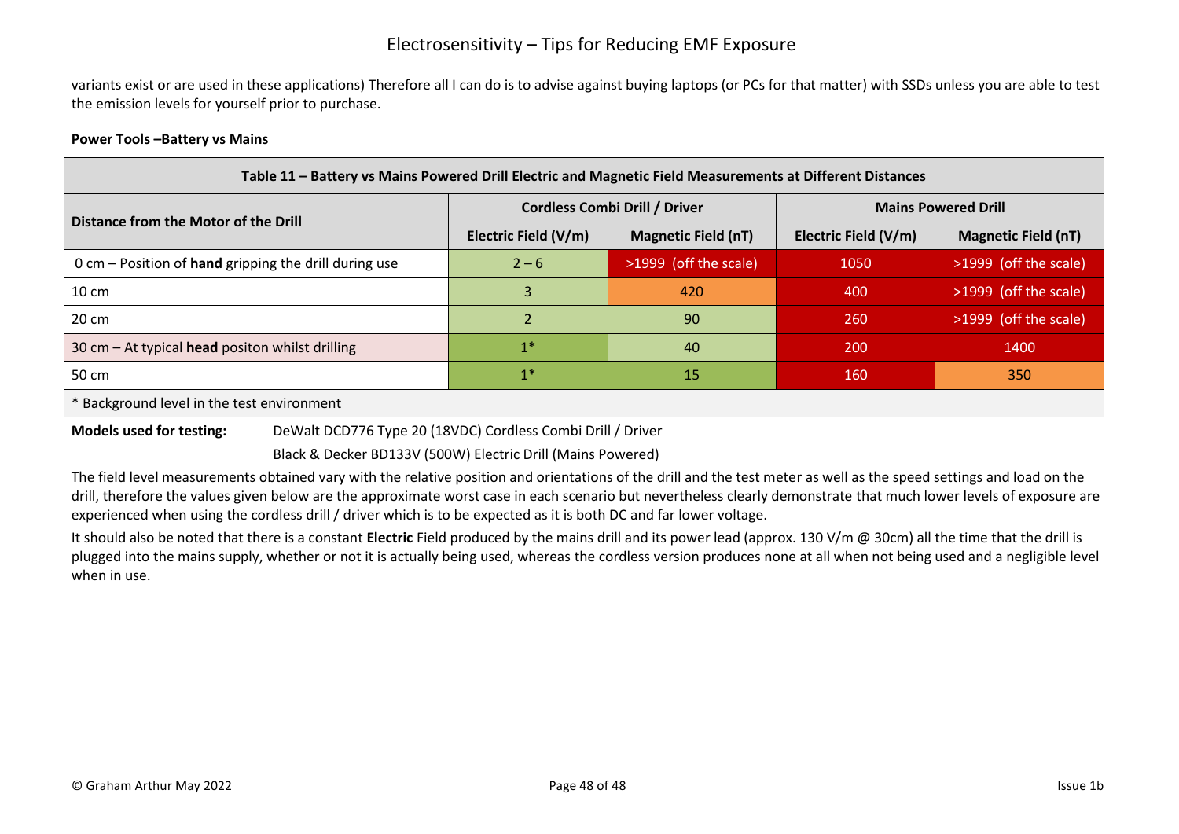variants exist or are used in these applications) Therefore all I can do is to advise against buying laptops (or PCs for that matter) with SSDs unless you are able to test the emission levels for yourself prior to purchase.

**Power Tools –Battery vs Mains**

**Table 11 – Battery vs Mains Powered Drill Electric and Magnetic Field Measurements at Different Distances**

| Distance from the Motor of the Drill | Cordless Combi Drill / Driver | | Mains Powered Drill | |
|---|---|---|---|---|
| | Electric Field (V/m) | Magnetic Field (nT) | Electric Field (V/m) | Magnetic Field (nT) |
| 0 cm – Position of **hand** gripping the drill during use | 2 – 6 | >1999 (off the scale) | 1050 | >1999 (off the scale) |
| 10 cm | 3 | 420 | 400 | >1999 (off the scale) |
| 20 cm | 2 | 90 | 260 | >1999 (off the scale) |
| 30 cm – At typical **head** positon whilst drilling | 1* | 40 | 200 | 1400 |
| 50 cm | 1* | 15 | 160 | 350 |

\* Background level in the test environment

**Models used for testing:** DeWalt DCD776 Type 20 (18VDC) Cordless Combi Drill / Driver

Black & Decker BD133V (500W) Electric Drill (Mains Powered)

The field level measurements obtained vary with the relative position and orientations of the drill and the test meter as well as the speed settings and load on the drill, therefore the values given below are the approximate worst case in each scenario but nevertheless clearly demonstrate that much lower levels of exposure are experienced when using the cordless drill / driver which is to be expected as it is both DC and far lower voltage.

It should also be noted that there is a constant **Electric** Field produced by the mains drill and its power lead (approx. 130 V/m @ 30cm) all the time that the drill is plugged into the mains supply, whether or not it is actually being used, whereas the cordless version produces none at all when not being used and a negligible level when in use.